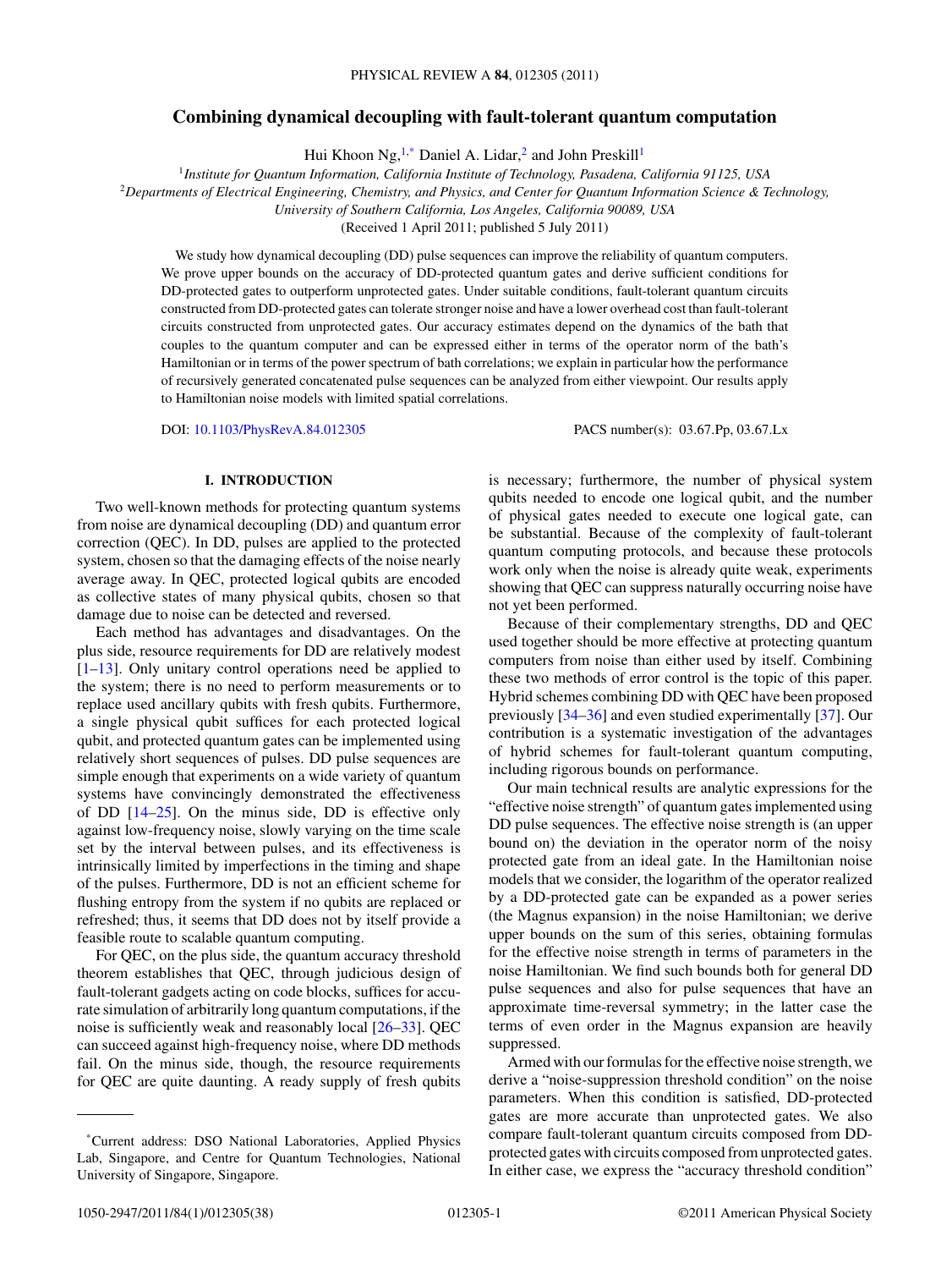# Combining dynamical decoupling with fault-tolerant quantum computation

Hui Khoon Ng,[1,*] Daniel A. Lidar,[2] and John Preskill[1]

[1]*Institute for Quantum Information, California Institute of Technology, Pasadena, California 91125, USA*

[2]*Departments of Electrical Engineering, Chemistry, and Physics, and Center for Quantum Information Science & Technology, University of Southern California, Los Angeles, California 90089, USA*

(Received 1 April 2011; published 5 July 2011)

We study how dynamical decoupling (DD) pulse sequences can improve the reliability of quantum computers. We prove upper bounds on the accuracy of DD-protected quantum gates and derive sufficient conditions for DD-protected gates to outperform unprotected gates. Under suitable conditions, fault-tolerant quantum circuits constructed from DD-protected gates can tolerate stronger noise and have a lower overhead cost than fault-tolerant circuits constructed from unprotected gates. Our accuracy estimates depend on the dynamics of the bath that couples to the quantum computer and can be expressed either in terms of the operator norm of the bath's Hamiltonian or in terms of the power spectrum of bath correlations; we explain in particular how the performance of recursively generated concatenated pulse sequences can be analyzed from either viewpoint. Our results apply to Hamiltonian noise models with limited spatial correlations.

DOI: 10.1103/PhysRevA.84.012305 PACS number(s): 03.67.Pp, 03.67.Lx

## I. INTRODUCTION

Two well-known methods for protecting quantum systems from noise are dynamical decoupling (DD) and quantum error correction (QEC). In DD, pulses are applied to the protected system, chosen so that the damaging effects of the noise nearly average away. In QEC, protected logical qubits are encoded as collective states of many physical qubits, chosen so that damage due to noise can be detected and reversed.

Each method has advantages and disadvantages. On the plus side, resource requirements for DD are relatively modest [1–13]. Only unitary control operations need be applied to the system; there is no need to perform measurements or to replace used ancillary qubits with fresh qubits. Furthermore, a single physical qubit suffices for each protected logical qubit, and protected quantum gates can be implemented using relatively short sequences of pulses. DD pulse sequences are simple enough that experiments on a wide variety of quantum systems have convincingly demonstrated the effectiveness of DD [14–25]. On the minus side, DD is effective only against low-frequency noise, slowly varying on the time scale set by the interval between pulses, and its effectiveness is intrinsically limited by imperfections in the timing and shape of the pulses. Furthermore, DD is not an efficient scheme for flushing entropy from the system if no qubits are replaced or refreshed; thus, it seems that DD does not by itself provide a feasible route to scalable quantum computing.

For QEC, on the plus side, the quantum accuracy threshold theorem establishes that QEC, through judicious design of fault-tolerant gadgets acting on code blocks, suffices for accurate simulation of arbitrarily long quantum computations, if the noise is sufficiently weak and reasonably local [26–33]. QEC can succeed against high-frequency noise, where DD methods fail. On the minus side, though, the resource requirements for QEC are quite daunting. A ready supply of fresh qubits is necessary; furthermore, the number of physical system qubits needed to encode one logical qubit, and the number of physical gates needed to execute one logical gate, can be substantial. Because of the complexity of fault-tolerant quantum computing protocols, and because these protocols work only when the noise is already quite weak, experiments showing that QEC can suppress naturally occurring noise have not yet been performed.

Because of their complementary strengths, DD and QEC used together should be more effective at protecting quantum computers from noise than either used by itself. Combining these two methods of error control is the topic of this paper. Hybrid schemes combining DD with QEC have been proposed previously [34–36] and even studied experimentally [37]. Our contribution is a systematic investigation of the advantages of hybrid schemes for fault-tolerant quantum computing, including rigorous bounds on performance.

Our main technical results are analytic expressions for the "effective noise strength" of quantum gates implemented using DD pulse sequences. The effective noise strength is (an upper bound on) the deviation in the operator norm of the noisy protected gate from an ideal gate. In the Hamiltonian noise models that we consider, the logarithm of the operator realized by a DD-protected gate can be expanded as a power series (the Magnus expansion) in the noise Hamiltonian; we derive upper bounds on the sum of this series, obtaining formulas for the effective noise strength in terms of parameters in the noise Hamiltonian. We find such bounds both for general DD pulse sequences and also for pulse sequences that have an approximate time-reversal symmetry; in the latter case the terms of even order in the Magnus expansion are heavily suppressed.

Armed with our formulas for the effective noise strength, we derive a "noise-suppression threshold condition" on the noise parameters. When this condition is satisfied, DD-protected gates are more accurate than unprotected gates. We also compare fault-tolerant quantum circuits composed from DD-protected gates with circuits composed from unprotected gates. In either case, we express the "accuracy threshold condition"

*Current address: DSO National Laboratories, Applied Physics Lab, Singapore, and Centre for Quantum Technologies, National University of Singapore, Singapore.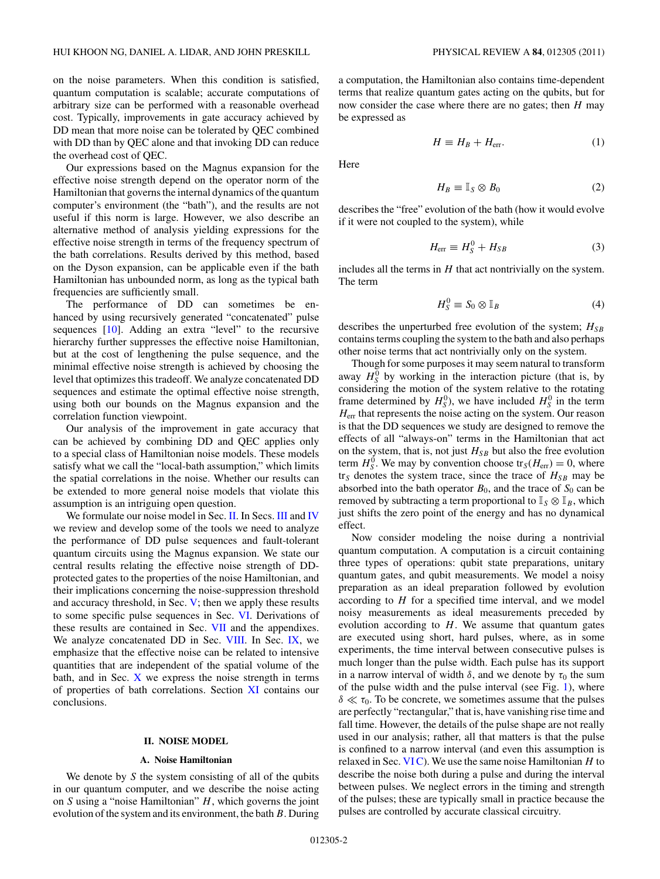on the noise parameters. When this condition is satisfied, quantum computation is scalable; accurate computations of arbitrary size can be performed with a reasonable overhead cost. Typically, improvements in gate accuracy achieved by DD mean that more noise can be tolerated by QEC combined with DD than by QEC alone and that invoking DD can reduce the overhead cost of QEC.

Our expressions based on the Magnus expansion for the effective noise strength depend on the operator norm of the Hamiltonian that governs the internal dynamics of the quantum computer's environment (the "bath"), and the results are not useful if this norm is large. However, we also describe an alternative method of analysis yielding expressions for the effective noise strength in terms of the frequency spectrum of the bath correlations. Results derived by this method, based on the Dyson expansion, can be applicable even if the bath Hamiltonian has unbounded norm, as long as the typical bath frequencies are sufficiently small.

The performance of DD can sometimes be enhanced by using recursively generated "concatenated" pulse sequences [10]. Adding an extra "level" to the recursive hierarchy further suppresses the effective noise Hamiltonian, but at the cost of lengthening the pulse sequence, and the minimal effective noise strength is achieved by choosing the level that optimizes this tradeoff. We analyze concatenated DD sequences and estimate the optimal effective noise strength, using both our bounds on the Magnus expansion and the correlation function viewpoint.

Our analysis of the improvement in gate accuracy that can be achieved by combining DD and QEC applies only to a special class of Hamiltonian noise models. These models satisfy what we call the "local-bath assumption," which limits the spatial correlations in the noise. Whether our results can be extended to more general noise models that violate this assumption is an intriguing open question.

We formulate our noise model in Sec. II. In Secs. III and IV we review and develop some of the tools we need to analyze the performance of DD pulse sequences and fault-tolerant quantum circuits using the Magnus expansion. We state our central results relating the effective noise strength of DD-protected gates to the properties of the noise Hamiltonian, and their implications concerning the noise-suppression threshold and accuracy threshold, in Sec. V; then we apply these results to some specific pulse sequences in Sec. VI. Derivations of these results are contained in Sec. VII and the appendixes. We analyze concatenated DD in Sec. VIII. In Sec. IX, we emphasize that the effective noise can be related to intensive quantities that are independent of the spatial volume of the bath, and in Sec. X we express the noise strength in terms of properties of bath correlations. Section XI contains our conclusions.

## II. NOISE MODEL

### A. Noise Hamiltonian

We denote by $S$ the system consisting of all of the qubits in our quantum computer, and we describe the noise acting on $S$ using a "noise Hamiltonian" $H$, which governs the joint evolution of the system and its environment, the bath $B$. During a computation, the Hamiltonian also contains time-dependent terms that realize quantum gates acting on the qubits, but for now consider the case where there are no gates; then $H$ may be expressed as

$$H \equiv H_B + H_{\text{err}}. \tag{1}$$

Here

$$H_B \equiv \mathbb{I}_S \otimes B_0 \tag{2}$$

describes the "free" evolution of the bath (how it would evolve if it were not coupled to the system), while

$$H_{\text{err}} \equiv H_S^0 + H_{SB} \tag{3}$$

includes all the terms in $H$ that act nontrivially on the system. The term

$$H_S^0 \equiv S_0 \otimes \mathbb{I}_B \tag{4}$$

describes the unperturbed free evolution of the system; $H_{SB}$ contains terms coupling the system to the bath and also perhaps other noise terms that act nontrivially only on the system.

Though for some purposes it may seem natural to transform away $H_S^0$ by working in the interaction picture (that is, by considering the motion of the system relative to the rotating frame determined by $H_S^0$), we have included $H_S^0$ in the term $H_{\text{err}}$ that represents the noise acting on the system. Our reason is that the DD sequences we study are designed to remove the effects of all "always-on" terms in the Hamiltonian that act on the system, that is, not just $H_{SB}$ but also the free evolution term $H_S^0$. We may by convention choose $\text{tr}_S(H_{\text{err}}) = 0$, where $\text{tr}_S$ denotes the system trace, since the trace of $H_{SB}$ may be absorbed into the bath operator $B_0$, and the trace of $S_0$ can be removed by subtracting a term proportional to $\mathbb{I}_S \otimes \mathbb{I}_B$, which just shifts the zero point of the energy and has no dynamical effect.

Now consider modeling the noise during a nontrivial quantum computation. A computation is a circuit containing three types of operations: qubit state preparations, unitary quantum gates, and qubit measurements. We model a noisy preparation as an ideal preparation followed by evolution according to $H$ for a specified time interval, and we model noisy measurements as ideal measurements preceded by evolution according to $H$. We assume that quantum gates are executed using short, hard pulses, where, as in some experiments, the time interval between consecutive pulses is much longer than the pulse width. Each pulse has its support in a narrow interval of width $\delta$, and we denote by $\tau_0$ the sum of the pulse width and the pulse interval (see Fig. 1), where $\delta \ll \tau_0$. To be concrete, we sometimes assume that the pulses are perfectly "rectangular," that is, have vanishing rise time and fall time. However, the details of the pulse shape are not really used in our analysis; rather, all that matters is that the pulse is confined to a narrow interval (and even this assumption is relaxed in Sec. VI C). We use the same noise Hamiltonian $H$ to describe the noise both during a pulse and during the interval between pulses. We neglect errors in the timing and strength of the pulses; these are typically small in practice because the pulses are controlled by accurate classical circuitry.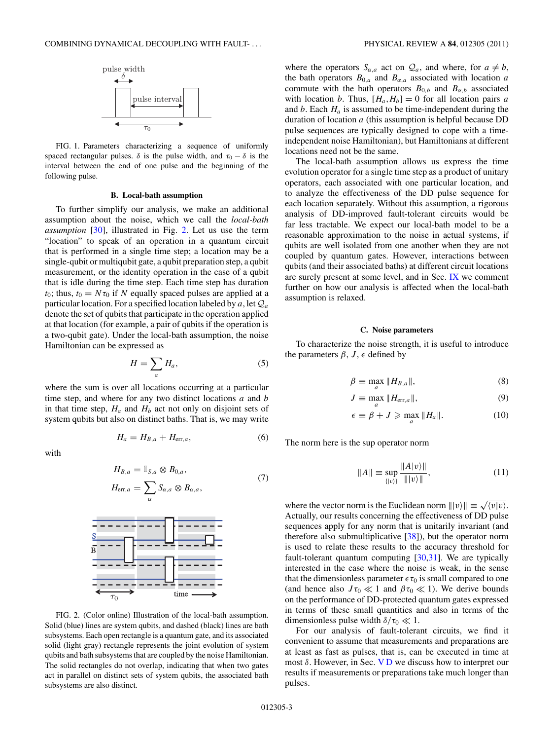FIG. 1. Parameters characterizing a sequence of uniformly spaced rectangular pulses. $\delta$ is the pulse width, and $\tau_0 - \delta$ is the interval between the end of one pulse and the beginning of the following pulse.

### B. Local-bath assumption

To further simplify our analysis, we make an additional assumption about the noise, which we call the *local-bath assumption* [30], illustrated in Fig. 2. Let us use the term "location" to speak of an operation in a quantum circuit that is performed in a single time step; a location may be a single-qubit or multiqubit gate, a qubit preparation step, a qubit measurement, or the identity operation in the case of a qubit that is idle during the time step. Each time step has duration $t_0$; thus, $t_0 = N\tau_0$ if $N$ equally spaced pulses are applied at a particular location. For a specified location labeled by $a$, let $\mathcal{Q}_a$ denote the set of qubits that participate in the operation applied at that location (for example, a pair of qubits if the operation is a two-qubit gate). Under the local-bath assumption, the noise Hamiltonian can be expressed as

$$H = \sum_a H_a, \tag{5}$$

where the sum is over all locations occurring at a particular time step, and where for any two distinct locations $a$ and $b$ in that time step, $H_a$ and $H_b$ act not only on disjoint sets of system qubits but also on distinct baths. That is, we may write

$$H_a = H_{B,a} + H_{\text{err},a}, \tag{6}$$

with

$$H_{B,a} = \mathbb{I}_{S,a} \otimes B_{0,a}, \qquad H_{\text{err},a} = \sum_\alpha S_{\alpha,a} \otimes B_{\alpha,a}, \tag{7}$$

FIG. 2. (Color online) Illustration of the local-bath assumption. Solid (blue) lines are system qubits, and dashed (black) lines are bath subsystems. Each open rectangle is a quantum gate, and its associated solid (light gray) rectangle represents the joint evolution of system qubits and bath subsystems that are coupled by the noise Hamiltonian. The solid rectangles do not overlap, indicating that when two gates act in parallel on distinct sets of system qubits, the associated bath subsystems are also distinct.

where the operators $S_{\alpha,a}$ act on $\mathcal{Q}_a$, and where, for $a \neq b$, the bath operators $B_{0,a}$ and $B_{\alpha,a}$ associated with location $a$ commute with the bath operators $B_{0,b}$ and $B_{\alpha,b}$ associated with location $b$. Thus, $[H_a, H_b] = 0$ for all location pairs $a$ and $b$. Each $H_a$ is assumed to be time-independent during the duration of location $a$ (this assumption is helpful because DD pulse sequences are typically designed to cope with a time-independent noise Hamiltonian), but Hamiltonians at different locations need not be the same.

The local-bath assumption allows us express the time evolution operator for a single time step as a product of unitary operators, each associated with one particular location, and to analyze the effectiveness of the DD pulse sequence for each location separately. Without this assumption, a rigorous analysis of DD-improved fault-tolerant circuits would be far less tractable. We expect our local-bath model to be a reasonable approximation to the noise in actual systems, if qubits are well isolated from one another when they are not coupled by quantum gates. However, interactions between qubits (and their associated baths) at different circuit locations are surely present at some level, and in Sec. IX we comment further on how our analysis is affected when the local-bath assumption is relaxed.

### C. Noise parameters

To characterize the noise strength, it is useful to introduce the parameters $\beta$, $J$, $\epsilon$ defined by

$$\beta \equiv \max_a \|H_{B,a}\|, \tag{8}$$

$$J \equiv \max_a \|H_{\text{err},a}\|, \tag{9}$$

$$\epsilon \equiv \beta + J \geqslant \max_a \|H_a\|. \tag{10}$$

The norm here is the sup operator norm

$$\|A\| \equiv \sup_{\{|v\rangle\}} \frac{\|A|v\rangle\|}{\||v\rangle\|}, \tag{11}$$

where the vector norm is the Euclidean norm $\||v\rangle\| \equiv \sqrt{\langle v|v\rangle}$. Actually, our results concerning the effectiveness of DD pulse sequences apply for any norm that is unitarily invariant (and therefore also submultiplicative [38]), but the operator norm is used to relate these results to the accuracy threshold for fault-tolerant quantum computing [30,31]. We are typically interested in the case where the noise is weak, in the sense that the dimensionless parameter $\epsilon\tau_0$ is small compared to one (and hence also $J\tau_0 \ll 1$ and $\beta\tau_0 \ll 1$). We derive bounds on the performance of DD-protected quantum gates expressed in terms of these small quantities and also in terms of the dimensionless pulse width $\delta/\tau_0 \ll 1$.

For our analysis of fault-tolerant circuits, we find it convenient to assume that measurements and preparations are at least as fast as pulses, that is, can be executed in time at most $\delta$. However, in Sec. V D we discuss how to interpret our results if measurements or preparations take much longer than pulses.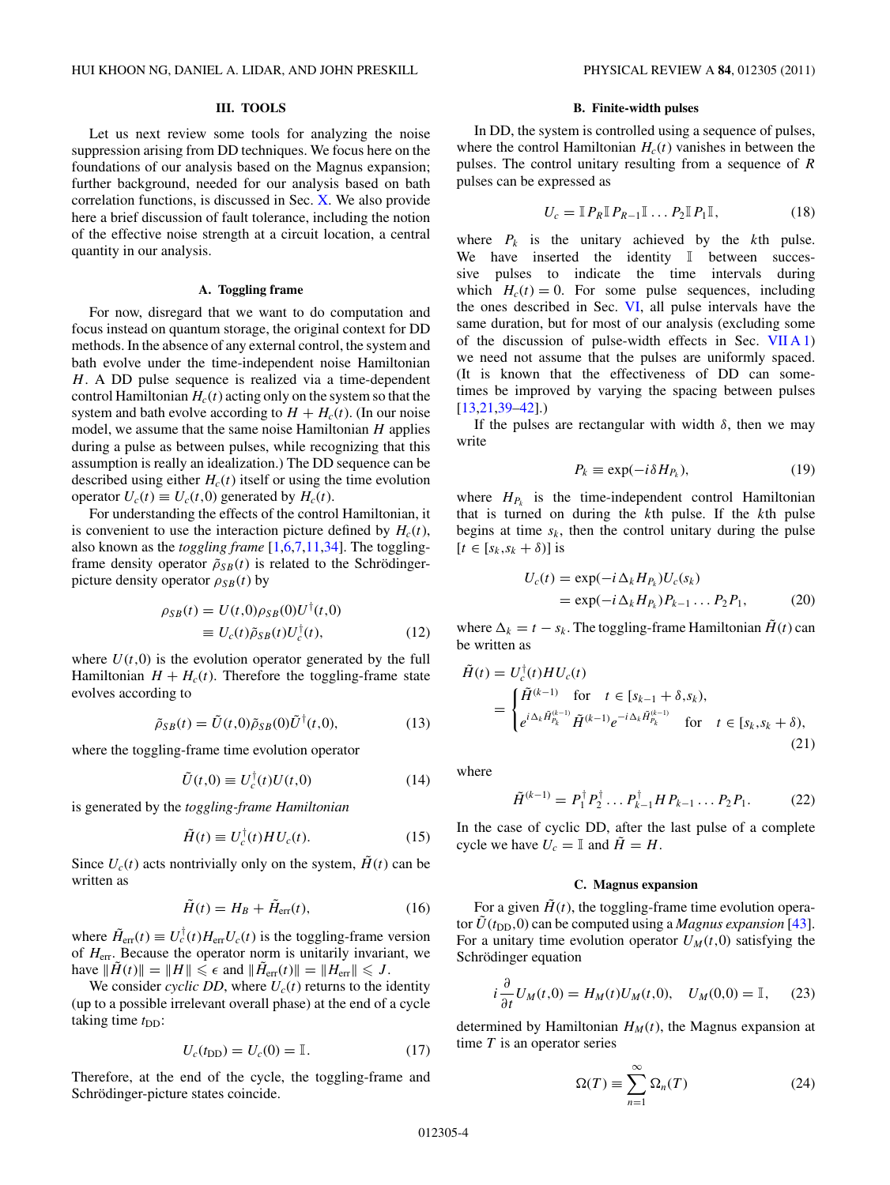## III. TOOLS

Let us next review some tools for analyzing the noise suppression arising from DD techniques. We focus here on the foundations of our analysis based on the Magnus expansion; further background, needed for our analysis based on bath correlation functions, is discussed in Sec. X. We also provide here a brief discussion of fault tolerance, including the notion of the effective noise strength at a circuit location, a central quantity in our analysis.

### A. Toggling frame

For now, disregard that we want to do computation and focus instead on quantum storage, the original context for DD methods. In the absence of any external control, the system and bath evolve under the time-independent noise Hamiltonian $H$. A DD pulse sequence is realized via a time-dependent control Hamiltonian $H_c(t)$ acting only on the system so that the system and bath evolve according to $H + H_c(t)$. (In our noise model, we assume that the same noise Hamiltonian $H$ applies during a pulse as between pulses, while recognizing that this assumption is really an idealization.) The DD sequence can be described using either $H_c(t)$ itself or using the time evolution operator $U_c(t) \equiv U_c(t,0)$ generated by $H_c(t)$.

For understanding the effects of the control Hamiltonian, it is convenient to use the interaction picture defined by $H_c(t)$, also known as the *toggling frame* [1,6,7,11,34]. The toggling-frame density operator $\tilde{\rho}_{SB}(t)$ is related to the Schrödinger-picture density operator $\rho_{SB}(t)$ by

$$\begin{aligned} \rho_{SB}(t) &= U(t,0)\rho_{SB}(0)U^\dagger(t,0) \\ &\equiv U_c(t)\tilde{\rho}_{SB}(t)U_c^\dagger(t), \end{aligned} \tag{12}$$

where $U(t,0)$ is the evolution operator generated by the full Hamiltonian $H + H_c(t)$. Therefore the toggling-frame state evolves according to

$$\tilde{\rho}_{SB}(t) = \tilde{U}(t,0)\tilde{\rho}_{SB}(0)\tilde{U}^\dagger(t,0), \tag{13}$$

where the toggling-frame time evolution operator

$$\tilde{U}(t,0) \equiv U_c^\dagger(t)U(t,0) \tag{14}$$

is generated by the *toggling-frame Hamiltonian*

$$\tilde{H}(t) \equiv U_c^\dagger(t)HU_c(t). \tag{15}$$

Since $U_c(t)$ acts nontrivially only on the system, $\tilde{H}(t)$ can be written as

$$\tilde{H}(t) = H_B + \tilde{H}_{\text{err}}(t), \tag{16}$$

where $\tilde{H}_{\text{err}}(t) \equiv U_c^\dagger(t)H_{\text{err}}U_c(t)$ is the toggling-frame version of $H_{\text{err}}$. Because the operator norm is unitarily invariant, we have $\|\tilde{H}(t)\| = \|H\| \leqslant \epsilon$ and $\|\tilde{H}_{\text{err}}(t)\| = \|H_{\text{err}}\| \leqslant J$.

We consider *cyclic DD*, where $U_c(t)$ returns to the identity (up to a possible irrelevant overall phase) at the end of a cycle taking time $t_{\text{DD}}$:

$$U_c(t_{\text{DD}}) = U_c(0) = \mathbb{I}. \tag{17}$$

Therefore, at the end of the cycle, the toggling-frame and Schrödinger-picture states coincide.

### B. Finite-width pulses

In DD, the system is controlled using a sequence of pulses, where the control Hamiltonian $H_c(t)$ vanishes in between the pulses. The control unitary resulting from a sequence of $R$ pulses can be expressed as

$$U_c = \mathbb{I}P_R\mathbb{I}P_{R-1}\mathbb{I}\ldots P_2\mathbb{I}P_1\mathbb{I}, \tag{18}$$

where $P_k$ is the unitary achieved by the $k$th pulse. We have inserted the identity $\mathbb{I}$ between successive pulses to indicate the time intervals during which $H_c(t) = 0$. For some pulse sequences, including the ones described in Sec. VI, all pulse intervals have the same duration, but for most of our analysis (excluding some of the discussion of pulse-width effects in Sec. VII A 1) we need not assume that the pulses are uniformly spaced. (It is known that the effectiveness of DD can sometimes be improved by varying the spacing between pulses [13,21,39–42].)

If the pulses are rectangular with width $\delta$, then we may write

$$P_k \equiv \exp(-i\delta H_{P_k}), \tag{19}$$

where $H_{P_k}$ is the time-independent control Hamiltonian that is turned on during the $k$th pulse. If the $k$th pulse begins at time $s_k$, then the control unitary during the pulse $[t \in [s_k, s_k + \delta)]$ is

$$\begin{aligned} U_c(t) &= \exp(-i\Delta_k H_{P_k})U_c(s_k) \\ &= \exp(-i\Delta_k H_{P_k})P_{k-1}\ldots P_2P_1, \end{aligned} \tag{20}$$

where $\Delta_k = t - s_k$. The toggling-frame Hamiltonian $\tilde{H}(t)$ can be written as

$$\begin{aligned} \tilde{H}(t) &= U_c^\dagger(t)HU_c(t) \\ &= \begin{cases} \tilde{H}^{(k-1)} & \text{for} \quad t \in [s_{k-1} + \delta, s_k), \\ e^{i\Delta_k \tilde{H}_{P_k}^{(k-1)}}\tilde{H}^{(k-1)}e^{-i\Delta_k \tilde{H}_{P_k}^{(k-1)}} & \text{for} \quad t \in [s_k, s_k + \delta), \end{cases} \end{aligned} \tag{21}$$

where

$$\tilde{H}^{(k-1)} = P_1^\dagger P_2^\dagger \ldots P_{k-1}^\dagger H P_{k-1}\ldots P_2P_1. \tag{22}$$

In the case of cyclic DD, after the last pulse of a complete cycle we have $U_c = \mathbb{I}$ and $\tilde{H} = H$.

### C. Magnus expansion

For a given $\tilde{H}(t)$, the toggling-frame time evolution operator $\tilde{U}(t_{\text{DD}},0)$ can be computed using a *Magnus expansion* [43]. For a unitary time evolution operator $U_M(t,0)$ satisfying the Schrödinger equation

$$i\frac{\partial}{\partial t}U_M(t,0) = H_M(t)U_M(t,0), \quad U_M(0,0) = \mathbb{I}, \tag{23}$$

determined by Hamiltonian $H_M(t)$, the Magnus expansion at time $T$ is an operator series

$$\Omega(T) \equiv \sum_{n=1}^{\infty} \Omega_n(T) \tag{24}$$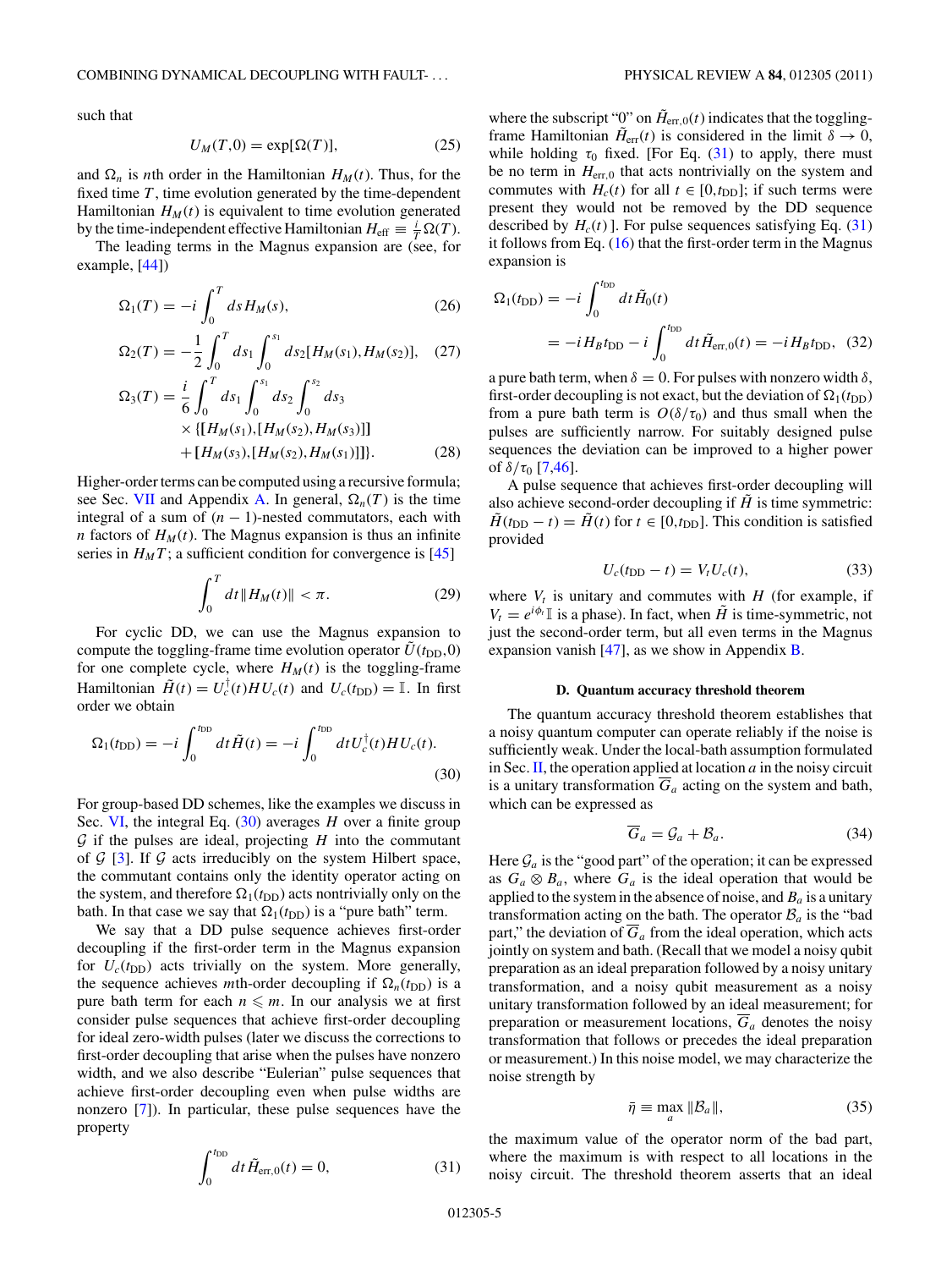such that

$$U_M(T,0) = \exp[\Omega(T)], \tag{25}$$

and $\Omega_n$ is $n$th order in the Hamiltonian $H_M(t)$. Thus, for the fixed time $T$, time evolution generated by the time-dependent Hamiltonian $H_M(t)$ is equivalent to time evolution generated by the time-independent effective Hamiltonian $H_{\rm eff} \equiv \frac{i}{T}\Omega(T)$.

The leading terms in the Magnus expansion are (see, for example, [44])

$$\Omega_1(T) = -i\int_0^T ds\, H_M(s), \tag{26}$$

$$\Omega_2(T) = -\frac{1}{2}\int_0^T ds_1 \int_0^{s_1} ds_2 [H_M(s_1), H_M(s_2)], \tag{27}$$

$$\begin{aligned}\Omega_3(T) = \frac{i}{6}\int_0^T ds_1 \int_0^{s_1} ds_2 \int_0^{s_2} ds_3 \\ \times \{[H_M(s_1),[H_M(s_2),H_M(s_3)]] \\ + [H_M(s_3),[H_M(s_2),H_M(s_1)]]\}.\end{aligned} \tag{28}$$

Higher-order terms can be computed using a recursive formula; see Sec. VII and Appendix A. In general, $\Omega_n(T)$ is the time integral of a sum of $(n-1)$-nested commutators, each with $n$ factors of $H_M(t)$. The Magnus expansion is thus an infinite series in $H_M T$; a sufficient condition for convergence is [45]

$$\int_0^T dt \|H_M(t)\| < \pi. \tag{29}$$

For cyclic DD, we can use the Magnus expansion to compute the toggling-frame time evolution operator $\tilde{U}(t_{\rm DD},0)$ for one complete cycle, where $H_M(t)$ is the toggling-frame Hamiltonian $\tilde{H}(t) = U_c^\dagger(t) H U_c(t)$ and $U_c(t_{\rm DD}) = \mathbb{I}$. In first order we obtain

$$\Omega_1(t_{\rm DD}) = -i\int_0^{t_{\rm DD}} dt\, \tilde{H}(t) = -i\int_0^{t_{\rm DD}} dt\, U_c^\dagger(t) H U_c(t). \tag{30}$$

For group-based DD schemes, like the examples we discuss in Sec. VI, the integral Eq. (30) averages $H$ over a finite group $\mathcal{G}$ if the pulses are ideal, projecting $H$ into the commutant of $\mathcal{G}$ [3]. If $\mathcal{G}$ acts irreducibly on the system Hilbert space, the commutant contains only the identity operator acting on the system, and therefore $\Omega_1(t_{\rm DD})$ acts nontrivially only on the bath. In that case we say that $\Omega_1(t_{\rm DD})$ is a "pure bath" term.

We say that a DD pulse sequence achieves first-order decoupling if the first-order term in the Magnus expansion for $U_c(t_{\rm DD})$ acts trivially on the system. More generally, the sequence achieves $m$th-order decoupling if $\Omega_n(t_{\rm DD})$ is a pure bath term for each $n \leqslant m$. In our analysis we at first consider pulse sequences that achieve first-order decoupling for ideal zero-width pulses (later we discuss the corrections to first-order decoupling that arise when the pulses have nonzero width, and we also describe "Eulerian" pulse sequences that achieve first-order decoupling even when pulse widths are nonzero [7]). In particular, these pulse sequences have the property

$$\int_0^{t_{\rm DD}} dt\, \tilde{H}_{\rm err,0}(t) = 0, \tag{31}$$

where the subscript "0" on $\tilde{H}_{\rm err,0}(t)$ indicates that the toggling-frame Hamiltonian $\tilde{H}_{\rm err}(t)$ is considered in the limit $\delta \to 0$, while holding $\tau_0$ fixed. [For Eq. (31) to apply, there must be no term in $H_{\rm err,0}$ that acts nontrivially on the system and commutes with $H_c(t)$ for all $t \in [0,t_{\rm DD}]$; if such terms were present they would not be removed by the DD sequence described by $H_c(t)$.] For pulse sequences satisfying Eq. (31) it follows from Eq. (16) that the first-order term in the Magnus expansion is

$$\begin{aligned}\Omega_1(t_{\rm DD}) &= -i\int_0^{t_{\rm DD}} dt\, \tilde{H}_0(t) \\ &= -iH_B t_{\rm DD} - i\int_0^{t_{\rm DD}} dt\, \tilde{H}_{\rm err,0}(t) = -iH_B t_{\rm DD},\end{aligned} \tag{32}$$

a pure bath term, when $\delta = 0$. For pulses with nonzero width $\delta$, first-order decoupling is not exact, but the deviation of $\Omega_1(t_{\rm DD})$ from a pure bath term is $O(\delta/\tau_0)$ and thus small when the pulses are sufficiently narrow. For suitably designed pulse sequences the deviation can be improved to a higher power of $\delta/\tau_0$ [7,46].

A pulse sequence that achieves first-order decoupling will also achieve second-order decoupling if $\tilde{H}$ is time symmetric: $\tilde{H}(t_{\rm DD}-t) = \tilde{H}(t)$ for $t \in [0,t_{\rm DD}]$. This condition is satisfied provided

$$U_c(t_{\rm DD}-t) = V_t U_c(t), \tag{33}$$

where $V_t$ is unitary and commutes with $H$ (for example, if $V_t = e^{i\phi_t}\mathbb{I}$ is a phase). In fact, when $\tilde{H}$ is time-symmetric, not just the second-order term, but all even terms in the Magnus expansion vanish [47], as we show in Appendix B.

### D. Quantum accuracy threshold theorem

The quantum accuracy threshold theorem establishes that a noisy quantum computer can operate reliably if the noise is sufficiently weak. Under the local-bath assumption formulated in Sec. II, the operation applied at location $a$ in the noisy circuit is a unitary transformation $\overline{G}_a$ acting on the system and bath, which can be expressed as

$$\overline{G}_a = \mathcal{G}_a + \mathcal{B}_a. \tag{34}$$

Here $\mathcal{G}_a$ is the "good part" of the operation; it can be expressed as $G_a \otimes B_a$, where $G_a$ is the ideal operation that would be applied to the system in the absence of noise, and $B_a$ is a unitary transformation acting on the bath. The operator $\mathcal{B}_a$ is the "bad part," the deviation of $\overline{G}_a$ from the ideal operation, which acts jointly on system and bath. (Recall that we model a noisy qubit preparation as an ideal preparation followed by a noisy unitary transformation, and a noisy qubit measurement as a noisy unitary transformation followed by an ideal measurement; for preparation or measurement locations, $\overline{G}_a$ denotes the noisy transformation that follows or precedes the ideal preparation or measurement.) In this noise model, we may characterize the noise strength by

$$\bar{\eta} \equiv \max_a \|\mathcal{B}_a\|, \tag{35}$$

the maximum value of the operator norm of the bad part, where the maximum is with respect to all locations in the noisy circuit. The threshold theorem asserts that an ideal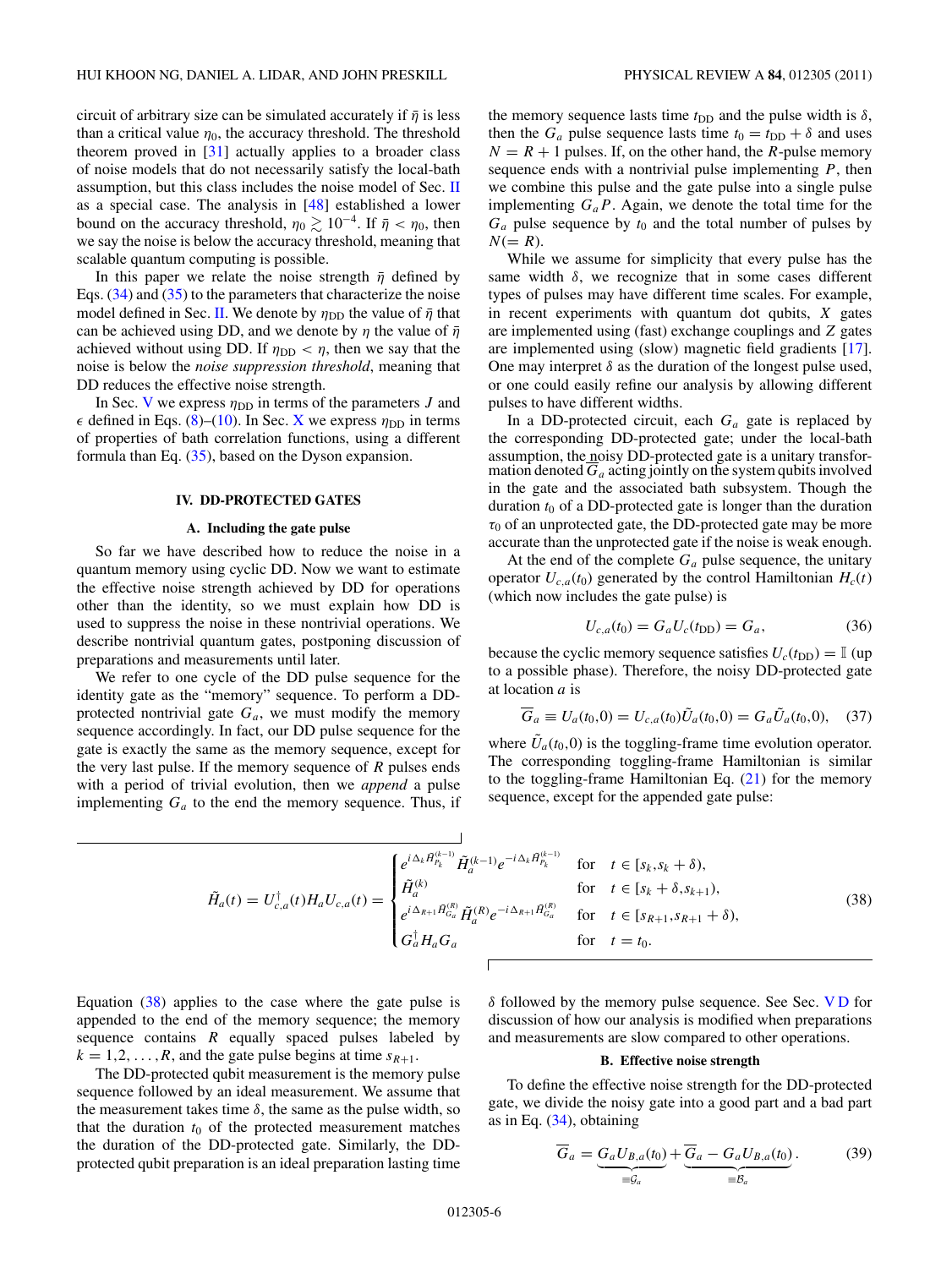circuit of arbitrary size can be simulated accurately if $\bar{\eta}$ is less than a critical value $\eta_0$, the accuracy threshold. The threshold theorem proved in [31] actually applies to a broader class of noise models that do not necessarily satisfy the local-bath assumption, but this class includes the noise model of Sec. II as a special case. The analysis in [48] established a lower bound on the accuracy threshold, $\eta_0 \gtrsim 10^{-4}$. If $\bar{\eta} < \eta_0$, then we say the noise is below the accuracy threshold, meaning that scalable quantum computing is possible.

In this paper we relate the noise strength $\bar{\eta}$ defined by Eqs. (34) and (35) to the parameters that characterize the noise model defined in Sec. II. We denote by $\eta_{\rm DD}$ the value of $\bar{\eta}$ that can be achieved using DD, and we denote by $\eta$ the value of $\bar{\eta}$ achieved without using DD. If $\eta_{\rm DD} < \eta$, then we say that the noise is below the *noise suppression threshold*, meaning that DD reduces the effective noise strength.

In Sec. V we express $\eta_{\rm DD}$ in terms of the parameters $J$ and $\epsilon$ defined in Eqs. (8)–(10). In Sec. X we express $\eta_{\rm DD}$ in terms of properties of bath correlation functions, using a different formula than Eq. (35), based on the Dyson expansion.

## IV. DD-PROTECTED GATES

### A. Including the gate pulse

So far we have described how to reduce the noise in a quantum memory using cyclic DD. Now we want to estimate the effective noise strength achieved by DD for operations other than the identity, so we must explain how DD is used to suppress the noise in these nontrivial operations. We describe nontrivial quantum gates, postponing discussion of preparations and measurements until later.

We refer to one cycle of the DD pulse sequence for the identity gate as the "memory" sequence. To perform a DD-protected nontrivial gate $G_a$, we must modify the memory sequence accordingly. In fact, our DD pulse sequence for the gate is exactly the same as the memory sequence, except for the very last pulse. If the memory sequence of $R$ pulses ends with a period of trivial evolution, then we *append* a pulse implementing $G_a$ to the end the memory sequence. Thus, if the memory sequence lasts time $t_{\rm DD}$ and the pulse width is $\delta$, then the $G_a$ pulse sequence lasts time $t_0 = t_{\rm DD} + \delta$ and uses $N = R + 1$ pulses. If, on the other hand, the $R$-pulse memory sequence ends with a nontrivial pulse implementing $P$, then we combine this pulse and the gate pulse into a single pulse implementing $G_a P$. Again, we denote the total time for the $G_a$ pulse sequence by $t_0$ and the total number of pulses by $N (= R)$.

While we assume for simplicity that every pulse has the same width $\delta$, we recognize that in some cases different types of pulses may have different time scales. For example, in recent experiments with quantum dot qubits, $X$ gates are implemented using (fast) exchange couplings and $Z$ gates are implemented using (slow) magnetic field gradients [17]. One may interpret $\delta$ as the duration of the longest pulse used, or one could easily refine our analysis by allowing different pulses to have different widths.

In a DD-protected circuit, each $G_a$ gate is replaced by the corresponding DD-protected gate; under the local-bath assumption, the noisy DD-protected gate is a unitary transformation denoted $\overline{G}_a$ acting jointly on the system qubits involved in the gate and the associated bath subsystem. Though the duration $t_0$ of a DD-protected gate is longer than the duration $\tau_0$ of an unprotected gate, the DD-protected gate may be more accurate than the unprotected gate if the noise is weak enough.

At the end of the complete $G_a$ pulse sequence, the unitary operator $U_{c,a}(t_0)$ generated by the control Hamiltonian $H_c(t)$ (which now includes the gate pulse) is

$$U_{c,a}(t_0) = G_a U_c(t_{\rm DD}) = G_a, \tag{36}$$

because the cyclic memory sequence satisfies $U_c(t_{\rm DD}) = \mathbb{I}$ (up to a possible phase). Therefore, the noisy DD-protected gate at location $a$ is

$$\overline{G}_a \equiv U_a(t_0,0) = U_{c,a}(t_0)\tilde{U}_a(t_0,0) = G_a\tilde{U}_a(t_0,0), \tag{37}$$

where $\tilde{U}_a(t_0,0)$ is the toggling-frame time evolution operator. The corresponding toggling-frame Hamiltonian is similar to the toggling-frame Hamiltonian Eq. (21) for the memory sequence, except for the appended gate pulse:

$$\tilde{H}_a(t) = U_{c,a}^\dagger(t) H_a U_{c,a}(t) = \begin{cases} e^{i\Delta_k \bar{H}_{P_k}^{(k-1)}} \tilde{H}_a^{(k-1)} e^{-i\Delta_k \bar{H}_{P_k}^{(k-1)}} & \text{for} \quad t \in [s_k, s_k+\delta), \\ \tilde{H}_a^{(k)} & \text{for} \quad t \in [s_k+\delta, s_{k+1}), \\ e^{i\Delta_{R+1} \bar{H}_{G_a}^{(R)}} \tilde{H}_a^{(R)} e^{-i\Delta_{R+1} \bar{H}_{G_a}^{(R)}} & \text{for} \quad t \in [s_{R+1}, s_{R+1}+\delta), \\ G_a^\dagger H_a G_a & \text{for} \quad t = t_0. \end{cases} \tag{38}$$

Equation (38) applies to the case where the gate pulse is appended to the end of the memory sequence; the memory sequence contains $R$ equally spaced pulses labeled by $k = 1,2,\ldots,R$, and the gate pulse begins at time $s_{R+1}$.

The DD-protected qubit measurement is the memory pulse sequence followed by an ideal measurement. We assume that the measurement takes time $\delta$, the same as the pulse width, so that the duration $t_0$ of the protected measurement matches the duration of the DD-protected gate. Similarly, the DD-protected qubit preparation is an ideal preparation lasting time $\delta$ followed by the memory pulse sequence. See Sec. V D for discussion of how our analysis is modified when preparations and measurements are slow compared to other operations.

### B. Effective noise strength

To define the effective noise strength for the DD-protected gate, we divide the noisy gate into a good part and a bad part as in Eq. (34), obtaining

$$\overline{G}_a = \underbrace{G_a U_{B,a}(t_0)}_{\equiv \mathcal{G}_a} + \underbrace{\overline{G}_a - G_a U_{B,a}(t_0)}_{\equiv \mathcal{B}_a}. \tag{39}$$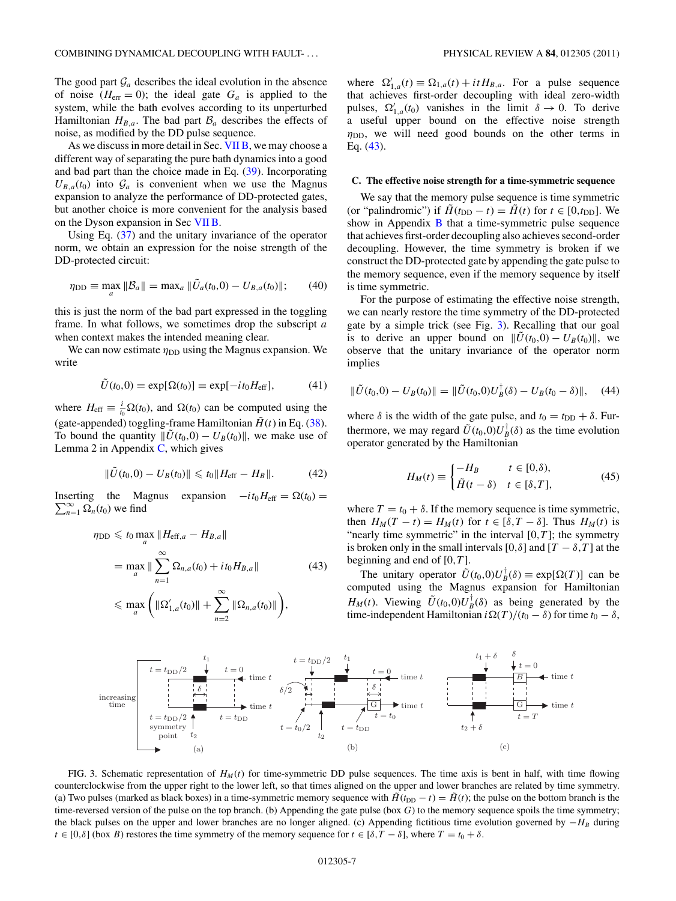The good part $\mathcal{G}_a$ describes the ideal evolution in the absence of noise ($H_{\rm err}=0$); the ideal gate $G_a$ is applied to the system, while the bath evolves according to its unperturbed Hamiltonian $H_{B,a}$. The bad part $\mathcal{B}_a$ describes the effects of noise, as modified by the DD pulse sequence.

As we discuss in more detail in Sec. VII B, we may choose a different way of separating the pure bath dynamics into a good and bad part than the choice made in Eq. (39). Incorporating $U_{B,a}(t_0)$ into $\mathcal{G}_a$ is convenient when we use the Magnus expansion to analyze the performance of DD-protected gates, but another choice is more convenient for the analysis based on the Dyson expansion in Sec VII B.

Using Eq. (37) and the unitary invariance of the operator norm, we obtain an expression for the noise strength of the DD-protected circuit:

$$\eta_{\rm DD} \equiv \max_a \|\mathcal{B}_a\| = \max_a \|\tilde{U}_a(t_0,0) - U_{B,a}(t_0)\|; \tag{40}$$

this is just the norm of the bad part expressed in the toggling frame. In what follows, we sometimes drop the subscript $a$ when context makes the intended meaning clear.

We can now estimate $\eta_{\rm DD}$ using the Magnus expansion. We write

$$\tilde{U}(t_0,0) = \exp[\Omega(t_0)] \equiv \exp[-it_0 H_{\rm eff}], \tag{41}$$

where $H_{\rm eff} \equiv \frac{i}{t_0}\Omega(t_0)$, and $\Omega(t_0)$ can be computed using the (gate-appended) toggling-frame Hamiltonian $\tilde{H}(t)$ in Eq. (38). To bound the quantity $\|\tilde{U}(t_0,0) - U_B(t_0)\|$, we make use of Lemma 2 in Appendix C, which gives

$$\|\tilde{U}(t_0,0) - U_B(t_0)\| \leqslant t_0 \|H_{\rm eff} - H_B\|. \tag{42}$$

Inserting the Magnus expansion $-it_0 H_{\rm eff} = \Omega(t_0) = \sum_{n=1}^{\infty}\Omega_n(t_0)$ we find

$$\begin{aligned}\eta_{\rm DD} &\leqslant t_0 \max_a \|H_{{\rm eff},a} - H_{B,a}\| \\ &= \max_a \Big\|\sum_{n=1}^{\infty}\Omega_{n,a}(t_0) + it_0 H_{B,a}\Big\| \\ &\leqslant \max_a \left(\|\Omega'_{1,a}(t_0)\| + \sum_{n=2}^{\infty}\|\Omega_{n,a}(t_0)\|\right),\end{aligned} \tag{43}$$

where $\Omega'_{1,a}(t) \equiv \Omega_{1,a}(t) + itH_{B,a}$. For a pulse sequence that achieves first-order decoupling with ideal zero-width pulses, $\Omega'_{1,a}(t_0)$ vanishes in the limit $\delta \to 0$. To derive a useful upper bound on the effective noise strength $\eta_{\rm DD}$, we will need good bounds on the other terms in Eq. (43).

### C. The effective noise strength for a time-symmetric sequence

We say that the memory pulse sequence is time symmetric (or "palindromic") if $\tilde{H}(t_{\rm DD}-t) = \tilde{H}(t)$ for $t \in [0,t_{\rm DD}]$. We show in Appendix B that a time-symmetric pulse sequence that achieves first-order decoupling also achieves second-order decoupling. However, the time symmetry is broken if we construct the DD-protected gate by appending the gate pulse to the memory sequence, even if the memory sequence by itself is time symmetric.

For the purpose of estimating the effective noise strength, we can nearly restore the time symmetry of the DD-protected gate by a simple trick (see Fig. 3). Recalling that our goal is to derive an upper bound on $\|\tilde{U}(t_0,0) - U_B(t_0)\|$, we observe that the unitary invariance of the operator norm implies

$$\|\tilde{U}(t_0,0) - U_B(t_0)\| = \|\tilde{U}(t_0,0)U_B^\dagger(\delta) - U_B(t_0-\delta)\|, \tag{44}$$

where $\delta$ is the width of the gate pulse, and $t_0 = t_{\rm DD} + \delta$. Furthermore, we may regard $\tilde{U}(t_0,0)U_B^\dagger(\delta)$ as the time evolution operator generated by the Hamiltonian

$$H_M(t) \equiv \begin{cases} -H_B & t \in [0,\delta), \\ \tilde{H}(t-\delta) & t \in [\delta, T], \end{cases} \tag{45}$$

where $T = t_0 + \delta$. If the memory sequence is time symmetric, then $H_M(T-t) = H_M(t)$ for $t \in [\delta, T-\delta]$. Thus $H_M(t)$ is "nearly time symmetric" in the interval $[0,T]$; the symmetry is broken only in the small intervals $[0,\delta]$ and $[T-\delta,T]$ at the beginning and end of $[0,T]$.

The unitary operator $\tilde{U}(t_0,0)U_B^\dagger(\delta) \equiv \exp[\Omega(T)]$ can be computed using the Magnus expansion for Hamiltonian $H_M(t)$. Viewing $\tilde{U}(t_0,0)U_B^\dagger(\delta)$ as being generated by the time-independent Hamiltonian $i\Omega(T)/(t_0-\delta)$ for time $t_0-\delta$,

FIG. 3. Schematic representation of $H_M(t)$ for time-symmetric DD pulse sequences. The time axis is bent in half, with time flowing counterclockwise from the upper right to the lower left, so that times aligned on the upper and lower branches are related by time symmetry. (a) Two pulses (marked as black boxes) in a time-symmetric memory sequence with $\tilde{H}(t_{\rm DD}-t) = \tilde{H}(t)$; the pulse on the bottom branch is the time-reversed version of the pulse on the top branch. (b) Appending the gate pulse (box $G$) to the memory sequence spoils the time symmetry; the black pulses on the upper and lower branches are no longer aligned. (c) Appending fictitious time evolution governed by $-H_B$ during $t \in [0,\delta]$ (box $B$) restores the time symmetry of the memory sequence for $t \in [\delta, T-\delta]$, where $T = t_0 + \delta$.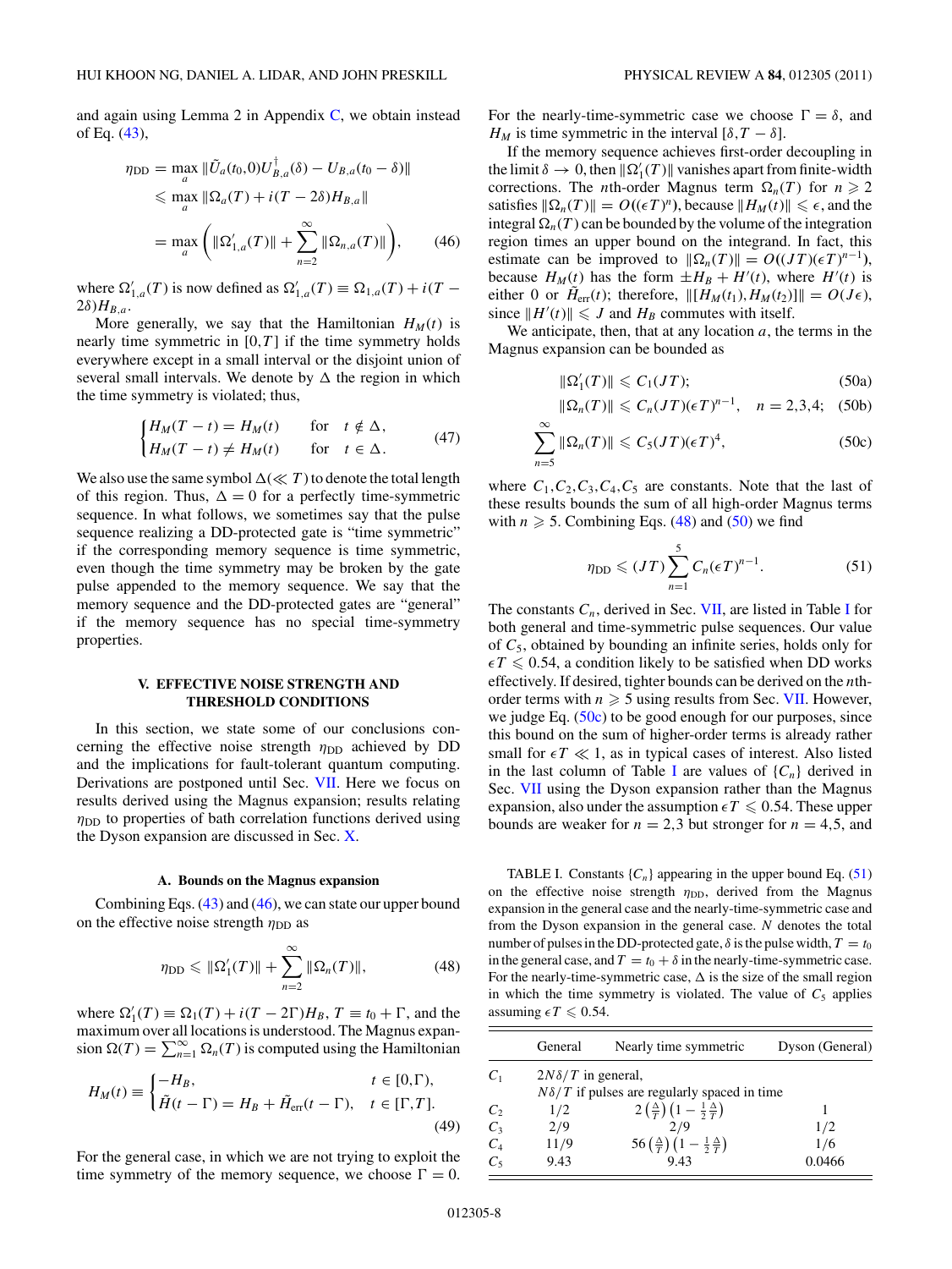and again using Lemma 2 in Appendix C, we obtain instead of Eq. (43),

$$
\begin{aligned}
\eta_{\mathrm{DD}} &= \max_a \|\tilde{U}_a(t_0,0)U_{B,a}^\dagger(\delta) - U_{B,a}(t_0-\delta)\| \\
&\leqslant \max_a \|\Omega_a(T) + i(T-2\delta)H_{B,a}\| \\
&= \max_a \left( \|\Omega'_{1,a}(T)\| + \sum_{n=2}^{\infty} \|\Omega_{n,a}(T)\| \right),
\end{aligned}
\tag{46}
$$

where $\Omega'_{1,a}(T)$ is now defined as $\Omega'_{1,a}(T) \equiv \Omega_{1,a}(T) + i(T - 2\delta)H_{B,a}$.

More generally, we say that the Hamiltonian $H_M(t)$ is nearly time symmetric in $[0,T]$ if the time symmetry holds everywhere except in a small interval or the disjoint union of several small intervals. We denote by $\Delta$ the region in which the time symmetry is violated; thus,

$$
\begin{cases}
H_M(T-t) = H_M(t) & \text{for} \quad t \notin \Delta, \\
H_M(T-t) \neq H_M(t) & \text{for} \quad t \in \Delta.
\end{cases}
\tag{47}
$$

We also use the same symbol $\Delta (\ll T)$ to denote the total length of this region. Thus, $\Delta = 0$ for a perfectly time-symmetric sequence. In what follows, we sometimes say that the pulse sequence realizing a DD-protected gate is "time symmetric" if the corresponding memory sequence is time symmetric, even though the time symmetry may be broken by the gate pulse appended to the memory sequence. We say that the memory sequence and the DD-protected gates are "general" if the memory sequence has no special time-symmetry properties.

## V. EFFECTIVE NOISE STRENGTH AND THRESHOLD CONDITIONS

In this section, we state some of our conclusions concerning the effective noise strength $\eta_{\mathrm{DD}}$ achieved by DD and the implications for fault-tolerant quantum computing. Derivations are postponed until Sec. VII. Here we focus on results derived using the Magnus expansion; results relating $\eta_{\mathrm{DD}}$ to properties of bath correlation functions derived using the Dyson expansion are discussed in Sec. X.

### A. Bounds on the Magnus expansion

Combining Eqs. (43) and (46), we can state our upper bound on the effective noise strength $\eta_{\mathrm{DD}}$ as

$$
\eta_{\mathrm{DD}} \leqslant \|\Omega'_1(T)\| + \sum_{n=2}^{\infty} \|\Omega_n(T)\|,
\tag{48}
$$

where $\Omega'_1(T) \equiv \Omega_1(T) + i(T - 2\Gamma)H_B$, $T \equiv t_0 + \Gamma$, and the maximum over all locations is understood. The Magnus expansion $\Omega(T) = \sum_{n=1}^{\infty} \Omega_n(T)$ is computed using the Hamiltonian

$$
H_M(t) \equiv
\begin{cases}
-H_B, & t \in [0,\Gamma), \\
\tilde{H}(t-\Gamma) = H_B + \tilde{H}_{\mathrm{err}}(t-\Gamma), & t \in [\Gamma, T].
\end{cases}
\tag{49}
$$

For the general case, in which we are not trying to exploit the time symmetry of the memory sequence, we choose $\Gamma = 0$. For the nearly-time-symmetric case we choose $\Gamma = \delta$, and $H_M$ is time symmetric in the interval $[\delta, T-\delta]$.

If the memory sequence achieves first-order decoupling in the limit $\delta \to 0$, then $\|\Omega'_1(T)\|$ vanishes apart from finite-width corrections. The $n$th-order Magnus term $\Omega_n(T)$ for $n \geqslant 2$ satisfies $\|\Omega_n(T)\| = O((\epsilon T)^n)$, because $\|H_M(t)\| \leqslant \epsilon$, and the integral $\Omega_n(T)$ can be bounded by the volume of the integration region times an upper bound on the integrand. In fact, this estimate can be improved to $\|\Omega_n(T)\| = O((JT)(\epsilon T)^{n-1})$, because $H_M(t)$ has the form $\pm H_B + H'(t)$, where $H'(t)$ is either 0 or $\tilde{H}_{\mathrm{err}}(t)$; therefore, $\|[H_M(t_1), H_M(t_2)]\| = O(J\epsilon)$, since $\|H'(t)\| \leqslant J$ and $H_B$ commutes with itself.

We anticipate, then, that at any location $a$, the terms in the Magnus expansion can be bounded as

$$
\|\Omega'_1(T)\| \leqslant C_1(JT);
\tag{50a}
$$

$$
\|\Omega_n(T)\| \leqslant C_n(JT)(\epsilon T)^{n-1}, \quad n = 2,3,4;
\tag{50b}
$$

$$
\sum_{n=5}^{\infty} \|\Omega_n(T)\| \leqslant C_5(JT)(\epsilon T)^4,
\tag{50c}
$$

where $C_1, C_2, C_3, C_4, C_5$ are constants. Note that the last of these results bounds the sum of all high-order Magnus terms with $n \geqslant 5$. Combining Eqs. (48) and (50) we find

$$
\eta_{\mathrm{DD}} \leqslant (JT) \sum_{n=1}^{5} C_n (\epsilon T)^{n-1}.
\tag{51}
$$

The constants $C_n$, derived in Sec. VII, are listed in Table I for both general and time-symmetric pulse sequences. Our value of $C_5$, obtained by bounding an infinite series, holds only for $\epsilon T \leqslant 0.54$, a condition likely to be satisfied when DD works effectively. If desired, tighter bounds can be derived on the $n$th-order terms with $n \geqslant 5$ using results from Sec. VII. However, we judge Eq. (50c) to be good enough for our purposes, since this bound on the sum of higher-order terms is already rather small for $\epsilon T \ll 1$, as in typical cases of interest. Also listed in the last column of Table I are values of $\{C_n\}$ derived in Sec. VII using the Dyson expansion rather than the Magnus expansion, also under the assumption $\epsilon T \leqslant 0.54$. These upper bounds are weaker for $n = 2,3$ but stronger for $n = 4,5$, and

TABLE I. Constants $\{C_n\}$ appearing in the upper bound Eq. (51) on the effective noise strength $\eta_{\mathrm{DD}}$, derived from the Magnus expansion in the general case and the nearly-time-symmetric case and from the Dyson expansion in the general case. $N$ denotes the total number of pulses in the DD-protected gate, $\delta$ is the pulse width, $T = t_0$ in the general case, and $T = t_0 + \delta$ in the nearly-time-symmetric case. For the nearly-time-symmetric case, $\Delta$ is the small region in which the time symmetry is violated. The value of $C_5$ applies assuming $\epsilon T \leqslant 0.54$.

| | General | Nearly time symmetric | Dyson (General) |
|---|---|---|---|
| $C_1$ | $2N\delta/T$ in general, $N\delta/T$ if pulses are regularly spaced in time | | |
| $C_2$ | $1/2$ | $2\left(\frac{\Delta}{T}\right)\left(1-\frac{1}{2}\frac{\Delta}{T}\right)$ | $1$ |
| $C_3$ | $2/9$ | $2/9$ | $1/2$ |
| $C_4$ | $11/9$ | $56\left(\frac{\Delta}{T}\right)\left(1-\frac{1}{2}\frac{\Delta}{T}\right)$ | $1/6$ |
| $C_5$ | $9.43$ | $9.43$ | $0.0466$ |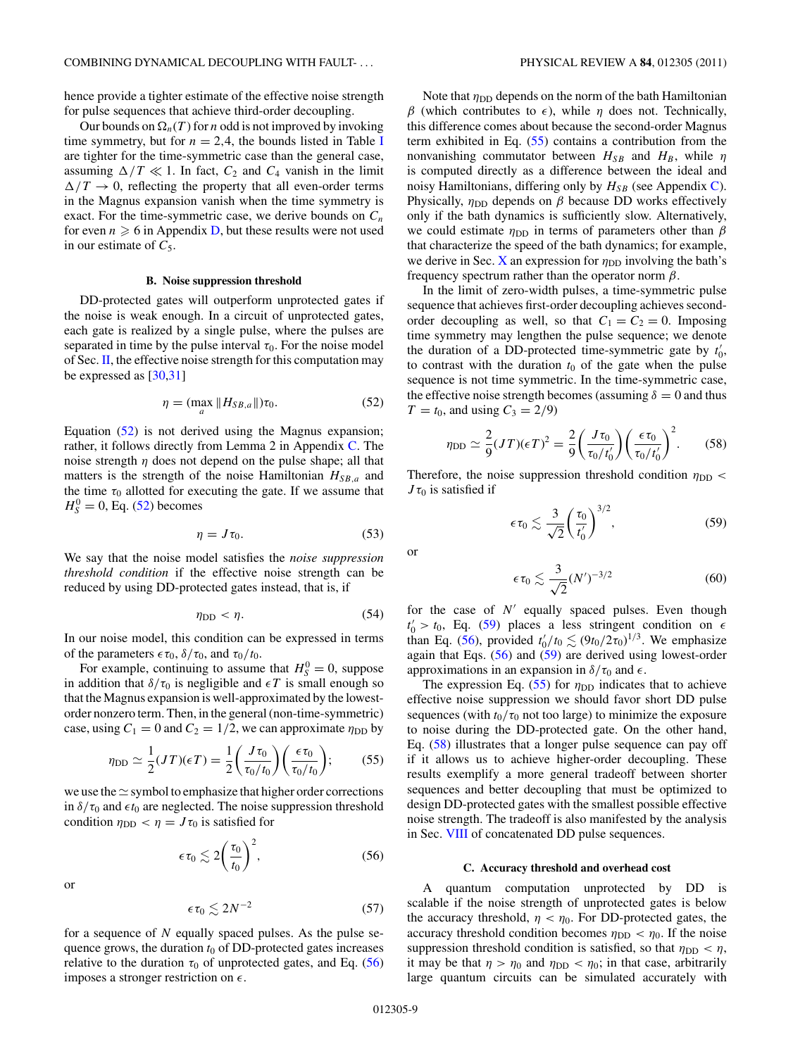hence provide a tighter estimate of the effective noise strength for pulse sequences that achieve third-order decoupling.

Our bounds on $\Omega_n(T)$ for $n$ odd is not improved by invoking time symmetry, but for $n = 2,4$, the bounds listed in Table I are tighter for the time-symmetric case than the general case, assuming $\Delta/T \ll 1$. In fact, $C_2$ and $C_4$ vanish in the limit $\Delta/T \to 0$, reflecting the property that all even-order terms in the Magnus expansion vanish when the time symmetry is exact. For the time-symmetric case, we derive bounds on $C_n$ for even $n \geqslant 6$ in Appendix D, but these results were not used in our estimate of $C_5$.

### B. Noise suppression threshold

DD-protected gates will outperform unprotected gates if the noise is weak enough. In a circuit of unprotected gates, each gate is realized by a single pulse, where the pulses are separated in time by the pulse interval $\tau_0$. For the noise model of Sec. II, the effective noise strength for this computation may be expressed as [30,31]

$$\eta = (\max_a \|H_{SB,a}\|)\tau_0. \tag{52}$$

Equation (52) is not derived using the Magnus expansion; rather, it follows directly from Lemma 2 in Appendix C. The noise strength $\eta$ does not depend on the pulse shape; all that matters is the strength of the noise Hamiltonian $H_{SB,a}$ and the time $\tau_0$ allotted for executing the gate. If we assume that $H_S^0 = 0$, Eq. (52) becomes

$$\eta = J\tau_0. \tag{53}$$

We say that the noise model satisfies the *noise suppression threshold condition* if the effective noise strength can be reduced by using DD-protected gates instead, that is, if

$$\eta_{\rm DD} < \eta. \tag{54}$$

In our noise model, this condition can be expressed in terms of the parameters $\epsilon\tau_0$, $\delta/\tau_0$, and $\tau_0/t_0$.

For example, continuing to assume that $H_S^0 = 0$, suppose in addition that $\delta/\tau_0$ is negligible and $\epsilon T$ is small enough so that the Magnus expansion is well-approximated by the lowest-order nonzero term. Then, in the general (non-time-symmetric) case, using $C_1 = 0$ and $C_2 = 1/2$, we can approximate $\eta_{\rm DD}$ by

$$\eta_{\rm DD} \simeq \frac{1}{2}(JT)(\epsilon T) = \frac{1}{2}\left(\frac{J\tau_0}{\tau_0/t_0}\right)\left(\frac{\epsilon\tau_0}{\tau_0/t_0}\right); \tag{55}$$

we use the $\simeq$ symbol to emphasize that higher order corrections in $\delta/\tau_0$ and $\epsilon t_0$ are neglected. The noise suppression threshold condition $\eta_{\rm DD} < \eta = J\tau_0$ is satisfied for

$$\epsilon\tau_0 \lesssim 2\left(\frac{\tau_0}{t_0}\right)^2, \tag{56}$$

or

$$\epsilon\tau_0 \lesssim 2N^{-2} \tag{57}$$

for a sequence of $N$ equally spaced pulses. As the pulse sequence grows, the duration $t_0$ of DD-protected gates increases relative to the duration $\tau_0$ of unprotected gates, and Eq. (56) imposes a stronger restriction on $\epsilon$.

Note that $\eta_{\rm DD}$ depends on the norm of the bath Hamiltonian $\beta$ (which contributes to $\epsilon$), while $\eta$ does not. Technically, this difference comes about because the second-order Magnus term exhibited in Eq. (55) contains a contribution from the nonvanishing commutator between $H_{SB}$ and $H_B$, while $\eta$ is computed directly as a difference between the ideal and noisy Hamiltonians, differing only by $H_{SB}$ (see Appendix C). Physically, $\eta_{\rm DD}$ depends on $\beta$ because DD works effectively only if the bath dynamics is sufficiently slow. Alternatively, we could estimate $\eta_{\rm DD}$ in terms of parameters other than $\beta$ that characterize the speed of the bath dynamics; for example, we derive in Sec. X an expression for $\eta_{\rm DD}$ involving the bath's frequency spectrum rather than the operator norm $\beta$.

In the limit of zero-width pulses, a time-symmetric pulse sequence that achieves first-order decoupling achieves second-order decoupling as well, so that $C_1 = C_2 = 0$. Imposing time symmetry may lengthen the pulse sequence; we denote the duration of a DD-protected time-symmetric gate by $t_0'$, to contrast with the duration $t_0$ of the gate when the pulse sequence is not time symmetric. In the time-symmetric case, the effective noise strength becomes (assuming $\delta = 0$ and thus $T = t_0$, and using $C_3 = 2/9$)

$$\eta_{\rm DD} \simeq \frac{2}{9}(JT)(\epsilon T)^2 = \frac{2}{9}\left(\frac{J\tau_0}{\tau_0/t_0'}\right)\left(\frac{\epsilon\tau_0}{\tau_0/t_0'}\right)^2. \tag{58}$$

Therefore, the noise suppression threshold condition $\eta_{\rm DD} < J\tau_0$ is satisfied if

$$\epsilon\tau_0 \lesssim \frac{3}{\sqrt{2}}\left(\frac{\tau_0}{t_0'}\right)^{3/2}, \tag{59}$$

or

$$\epsilon\tau_0 \lesssim \frac{3}{\sqrt{2}}(N')^{-3/2} \tag{60}$$

for the case of $N'$ equally spaced pulses. Even though $t_0' > t_0$, Eq. (59) places a less stringent condition on $\epsilon$ than Eq. (56), provided $t_0'/t_0 \lesssim (9t_0/2\tau_0)^{1/3}$. We emphasize again that Eqs. (56) and (59) are derived using lowest-order approximations in an expansion in $\delta/\tau_0$ and $\epsilon$.

The expression Eq. (55) for $\eta_{\rm DD}$ indicates that to achieve effective noise suppression we should favor short DD pulse sequences (with $t_0/\tau_0$ not too large) to minimize the exposure to noise during the DD-protected gate. On the other hand, Eq. (58) illustrates that a longer pulse sequence can pay off if it allows us to achieve higher-order decoupling. These results exemplify a more general tradeoff between shorter sequences and better decoupling that must be optimized to design DD-protected gates with the smallest possible effective noise strength. The tradeoff is also manifested by the analysis in Sec. VIII of concatenated DD pulse sequences.

### C. Accuracy threshold and overhead cost

A quantum computation unprotected by DD is scalable if the noise strength of unprotected gates is below the accuracy threshold, $\eta < \eta_0$. For DD-protected gates, the accuracy threshold condition becomes $\eta_{\rm DD} < \eta_0$. If the noise suppression threshold condition is satisfied, so that $\eta_{\rm DD} < \eta$, it may be that $\eta > \eta_0$ and $\eta_{\rm DD} < \eta_0$; in that case, arbitrarily large quantum circuits can be simulated accurately with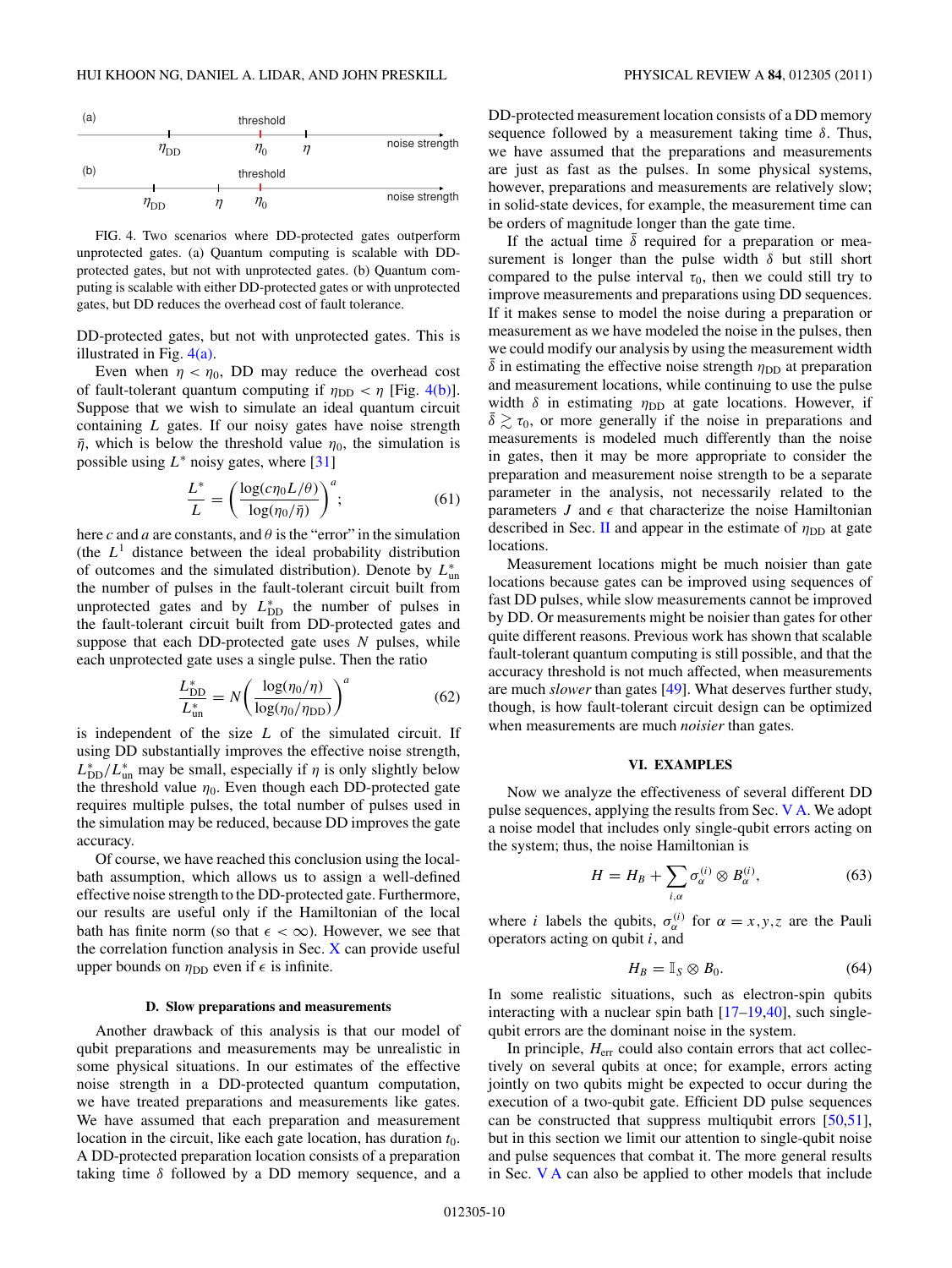(a) threshold

$\eta_{DD}$ $\eta_0$ $\eta$ noise strength

(b) threshold

$\eta_{DD}$ $\eta$ $\eta_0$ noise strength

FIG. 4. Two scenarios where DD-protected gates outperform unprotected gates. (a) Quantum computing is scalable with DD-protected gates, but not with unprotected gates. (b) Quantum computing is scalable with either DD-protected gates or with unprotected gates, but DD reduces the overhead cost of fault tolerance.

DD-protected gates, but not with unprotected gates. This is illustrated in Fig. 4(a).

Even when $\eta < \eta_0$, DD may reduce the overhead cost of fault-tolerant quantum computing if $\eta_{DD} < \eta$ [Fig. 4(b)]. Suppose that we wish to simulate an ideal quantum circuit containing $L$ gates. If our noisy gates have noise strength $\bar{\eta}$, which is below the threshold value $\eta_0$, the simulation is possible using $L^*$ noisy gates, where [31]

$$\frac{L^*}{L} = \left(\frac{\log(c\eta_0 L/\theta)}{\log(\eta_0/\bar{\eta})}\right)^a; \tag{61}$$

here $c$ and $a$ are constants, and $\theta$ is the "error" in the simulation (the $L^1$ distance between the ideal probability distribution of outcomes and the simulated distribution). Denote by $L^*_{\text{un}}$ the number of pulses in the fault-tolerant circuit built from unprotected gates and by $L^*_{\text{DD}}$ the number of pulses in the fault-tolerant circuit built from DD-protected gates and suppose that each DD-protected gate uses $N$ pulses, while each unprotected gate uses a single pulse. Then the ratio

$$\frac{L^*_{\text{DD}}}{L^*_{\text{un}}} = N\left(\frac{\log(\eta_0/\eta)}{\log(\eta_0/\eta_{\text{DD}})}\right)^a \tag{62}$$

is independent of the size $L$ of the simulated circuit. If using DD substantially improves the effective noise strength, $L^*_{\text{DD}}/L^*_{\text{un}}$ may be small, especially if $\eta$ is only slightly below the threshold value $\eta_0$. Even though each DD-protected gate requires multiple pulses, the total number of pulses used in the simulation may be reduced, because DD improves the gate accuracy.

Of course, we have reached this conclusion using the local-bath assumption, which allows us to assign a well-defined effective noise strength to the DD-protected gate. Furthermore, our results are useful only if the Hamiltonian of the local bath has finite norm (so that $\epsilon < \infty$). However, we see that the correlation function analysis in Sec. X can provide useful upper bounds on $\eta_{\text{DD}}$ even if $\epsilon$ is infinite.

### D. Slow preparations and measurements

Another drawback of this analysis is that our model of qubit preparations and measurements may be unrealistic in some physical situations. In our estimates of the effective noise strength in a DD-protected quantum computation, we have treated preparations and measurements like gates. We have assumed that each preparation and measurement location in the circuit, like each gate location, has duration $t_0$. A DD-protected preparation location consists of a preparation taking time $\delta$ followed by a DD memory sequence, and a DD-protected measurement location consists of a DD memory sequence followed by a measurement taking time $\delta$. Thus, we have assumed that the preparations and measurements are just as fast as the pulses. In some physical systems, however, preparations and measurements are relatively slow; in solid-state devices, for example, the measurement time can be orders of magnitude longer than the gate time.

If the actual time $\bar{\delta}$ required for a preparation or measurement is longer than the pulse width $\delta$ but still short compared to the pulse interval $\tau_0$, then we could still try to improve measurements and preparations using DD sequences. If it makes sense to model the noise during a preparation or measurement as we have modeled the noise in the pulses, then we could modify our analysis by using the measurement width $\bar{\delta}$ in estimating the effective noise strength $\eta_{\text{DD}}$ at preparation and measurement locations, while continuing to use the pulse width $\delta$ in estimating $\eta_{\text{DD}}$ at gate locations. However, if $\bar{\delta} \gtrsim \tau_0$, or more generally if the noise in preparations and measurements is modeled much differently than the noise in gates, then it may be more appropriate to consider the preparation and measurement noise strength to be a separate parameter in the analysis, not necessarily related to the parameters $J$ and $\epsilon$ that characterize the noise Hamiltonian described in Sec. II and appear in the estimate of $\eta_{\text{DD}}$ at gate locations.

Measurement locations might be much noisier than gate locations because gates can be improved using sequences of fast DD pulses, while slow measurements cannot be improved by DD. Or measurements might be noisier than gates for other quite different reasons. Previous work has shown that scalable fault-tolerant quantum computing is still possible, and that the accuracy threshold is not much affected, when measurements are much *slower* than gates [49]. What deserves further study, though, is how fault-tolerant circuit design can be optimized when measurements are much *noisier* than gates.

## VI. EXAMPLES

Now we analyze the effectiveness of several different DD pulse sequences, applying the results from Sec. V A. We adopt a noise model that includes only single-qubit errors acting on the system; thus, the noise Hamiltonian is

$$H = H_B + \sum_{i,\alpha} \sigma_\alpha^{(i)} \otimes B_\alpha^{(i)}, \tag{63}$$

where $i$ labels the qubits, $\sigma_\alpha^{(i)}$ for $\alpha = x,y,z$ are the Pauli operators acting on qubit $i$, and

$$H_B = \mathbb{I}_S \otimes B_0. \tag{64}$$

In some realistic situations, such as electron-spin qubits interacting with a nuclear spin bath [17–19,40], such single-qubit errors are the dominant noise in the system.

In principle, $H_{\text{err}}$ could also contain errors that act collectively on several qubits at once; for example, errors acting jointly on two qubits might be expected to occur during the execution of a two-qubit gate. Efficient DD pulse sequences can be constructed that suppress multiqubit errors [50,51], but in this section we limit our attention to single-qubit noise and pulse sequences that combat it. The more general results in Sec. V A can also be applied to other models that include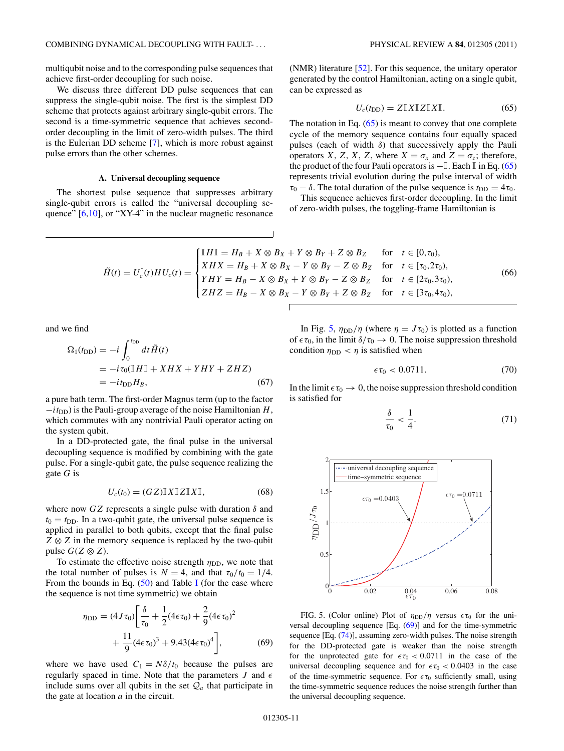multiqubit noise and to the corresponding pulse sequences that achieve first-order decoupling for such noise.

We discuss three different DD pulse sequences that can suppress the single-qubit noise. The first is the simplest DD scheme that protects against arbitrary single-qubit errors. The second is a time-symmetric sequence that achieves second-order decoupling in the limit of zero-width pulses. The third is the Eulerian DD scheme [7], which is more robust against pulse errors than the other schemes.

### A. Universal decoupling sequence

The shortest pulse sequence that suppresses arbitrary single-qubit errors is called the "universal decoupling sequence" [6,10], or "XY-4" in the nuclear magnetic resonance (NMR) literature [52]. For this sequence, the unitary operator generated by the control Hamiltonian, acting on a single qubit, can be expressed as

$$U_c(t_{\rm DD}) = Z\mathbb{I}X\mathbb{I}Z\mathbb{I}X\mathbb{I}. \tag{65}$$

The notation in Eq. (65) is meant to convey that one complete cycle of the memory sequence contains four equally spaced pulses (each of width $\delta$) that successively apply the Pauli operators $X$, $Z$, $X$, $Z$, where $X = \sigma_x$ and $Z = \sigma_z$; therefore, the product of the four Pauli operators is $-\mathbb{I}$. Each $\mathbb{I}$ in Eq. (65) represents trivial evolution during the pulse interval of width $\tau_0 - \delta$. The total duration of the pulse sequence is $t_{\rm DD} = 4\tau_0$.

This sequence achieves first-order decoupling. In the limit of zero-width pulses, the toggling-frame Hamiltonian is

$$\tilde{H}(t) = U_c^\dagger(t) H U_c(t) = \begin{cases} \mathbb{I}H\mathbb{I} = H_B + X\otimes B_X + Y\otimes B_Y + Z\otimes B_Z & \text{for} \quad t\in[0,\tau_0),\\ XHX = H_B + X\otimes B_X - Y\otimes B_Y - Z\otimes B_Z & \text{for} \quad t\in[\tau_0,2\tau_0),\\ YHY = H_B - X\otimes B_X + Y\otimes B_Y - Z\otimes B_Z & \text{for} \quad t\in[2\tau_0,3\tau_0),\\ ZHZ = H_B - X\otimes B_X - Y\otimes B_Y + Z\otimes B_Z & \text{for} \quad t\in[3\tau_0,4\tau_0), \end{cases} \tag{66}$$

and we find

$$\begin{aligned}\Omega_1(t_{\rm DD}) &= -i\int_0^{t_{\rm DD}} dt\,\tilde{H}(t)\\ &= -i\tau_0(\mathbb{I}H\mathbb{I} + XHX + YHY + ZHZ)\\ &= -it_{\rm DD}H_B,\end{aligned} \tag{67}$$

a pure bath term. The first-order Magnus term (up to the factor $-it_{\rm DD}$) is the Pauli-group average of the noise Hamiltonian $H$, which commutes with any nontrivial Pauli operator acting on the system qubit.

In a DD-protected gate, the final pulse in the universal decoupling sequence is modified by combining with the gate pulse. For a single-qubit gate, the pulse sequence realizing the gate $G$ is

$$U_c(t_0) = (GZ)\mathbb{I}X\mathbb{I}Z\mathbb{I}X\mathbb{I}, \tag{68}$$

where now $GZ$ represents a single pulse with duration $\delta$ and $t_0 = t_{\rm DD}$. In a two-qubit gate, the universal pulse sequence is applied in parallel to both qubits, except that the final pulse $Z\otimes Z$ in the memory sequence is replaced by the two-qubit pulse $G(Z\otimes Z)$.

To estimate the effective noise strength $\eta_{\rm DD}$, we note that the total number of pulses is $N = 4$, and that $\tau_0/t_0 = 1/4$. From the bounds in Eq. (50) and Table I (for the case where the sequence is not time symmetric) we obtain

$$\begin{aligned}\eta_{\rm DD} = (4J\tau_0)\bigg[&\frac{\delta}{\tau_0} + \frac{1}{2}(4\epsilon\tau_0) + \frac{2}{9}(4\epsilon\tau_0)^2\\ &+ \frac{11}{9}(4\epsilon\tau_0)^3 + 9.43(4\epsilon\tau_0)^4\bigg],\end{aligned} \tag{69}$$

where we have used $C_1 = N\delta/t_0$ because the pulses are regularly spaced in time. Note that the parameters $J$ and $\epsilon$ include sums over all qubits in the set $\mathcal{Q}_a$ that participate in the gate at location $a$ in the circuit.

In Fig. 5, $\eta_{\rm DD}/\eta$ (where $\eta = J\tau_0$) is plotted as a function of $\epsilon\tau_0$, in the limit $\delta/\tau_0 \to 0$. The noise suppression threshold condition $\eta_{\rm DD} < \eta$ is satisfied when

$$\epsilon\tau_0 < 0.0711. \tag{70}$$

In the limit $\epsilon\tau_0 \to 0$, the noise suppression threshold condition is satisfied for

$$\frac{\delta}{\tau_0} < \frac{1}{4}. \tag{71}$$

FIG. 5. (Color online) Plot of $\eta_{\rm DD}/\eta$ versus $\epsilon\tau_0$ for the universal decoupling sequence [Eq. (69)] and for the time-symmetric sequence [Eq. (74)], assuming zero-width pulses. The noise strength for the DD-protected gate is weaker than the noise strength for the unprotected gate for $\epsilon\tau_0 < 0.0711$ in the case of the universal decoupling sequence and for $\epsilon\tau_0 < 0.0403$ in the case of the time-symmetric sequence. For $\epsilon\tau_0$ sufficiently small, using the time-symmetric sequence reduces the noise strength further than the universal decoupling sequence.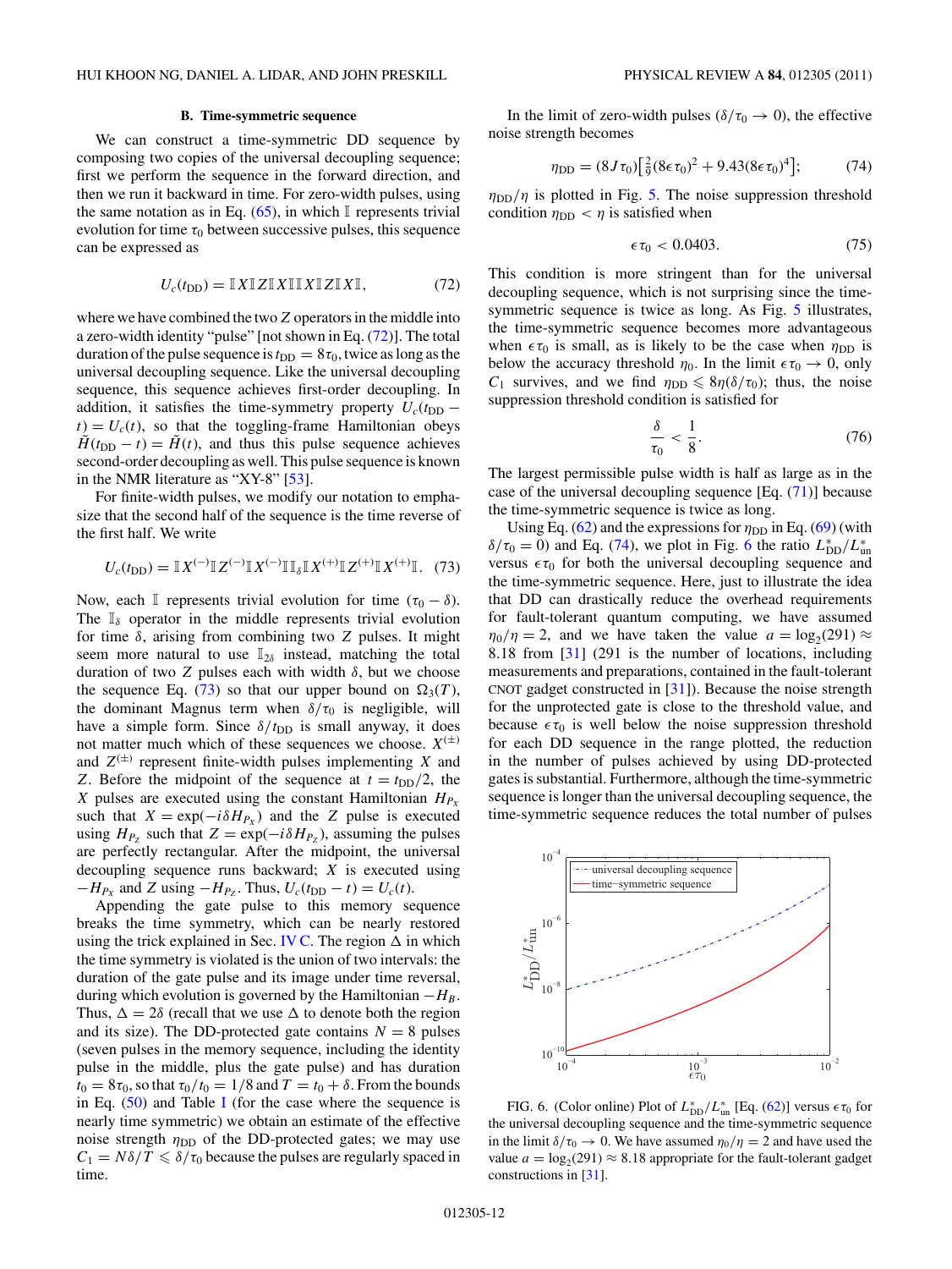### B. Time-symmetric sequence

We can construct a time-symmetric DD sequence by composing two copies of the universal decoupling sequence; first we perform the sequence in the forward direction, and then we run it backward in time. For zero-width pulses, using the same notation as in Eq. (65), in which $\mathbb{I}$ represents trivial evolution for time $\tau_0$ between successive pulses, this sequence can be expressed as

$$U_c(t_{\mathrm{DD}}) = \mathbb{I}X\mathbb{I}Z\mathbb{I}X\mathbb{I}\mathbb{I}X\mathbb{I}Z\mathbb{I}X\mathbb{I}, \tag{72}$$

where we have combined the two $Z$ operators in the middle into a zero-width identity "pulse" [not shown in Eq. (72)]. The total duration of the pulse sequence is $t_{\mathrm{DD}} = 8\tau_0$, twice as long as the universal decoupling sequence. Like the universal decoupling sequence, this sequence achieves first-order decoupling. In addition, it satisfies the time-symmetry property $U_c(t_{\mathrm{DD}} - t) = U_c(t)$, so that the toggling-frame Hamiltonian obeys $\tilde{H}(t_{\mathrm{DD}} - t) = \tilde{H}(t)$, and thus this pulse sequence achieves second-order decoupling as well. This pulse sequence is known in the NMR literature as "XY-8" [53].

For finite-width pulses, we modify our notation to emphasize that the second half of the sequence is the time reverse of the first half. We write

$$U_c(t_{\mathrm{DD}}) = \mathbb{I}X^{(-)}\mathbb{I}Z^{(-)}\mathbb{I}X^{(-)}\mathbb{I}\mathbb{I}_\delta\mathbb{I}X^{(+)}\mathbb{I}Z^{(+)}\mathbb{I}X^{(+)}\mathbb{I}. \tag{73}$$

Now, each $\mathbb{I}$ represents trivial evolution for time $(\tau_0 - \delta)$. The $\mathbb{I}_\delta$ operator in the middle represents trivial evolution for time $\delta$, arising from combining two $Z$ pulses. It might seem more natural to use $\mathbb{I}_{2\delta}$ instead, matching the total duration of two $Z$ pulses each with width $\delta$, but we choose the sequence Eq. (73) so that our upper bound on $\Omega_3(T)$, the dominant Magnus term when $\delta/\tau_0$ is negligible, will have a simple form. Since $\delta/t_{\mathrm{DD}}$ is small anyway, it does not matter much which of these sequences we choose. $X^{(\pm)}$ and $Z^{(\pm)}$ represent finite-width pulses implementing $X$ and $Z$. Before the midpoint of the sequence at $t = t_{\mathrm{DD}}/2$, the $X$ pulses are executed using the constant Hamiltonian $H_{P_X}$ such that $X = \exp(-i\delta H_{P_X})$ and the $Z$ pulse is executed using $H_{P_Z}$ such that $Z = \exp(-i\delta H_{P_Z})$, assuming the pulses are perfectly rectangular. After the midpoint, the universal decoupling sequence runs backward; $X$ is executed using $-H_{P_X}$ and $Z$ using $-H_{P_Z}$. Thus, $U_c(t_{\mathrm{DD}} - t) = U_c(t)$.

Appending the gate pulse to this memory sequence breaks the time symmetry, which can be nearly restored using the trick explained in Sec. IV C. The region $\Delta$ in which the time symmetry is violated is the union of two intervals: the duration of the gate pulse and its image under time reversal, during which evolution is governed by the Hamiltonian $-H_B$. Thus, $\Delta = 2\delta$ (recall that we use $\Delta$ to denote both the region and its size). The DD-protected gate contains $N = 8$ pulses (seven pulses in the memory sequence, including the identity pulse in the middle, plus the gate pulse) and has duration $t_0 = 8\tau_0$, so that $\tau_0/t_0 = 1/8$ and $T = t_0 + \delta$. From the bounds in Eq. (50) and Table I (for the case where the sequence is nearly time symmetric) we obtain an estimate of the effective noise strength $\eta_{\mathrm{DD}}$ of the DD-protected gates; we may use $C_1 = N\delta/T \leqslant \delta/\tau_0$ because the pulses are regularly spaced in time.

In the limit of zero-width pulses ($\delta/\tau_0 \to 0$), the effective noise strength becomes

$$\eta_{\mathrm{DD}} = (8J\tau_0)\left[\tfrac{2}{9}(8\epsilon\tau_0)^2 + 9.43(8\epsilon\tau_0)^4\right]; \tag{74}$$

$\eta_{\mathrm{DD}}/\eta$ is plotted in Fig. 5. The noise suppression threshold condition $\eta_{\mathrm{DD}} < \eta$ is satisfied when

$$\epsilon\tau_0 < 0.0403. \tag{75}$$

This condition is more stringent than for the universal decoupling sequence, which is not surprising since the time-symmetric sequence is twice as long. As Fig. 5 illustrates, the time-symmetric sequence becomes more advantageous when $\epsilon\tau_0$ is small, as is likely to be the case when $\eta_{\mathrm{DD}}$ is below the accuracy threshold $\eta_0$. In the limit $\epsilon\tau_0 \to 0$, only $C_1$ survives, and we find $\eta_{\mathrm{DD}} \leqslant 8\eta(\delta/\tau_0)$; thus, the noise suppression threshold condition is satisfied for

$$\frac{\delta}{\tau_0} < \frac{1}{8}. \tag{76}$$

The largest permissible pulse width is half as large as in the case of the universal decoupling sequence [Eq. (71)] because the time-symmetric sequence is twice as long.

Using Eq. (62) and the expressions for $\eta_{\mathrm{DD}}$ in Eq. (69) (with $\delta/\tau_0 = 0$) and Eq. (74), we plot in Fig. 6 the ratio $L^*_{\mathrm{DD}}/L^*_{\mathrm{un}}$ versus $\epsilon\tau_0$ for both the universal decoupling sequence and the time-symmetric sequence. Here, just to illustrate the idea that DD can drastically reduce the overhead requirements for fault-tolerant quantum computing, we have assumed $\eta_0/\eta = 2$, and we have taken the value $a = \log_2(291) \approx 8.18$ from [31] (291 is the number of locations, including measurements and preparations, contained in the fault-tolerant CNOT gadget constructed in [31]). Because the noise strength for the unprotected gate is close to the threshold value, and because $\epsilon\tau_0$ is well below the noise suppression threshold for each DD sequence in the range plotted, the reduction in the number of pulses achieved by using DD-protected gates is substantial. Furthermore, although the time-symmetric sequence is longer than the universal decoupling sequence, the time-symmetric sequence reduces the total number of pulses

FIG. 6. (Color online) Plot of $L^*_{\mathrm{DD}}/L^*_{\mathrm{un}}$ [Eq. (62)] versus $\epsilon\tau_0$ for the universal decoupling sequence and the time-symmetric sequence in the limit $\delta/\tau_0 \to 0$. We have assumed $\eta_0/\eta = 2$ and have used the value $a = \log_2(291) \approx 8.18$ appropriate for the fault-tolerant gadget constructions in [31].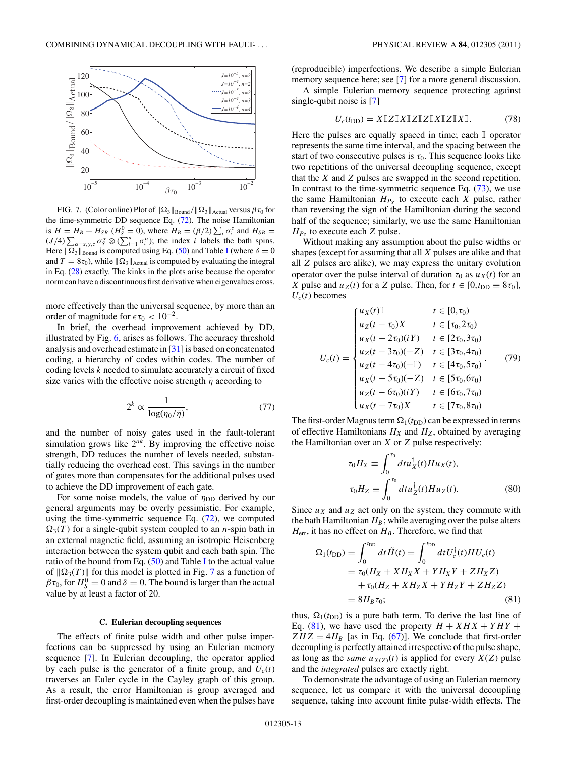FIG. 7. (Color online) Plot of $\|\Omega_3\|_{\rm Bound}/\|\Omega_3\|_{\rm Actual}$ versus $\beta\tau_0$ for the time-symmetric DD sequence Eq. (72). The noise Hamiltonian is $H = H_B + H_{SB}$ ($H_S^0 = 0$), where $H_B = (\beta/2)\sum_i \sigma_i^z$ and $H_{SB} = (J/4)\sum_{\alpha=x,y,z}\sigma_S^\alpha \otimes (\sum_{i=1}^n \sigma_i^\alpha)$; the index $i$ labels the bath spins. Here $\|\Omega_3\|_{\rm Bound}$ is computed using Eq. (50) and Table I (where $\delta = 0$ and $T = 8\tau_0$), while $\|\Omega_3\|_{\rm Actual}$ is computed by evaluating the integral in Eq. (28) exactly. The kinks in the plots arise because the operator norm can have a discontinuous first derivative when eigenvalues cross.

more effectively than the universal sequence, by more than an order of magnitude for $\epsilon\tau_0 < 10^{-2}$.

In brief, the overhead improvement achieved by DD, illustrated by Fig. 6, arises as follows. The accuracy threshold analysis and overhead estimate in [31] is based on concatenated coding, a hierarchy of codes within codes. The number of coding levels $k$ needed to simulate accurately a circuit of fixed size varies with the effective noise strength $\bar{\eta}$ according to

$$2^k \propto \frac{1}{\log(\eta_0/\bar{\eta})}, \tag{77}$$

and the number of noisy gates used in the fault-tolerant simulation grows like $2^{ak}$. By improving the effective noise strength, DD reduces the number of levels needed, substantially reducing the overhead cost. This savings in the number of gates more than compensates for the additional pulses used to achieve the DD improvement of each gate.

For some noise models, the value of $\eta_{\rm DD}$ derived by our general arguments may be overly pessimistic. For example, using the time-symmetric sequence Eq. (72), we computed $\Omega_3(T)$ for a single-qubit system coupled to an $n$-spin bath in an external magnetic field, assuming an isotropic Heisenberg interaction between the system qubit and each bath spin. The ratio of the bound from Eq. (50) and Table I to the actual value of $\|\Omega_3(T)\|$ for this model is plotted in Fig. 7 as a function of $\beta\tau_0$, for $H_S^0 = 0$ and $\delta = 0$. The bound is larger than the actual value by at least a factor of 20.

### C. Eulerian decoupling sequences

The effects of finite pulse width and other pulse imperfections can be suppressed by using an Eulerian memory sequence [7]. In Eulerian decoupling, the operator applied by each pulse is the generator of a finite group, and $U_c(t)$ traverses an Euler cycle in the Cayley graph of this group. As a result, the error Hamiltonian is group averaged and first-order decoupling is maintained even when the pulses have (reproducible) imperfections. We describe a simple Eulerian memory sequence here; see [7] for a more general discussion.

A simple Eulerian memory sequence protecting against single-qubit noise is [7]

$$U_c(t_{\rm DD}) = X\mathbb{I}Z\mathbb{I}X\mathbb{I}Z\mathbb{I}Z\mathbb{I}X\mathbb{I}Z\mathbb{I}X\mathbb{I}. \tag{78}$$

Here the pulses are equally spaced in time; each $\mathbb{I}$ operator represents the same time interval, and the spacing between the start of two consecutive pulses is $\tau_0$. This sequence looks like two repetitions of the universal decoupling sequence, except that the $X$ and $Z$ pulses are swapped in the second repetition. In contrast to the time-symmetric sequence Eq. (73), we use the same Hamiltonian $H_{P_X}$ to execute each $X$ pulse, rather than reversing the sign of the Hamiltonian during the second half of the sequence; similarly, we use the same Hamiltonian $H_{P_Z}$ to execute each $Z$ pulse.

Without making any assumption about the pulse widths or shapes (except for assuming that all $X$ pulses are alike and that all $Z$ pulses are alike), we may express the unitary evolution operator over the pulse interval of duration $\tau_0$ as $u_X(t)$ for an $X$ pulse and $u_Z(t)$ for a $Z$ pulse. Then, for $t \in [0, t_{\rm DD} \equiv 8\tau_0]$, $U_c(t)$ becomes

$$U_c(t) = \begin{cases} u_X(t)\mathbb{I} & t \in [0,\tau_0) \\ u_Z(t-\tau_0)X & t \in [\tau_0, 2\tau_0) \\ u_X(t-2\tau_0)(iY) & t \in [2\tau_0, 3\tau_0) \\ u_Z(t-3\tau_0)(-Z) & t \in [3\tau_0, 4\tau_0) \\ u_Z(t-4\tau_0)(-\mathbb{I}) & t \in [4\tau_0, 5\tau_0) \\ u_X(t-5\tau_0)(-Z) & t \in [5\tau_0, 6\tau_0) \\ u_Z(t-6\tau_0)(iY) & t \in [6\tau_0, 7\tau_0) \\ u_X(t-7\tau_0)X & t \in [7\tau_0, 8\tau_0) \end{cases}. \tag{79}$$

The first-order Magnus term $\Omega_1(t_{\rm DD})$ can be expressed in terms of effective Hamiltonians $H_X$ and $H_Z$, obtained by averaging the Hamiltonian over an $X$ or $Z$ pulse respectively:

$$\begin{aligned} \tau_0 H_X &\equiv \int_0^{\tau_0} du_X^\dagger(t) H u_X(t), \\ \tau_0 H_Z &\equiv \int_0^{\tau_0} du_Z^\dagger(t) H u_Z(t). \end{aligned} \tag{80}$$

Since $u_X$ and $u_Z$ act only on the system, they commute with the bath Hamiltonian $H_B$; while averaging over the pulse alters $H_{\rm err}$, it has no effect on $H_B$. Therefore, we find that

$$\begin{aligned} \Omega_1(t_{\rm DD}) &= \int_0^{t_{\rm DD}} dt\,\tilde{H}(t) = \int_0^{t_{\rm DD}} dt\,U_c^\dagger(t) H U_c(t) \\ &= \tau_0(H_X + XH_XX + YH_XY + ZH_XZ) \\ &\quad + \tau_0(H_Z + XH_ZX + YH_ZY + ZH_ZZ) \\ &= 8H_B\tau_0; \end{aligned} \tag{81}$$

thus, $\Omega_1(t_{\rm DD})$ is a pure bath term. To derive the last line of Eq. (81), we have used the property $H + XHX + YHY + ZHZ = 4H_B$ [as in Eq. (67)]. We conclude that first-order decoupling is perfectly attained irrespective of the pulse shape, as long as the *same* $u_{X(Z)}(t)$ is applied for every $X(Z)$ pulse and the *integrated* pulses are exactly right.

To demonstrate the advantage of using an Eulerian memory sequence, let us compare it with the universal decoupling sequence, taking into account finite pulse-width effects. The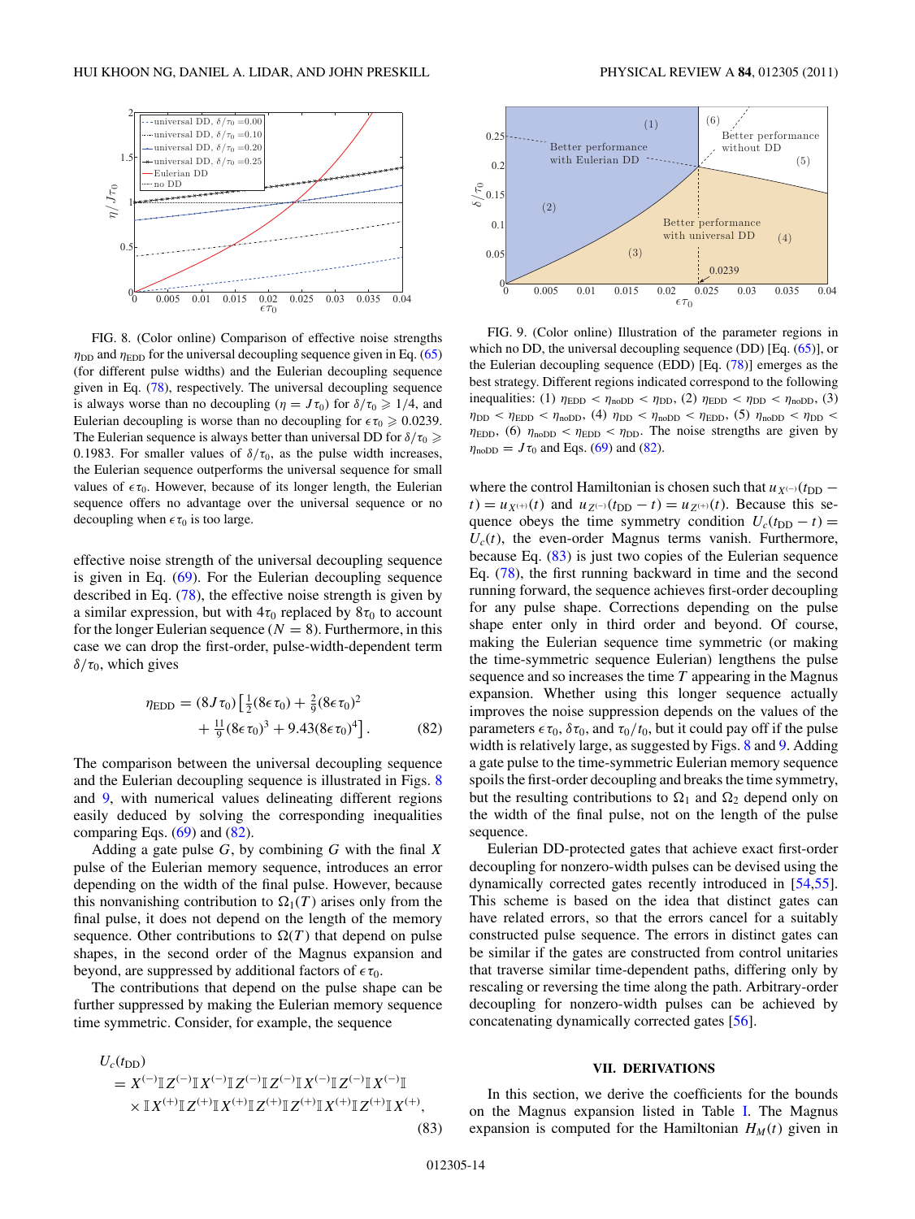FIG. 8. (Color online) Comparison of effective noise strengths $\eta_{\mathrm{DD}}$ and $\eta_{\mathrm{EDD}}$ for the universal decoupling sequence given in Eq. (65) (for different pulse widths) and the Eulerian decoupling sequence given in Eq. (78), respectively. The universal decoupling sequence is always worse than no decoupling ($\eta = J\tau_0$) for $\delta/\tau_0 \geqslant 1/4$, and Eulerian decoupling is worse than no decoupling for $\epsilon\tau_0 \geqslant 0.0239$. The Eulerian sequence is always better than universal DD for $\delta/\tau_0 \geqslant 0.1983$. For smaller values of $\delta/\tau_0$, as the pulse width increases, the Eulerian sequence outperforms the universal sequence for small values of $\epsilon\tau_0$. However, because of its longer length, the Eulerian sequence offers no advantage over the universal sequence or no decoupling when $\epsilon\tau_0$ is too large.

effective noise strength of the universal decoupling sequence is given in Eq. (69). For the Eulerian decoupling sequence described in Eq. (78), the effective noise strength is given by a similar expression, but with $4\tau_0$ replaced by $8\tau_0$ to account for the longer Eulerian sequence ($N = 8$). Furthermore, in this case we can drop the first-order, pulse-width-dependent term $\delta/\tau_0$, which gives

$$\eta_{\mathrm{EDD}} = (8J\tau_0)\left[\tfrac{1}{2}(8\epsilon\tau_0) + \tfrac{2}{9}(8\epsilon\tau_0)^2 + \tfrac{11}{9}(8\epsilon\tau_0)^3 + 9.43(8\epsilon\tau_0)^4\right]. \tag{82}$$

The comparison between the universal decoupling sequence and the Eulerian decoupling sequence is illustrated in Figs. 8 and 9, with numerical values delineating different regions easily deduced by solving the corresponding inequalities comparing Eqs. (69) and (82).

Adding a gate pulse $G$, by combining $G$ with the final $X$ pulse of the Eulerian memory sequence, introduces an error depending on the width of the final pulse. However, because this nonvanishing contribution to $\Omega_1(T)$ arises only from the final pulse, it does not depend on the length of the memory sequence. Other contributions to $\Omega(T)$ that depend on pulse shapes, in the second order of the Magnus expansion and beyond, are suppressed by additional factors of $\epsilon\tau_0$.

The contributions that depend on the pulse shape can be further suppressed by making the Eulerian memory sequence time symmetric. Consider, for example, the sequence

$$\begin{aligned} U_c(t_{\mathrm{DD}}) &= X^{(-)}\mathbb{I}Z^{(-)}\mathbb{I}X^{(-)}\mathbb{I}Z^{(-)}\mathbb{I}Z^{(-)}\mathbb{I}X^{(-)}\mathbb{I}Z^{(-)}\mathbb{I}X^{(-)}\mathbb{I} \\ &\quad \times \mathbb{I}X^{(+)}\mathbb{I}Z^{(+)}\mathbb{I}X^{(+)}\mathbb{I}Z^{(+)}\mathbb{I}Z^{(+)}\mathbb{I}X^{(+)}\mathbb{I}Z^{(+)}\mathbb{I}X^{(+)}, \end{aligned} \tag{83}$$

FIG. 9. (Color online) Illustration of the parameter regions in which no DD, the universal decoupling sequence (DD) [Eq. (65)], or the Eulerian decoupling sequence (EDD) [Eq. (78)] emerges as the best strategy. Different regions indicated correspond to the following inequalities: (1) $\eta_{\mathrm{EDD}} < \eta_{\mathrm{noDD}} < \eta_{\mathrm{DD}}$, (2) $\eta_{\mathrm{EDD}} < \eta_{\mathrm{DD}} < \eta_{\mathrm{noDD}}$, (3) $\eta_{\mathrm{DD}} < \eta_{\mathrm{EDD}} < \eta_{\mathrm{noDD}}$, (4) $\eta_{\mathrm{DD}} < \eta_{\mathrm{noDD}} < \eta_{\mathrm{EDD}}$, (5) $\eta_{\mathrm{noDD}} < \eta_{\mathrm{DD}} < \eta_{\mathrm{EDD}}$, (6) $\eta_{\mathrm{noDD}} < \eta_{\mathrm{EDD}} < \eta_{\mathrm{DD}}$. The noise strengths are given by $\eta_{\mathrm{noDD}} = J\tau_0$ and Eqs. (69) and (82).

where the control Hamiltonian is chosen such that $u_{X^{(-)}}(t_{\mathrm{DD}} - t) = u_{X^{(+)}}(t)$ and $u_{Z^{(-)}}(t_{\mathrm{DD}} - t) = u_{Z^{(+)}}(t)$. Because this sequence obeys the time symmetry condition $U_c(t_{\mathrm{DD}} - t) = U_c(t)$, the even-order Magnus terms vanish. Furthermore, because Eq. (83) is just two copies of the Eulerian sequence Eq. (78), the first running backward in time and the second running forward, the sequence achieves first-order decoupling for any pulse shape. Corrections depending on the pulse shape enter only in third order and beyond. Of course, making the Eulerian sequence time symmetric (or making the time-symmetric sequence Eulerian) lengthens the pulse sequence and so increases the time $T$ appearing in the Magnus expansion. Whether using this longer sequence actually improves the noise suppression depends on the values of the parameters $\epsilon\tau_0$, $\delta\tau_0$, and $\tau_0/t_0$, but it could pay off if the pulse width is relatively large, as suggested by Figs. 8 and 9. Adding a gate pulse to the time-symmetric Eulerian memory sequence spoils the first-order decoupling and breaks the time symmetry, but the resulting contributions to $\Omega_1$ and $\Omega_2$ depend only on the width of the final pulse, not on the length of the pulse sequence.

Eulerian DD-protected gates that achieve exact first-order decoupling for nonzero-width pulses can be devised using the dynamically corrected gates recently introduced in [54,55]. This scheme is based on the idea that distinct gates can have related errors, so that the errors cancel for a suitably constructed pulse sequence. The errors in distinct gates can be similar if the gates are constructed from control unitaries that traverse similar time-dependent paths, differing only by rescaling or reversing the time along the path. Arbitrary-order decoupling for nonzero-width pulses can be achieved by concatenating dynamically corrected gates [56].

## VII. DERIVATIONS

In this section, we derive the coefficients for the bounds on the Magnus expansion listed in Table I. The Magnus expansion is computed for the Hamiltonian $H_M(t)$ given in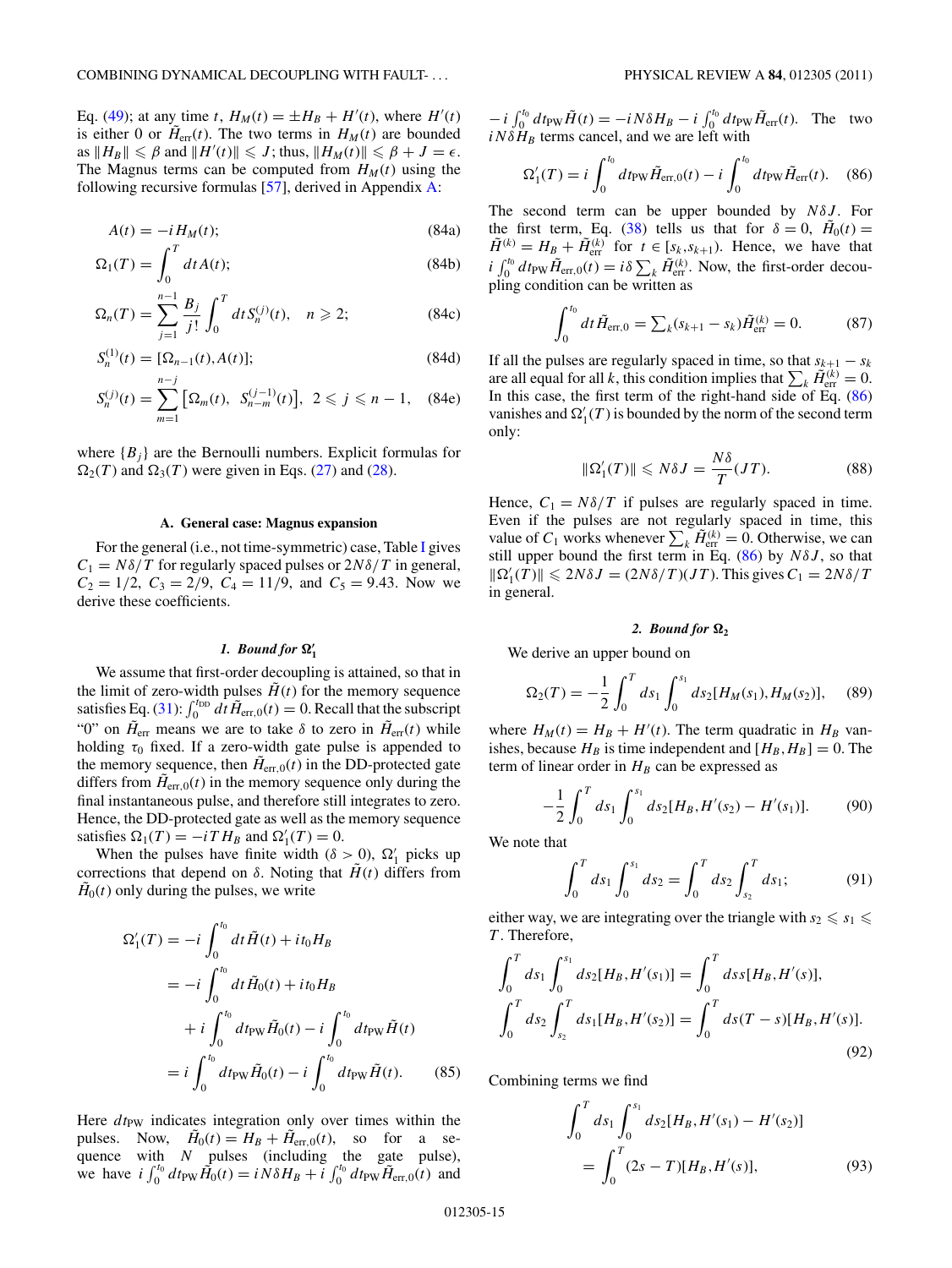Eq. (49); at any time $t$, $H_M(t) = \pm H_B + H'(t)$, where $H'(t)$ is either 0 or $\tilde{H}_{\rm err}(t)$. The two terms in $H_M(t)$ are bounded as $\|H_B\| \leqslant \beta$ and $\|H'(t)\| \leqslant J$; thus, $\|H_M(t)\| \leqslant \beta + J = \epsilon$. The Magnus terms can be computed from $H_M(t)$ using the following recursive formulas [57], derived in Appendix A:

$$A(t) = -iH_M(t); \tag{84a}$$

$$\Omega_1(T) = \int_0^T dt A(t); \tag{84b}$$

$$\Omega_n(T) = \sum_{j=1}^{n-1} \frac{B_j}{j!} \int_0^T dt S_n^{(j)}(t), \quad n \geqslant 2; \tag{84c}$$

$$S_n^{(1)}(t) = [\Omega_{n-1}(t), A(t)]; \tag{84d}$$

$$S_n^{(j)}(t) = \sum_{m=1}^{n-j} \left[\Omega_m(t),\ S_{n-m}^{(j-1)}(t)\right],\ \ 2 \leqslant j \leqslant n-1, \tag{84e}$$

where $\{B_j\}$ are the Bernoulli numbers. Explicit formulas for $\Omega_2(T)$ and $\Omega_3(T)$ were given in Eqs. (27) and (28).

### A. General case: Magnus expansion

For the general (i.e., not time-symmetric) case, Table I gives $C_1 = N\delta/T$ for regularly spaced pulses or $2N\delta/T$ in general, $C_2 = 1/2$, $C_3 = 2/9$, $C_4 = 11/9$, and $C_5 = 9.43$. Now we derive these coefficients.

#### 1. Bound for $\Omega_1'$

We assume that first-order decoupling is attained, so that in the limit of zero-width pulses $\tilde{H}(t)$ for the memory sequence satisfies Eq. (31): $\int_0^{t_{\rm DD}} dt \tilde{H}_{\rm err,0}(t) = 0$. Recall that the subscript "0" on $\tilde{H}_{\rm err}$ means we are to take $\delta$ to zero in $\tilde{H}_{\rm err}(t)$ while holding $\tau_0$ fixed. If a zero-width gate pulse is appended to the memory sequence, then $\tilde{H}_{\rm err,0}(t)$ in the DD-protected gate differs from $\tilde{H}_{\rm err,0}(t)$ in the memory sequence only during the final instantaneous pulse, and therefore still integrates to zero. Hence, the DD-protected gate as well as the memory sequence satisfies $\Omega_1(T) = -iTH_B$ and $\Omega_1'(T) = 0$.

When the pulses have finite width ($\delta > 0$), $\Omega_1'$ picks up corrections that depend on $\delta$. Noting that $\tilde{H}(t)$ differs from $\tilde{H}_0(t)$ only during the pulses, we write

$$\begin{aligned}
\Omega_1'(T) &= -i\int_0^{t_0} dt \tilde{H}(t) + it_0 H_B \\
&= -i\int_0^{t_0} dt \tilde{H}_0(t) + it_0 H_B \\
&\quad + i\int_0^{t_0} dt_{\rm PW}\tilde{H}_0(t) - i\int_0^{t_0} dt_{\rm PW}\tilde{H}(t) \\
&= i\int_0^{t_0} dt_{\rm PW}\tilde{H}_0(t) - i\int_0^{t_0} dt_{\rm PW}\tilde{H}(t).
\end{aligned} \tag{85}$$

Here $dt_{\rm PW}$ indicates integration only over times within the pulses. Now, $\tilde{H}_0(t) = H_B + \tilde{H}_{\rm err,0}(t)$, so for a sequence with $N$ pulses (including the gate pulse), we have $i\int_0^{t_0} dt_{\rm PW}\tilde{H}_0(t) = iN\delta H_B + i\int_0^{t_0} dt_{\rm PW}\tilde{H}_{\rm err,0}(t)$ and $-i\int_0^{t_0} dt_{\rm PW}\tilde{H}(t) = -iN\delta H_B - i\int_0^{t_0} dt_{\rm PW}\tilde{H}_{\rm err}(t)$. The two $iN\delta H_B$ terms cancel, and we are left with

$$\Omega_1'(T) = i\int_0^{t_0} dt_{\rm PW}\tilde{H}_{\rm err,0}(t) - i\int_0^{t_0} dt_{\rm PW}\tilde{H}_{\rm err}(t). \tag{86}$$

The second term can be upper bounded by $N\delta J$. For the first term, Eq. (38) tells us that for $\delta = 0$, $\tilde{H}_0(t) = \tilde{H}^{(k)} = H_B + \tilde{H}_{\rm err}^{(k)}$ for $t \in [s_k, s_{k+1})$. Hence, we have that $i\int_0^{t_0} dt_{\rm PW}\tilde{H}_{\rm err,0}(t) = i\delta\sum_k \tilde{H}_{\rm err}^{(k)}$. Now, the first-order decoupling condition can be written as

$$\int_0^{t_0} dt \tilde{H}_{\rm err,0} = \textstyle\sum_k (s_{k+1} - s_k)\tilde{H}_{\rm err}^{(k)} = 0. \tag{87}$$

If all the pulses are regularly spaced in time, so that $s_{k+1} - s_k$ are all equal for all $k$, this condition implies that $\sum_k \tilde{H}_{\rm err}^{(k)} = 0$. In this case, the first term of the right-hand side of Eq. (86) vanishes and $\Omega_1'(T)$ is bounded by the norm of the second term only:

$$\|\Omega_1'(T)\| \leqslant N\delta J = \frac{N\delta}{T}(JT). \tag{88}$$

Hence, $C_1 = N\delta/T$ if pulses are regularly spaced in time. Even if the pulses are not regularly spaced in time, this value of $C_1$ works whenever $\sum_k \tilde{H}_{\rm err}^{(k)} = 0$. Otherwise, we can still upper bound the first term in Eq. (86) by $N\delta J$, so that $\|\Omega_1'(T)\| \leqslant 2N\delta J = (2N\delta/T)(JT)$. This gives $C_1 = 2N\delta/T$ in general.

#### 2. Bound for $\Omega_2$

We derive an upper bound on

$$\Omega_2(T) = -\frac{1}{2}\int_0^T ds_1 \int_0^{s_1} ds_2 [H_M(s_1), H_M(s_2)], \tag{89}$$

where $H_M(t) = H_B + H'(t)$. The term quadratic in $H_B$ vanishes, because $H_B$ is time independent and $[H_B, H_B] = 0$. The term of linear order in $H_B$ can be expressed as

$$-\frac{1}{2}\int_0^T ds_1 \int_0^{s_1} ds_2 [H_B, H'(s_2) - H'(s_1)]. \tag{90}$$

We note that

$$\int_0^T ds_1 \int_0^{s_1} ds_2 = \int_0^T ds_2 \int_{s_2}^T ds_1; \tag{91}$$

either way, we are integrating over the triangle with $s_2 \leqslant s_1 \leqslant T$. Therefore,

$$\begin{aligned}
\int_0^T ds_1 \int_0^{s_1} ds_2 [H_B, H'(s_1)] &= \int_0^T ds s [H_B, H'(s)], \\
\int_0^T ds_2 \int_{s_2}^T ds_1 [H_B, H'(s_2)] &= \int_0^T ds (T - s)[H_B, H'(s)].
\end{aligned} \tag{92}$$

Combining terms we find

$$\begin{aligned}
\int_0^T ds_1 &\int_0^{s_1} ds_2 [H_B, H'(s_1) - H'(s_2)] \\
&= \int_0^T (2s - T)[H_B, H'(s)],
\end{aligned} \tag{93}$$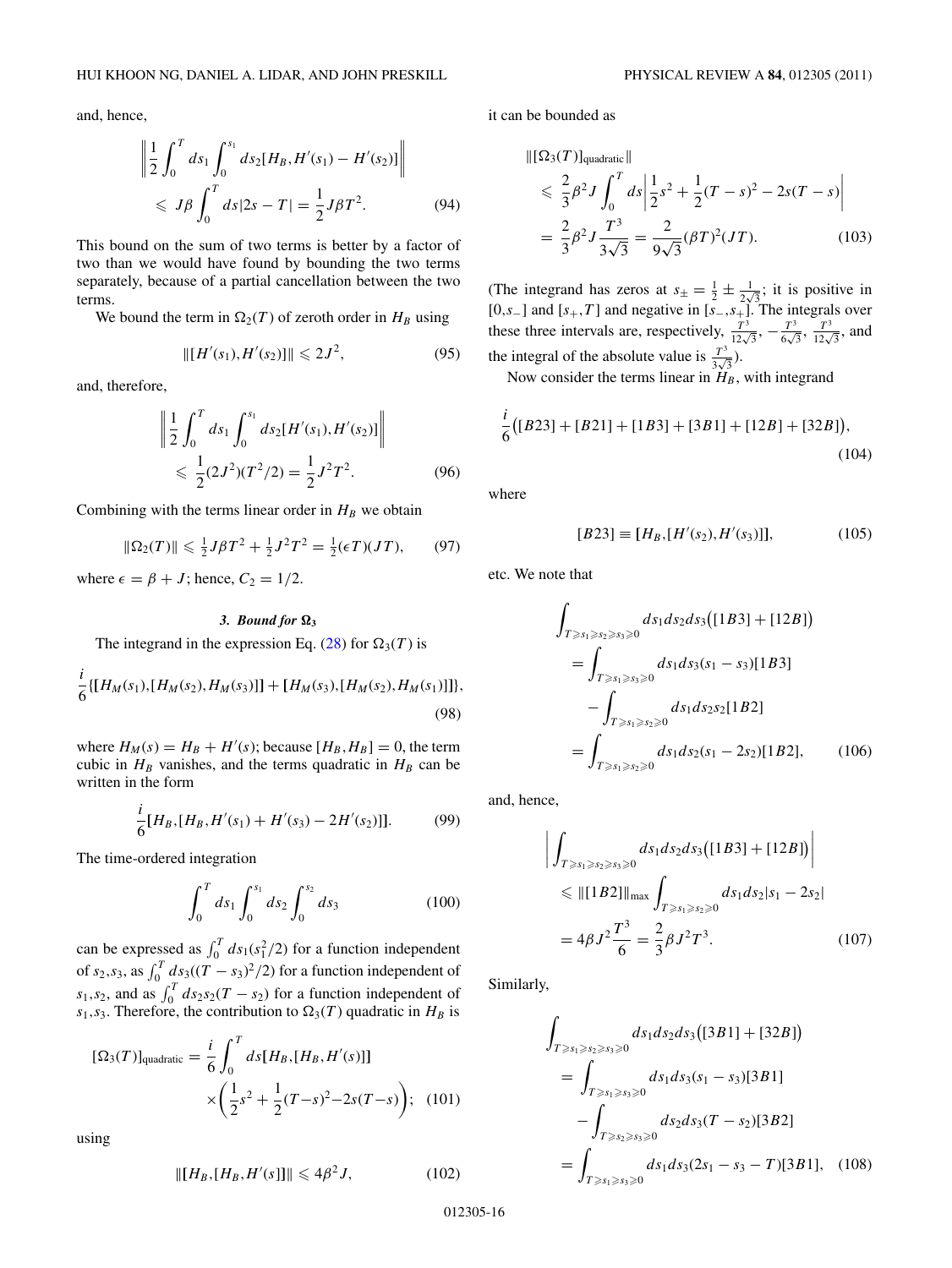and, hence,

$$\left\| \frac{1}{2} \int_0^T ds_1 \int_0^{s_1} ds_2 [H_B, H'(s_1) - H'(s_2)] \right\| \leqslant J\beta \int_0^T ds |2s - T| = \frac{1}{2} J\beta T^2. \tag{94}$$

This bound on the sum of two terms is better by a factor of two than we would have found by bounding the two terms separately, because of a partial cancellation between the two terms.

We bound the term in $\Omega_2(T)$ of zeroth order in $H_B$ using

$$\|[H'(s_1), H'(s_2)]\| \leqslant 2J^2, \tag{95}$$

and, therefore,

$$\left\| \frac{1}{2} \int_0^T ds_1 \int_0^{s_1} ds_2 [H'(s_1), H'(s_2)] \right\| \leqslant \frac{1}{2}(2J^2)(T^2/2) = \frac{1}{2} J^2 T^2. \tag{96}$$

Combining with the terms linear order in $H_B$ we obtain

$$\|\Omega_2(T)\| \leqslant \tfrac{1}{2} J\beta T^2 + \tfrac{1}{2} J^2 T^2 = \tfrac{1}{2}(\epsilon T)(JT), \tag{97}$$

where $\epsilon = \beta + J$; hence, $C_2 = 1/2$.

#### 3. Bound for $\Omega_3$

The integrand in the expression Eq. (28) for $\Omega_3(T)$ is

$$\frac{i}{6}\{[H_M(s_1), [H_M(s_2), H_M(s_3)]] + [H_M(s_3), [H_M(s_2), H_M(s_1)]]\}, \tag{98}$$

where $H_M(s) = H_B + H'(s)$; because $[H_B, H_B] = 0$, the term cubic in $H_B$ vanishes, and the terms quadratic in $H_B$ can be written in the form

$$\frac{i}{6}[H_B, [H_B, H'(s_1) + H'(s_3) - 2H'(s_2)]]. \tag{99}$$

The time-ordered integration

$$\int_0^T ds_1 \int_0^{s_1} ds_2 \int_0^{s_2} ds_3 \tag{100}$$

can be expressed as $\int_0^T ds_1 (s_1^2/2)$ for a function independent of $s_2, s_3$, as $\int_0^T ds_3 ((T - s_3)^2/2)$ for a function independent of $s_1, s_2$, and as $\int_0^T ds_2 s_2 (T - s_2)$ for a function independent of $s_1, s_3$. Therefore, the contribution to $\Omega_3(T)$ quadratic in $H_B$ is

$$[\Omega_3(T)]_{\text{quadratic}} = \frac{i}{6} \int_0^T ds [H_B, [H_B, H'(s)]] \times \left( \frac{1}{2}s^2 + \frac{1}{2}(T-s)^2 - 2s(T-s) \right); \tag{101}$$

using

$$\|[H_B, [H_B, H'(s)]]\| \leqslant 4\beta^2 J, \tag{102}$$

it can be bounded as

$$\|[\Omega_3(T)]_{\text{quadratic}}\| \leqslant \frac{2}{3}\beta^2 J \int_0^T ds \left| \frac{1}{2}s^2 + \frac{1}{2}(T - s)^2 - 2s(T - s) \right| = \frac{2}{3}\beta^2 J \frac{T^3}{3\sqrt{3}} = \frac{2}{9\sqrt{3}}(\beta T)^2 (JT). \tag{103}$$

(The integrand has zeros at $s_\pm = \frac{1}{2} \pm \frac{1}{2\sqrt{3}}$; it is positive in $[0, s_-]$ and $[s_+, T]$ and negative in $[s_-, s_+]$. The integrals over these three intervals are, respectively, $\frac{T^3}{12\sqrt{3}}$, $-\frac{T^3}{6\sqrt{3}}$, $\frac{T^3}{12\sqrt{3}}$, and the integral of the absolute value is $\frac{T^3}{3\sqrt{3}}$.)

Now consider the terms linear in $H_B$, with integrand

$$\frac{i}{6}\big([B23] + [B21] + [1B3] + [3B1] + [12B] + [32B]\big), \tag{104}$$

where

$$[B23] \equiv [H_B, [H'(s_2), H'(s_3)]], \tag{105}$$

etc. We note that

$$\begin{aligned} \int_{T \geqslant s_1 \geqslant s_2 \geqslant s_3 \geqslant 0} & ds_1 ds_2 ds_3 \big([1B3] + [12B]\big) \\ &= \int_{T \geqslant s_1 \geqslant s_3 \geqslant 0} ds_1 ds_3 (s_1 - s_3)[1B3] \\ &\quad - \int_{T \geqslant s_1 \geqslant s_2 \geqslant 0} ds_1 ds_2 s_2 [1B2] \\ &= \int_{T \geqslant s_1 \geqslant s_2 \geqslant 0} ds_1 ds_2 (s_1 - 2s_2)[1B2], \end{aligned} \tag{106}$$

and, hence,

$$\begin{aligned} \left| \int_{T \geqslant s_1 \geqslant s_2 \geqslant s_3 \geqslant 0} ds_1 ds_2 ds_3 \big([1B3] + [12B]\big) \right| &\leqslant \|[1B2]\|_{\max} \int_{T \geqslant s_1 \geqslant s_2 \geqslant 0} ds_1 ds_2 |s_1 - 2s_2| \\ &= 4\beta J^2 \frac{T^3}{6} = \frac{2}{3}\beta J^2 T^3. \end{aligned} \tag{107}$$

Similarly,

$$\begin{aligned} \int_{T \geqslant s_1 \geqslant s_2 \geqslant s_3 \geqslant 0} & ds_1 ds_2 ds_3 \big([3B1] + [32B]\big) \\ &= \int_{T \geqslant s_1 \geqslant s_3 \geqslant 0} ds_1 ds_3 (s_1 - s_3)[3B1] \\ &\quad - \int_{T \geqslant s_2 \geqslant s_3 \geqslant 0} ds_2 ds_3 (T - s_2)[3B2] \\ &= \int_{T \geqslant s_1 \geqslant s_3 \geqslant 0} ds_1 ds_3 (2s_1 - s_3 - T)[3B1], \end{aligned} \tag{108}$$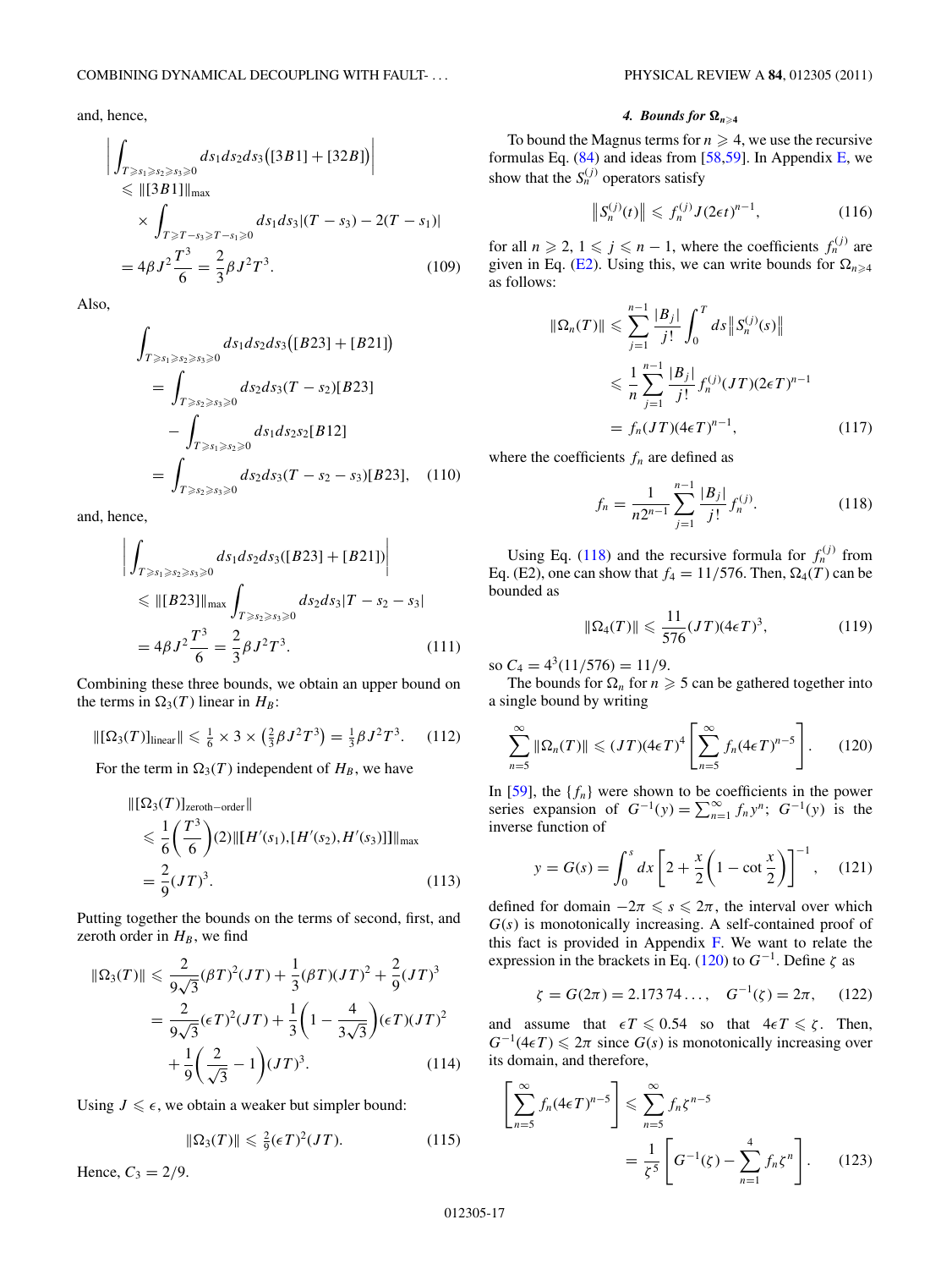and, hence,

$$\left| \int_{T \geqslant s_1 \geqslant s_2 \geqslant s_3 \geqslant 0} ds_1 ds_2 ds_3 \big([3B1] + [32B]\big) \right|$$
$$\leqslant \|[3B1]\|_{\max}$$
$$\times \int_{T \geqslant T - s_3 \geqslant T - s_1 \geqslant 0} ds_1 ds_3 |(T - s_3) - 2(T - s_1)|$$
$$= 4\beta J^2 \frac{T^3}{6} = \frac{2}{3}\beta J^2 T^3. \tag{109}$$

Also,

$$\int_{T \geqslant s_1 \geqslant s_2 \geqslant s_3 \geqslant 0} ds_1 ds_2 ds_3 \big([B23] + [B21]\big)$$
$$= \int_{T \geqslant s_2 \geqslant s_3 \geqslant 0} ds_2 ds_3 (T - s_2)[B23]$$
$$- \int_{T \geqslant s_1 \geqslant s_2 \geqslant 0} ds_1 ds_2 s_2 [B12]$$
$$= \int_{T \geqslant s_2 \geqslant s_3 \geqslant 0} ds_2 ds_3 (T - s_2 - s_3)[B23], \tag{110}$$

and, hence,

$$\left| \int_{T \geqslant s_1 \geqslant s_2 \geqslant s_3 \geqslant 0} ds_1 ds_2 ds_3 ([B23] + [B21]) \right|$$
$$\leqslant \|[B23]\|_{\max} \int_{T \geqslant s_2 \geqslant s_3 \geqslant 0} ds_2 ds_3 |T - s_2 - s_3|$$
$$= 4\beta J^2 \frac{T^3}{6} = \frac{2}{3}\beta J^2 T^3. \tag{111}$$

Combining these three bounds, we obtain an upper bound on the terms in $\Omega_3(T)$ linear in $H_B$:

$$\|[\Omega_3(T)]_{\text{linear}}\| \leqslant \tfrac{1}{6} \times 3 \times \left(\tfrac{2}{3}\beta J^2 T^3\right) = \tfrac{1}{3}\beta J^2 T^3. \tag{112}$$

For the term in $\Omega_3(T)$ independent of $H_B$, we have

$$\|[\Omega_3(T)]_{\text{zeroth-order}}\|$$
$$\leqslant \frac{1}{6}\left(\frac{T^3}{6}\right)(2)\|[H'(s_1),[H'(s_2),H'(s_3)]]\|_{\max}$$
$$= \frac{2}{9}(JT)^3. \tag{113}$$

Putting together the bounds on the terms of second, first, and zeroth order in $H_B$, we find

$$\|\Omega_3(T)\| \leqslant \frac{2}{9\sqrt{3}}(\beta T)^2(JT) + \frac{1}{3}(\beta T)(JT)^2 + \frac{2}{9}(JT)^3$$
$$= \frac{2}{9\sqrt{3}}(\epsilon T)^2(JT) + \frac{1}{3}\left(1 - \frac{4}{3\sqrt{3}}\right)(\epsilon T)(JT)^2$$
$$+ \frac{1}{9}\left(\frac{2}{\sqrt{3}} - 1\right)(JT)^3. \tag{114}$$

Using $J \leqslant \epsilon$, we obtain a weaker but simpler bound:

$$\|\Omega_3(T)\| \leqslant \tfrac{2}{9}(\epsilon T)^2(JT). \tag{115}$$

Hence, $C_3 = 2/9$.

#### 4. Bounds for $\Omega_{n \geqslant 4}$

To bound the Magnus terms for $n \geqslant 4$, we use the recursive formulas Eq. (84) and ideas from [58,59]. In Appendix E, we show that the $S_n^{(j)}$ operators satisfy

$$\left\| S_n^{(j)}(t) \right\| \leqslant f_n^{(j)} J (2\epsilon t)^{n-1}, \tag{116}$$

for all $n \geqslant 2$, $1 \leqslant j \leqslant n-1$, where the coefficients $f_n^{(j)}$ are given in Eq. (E2). Using this, we can write bounds for $\Omega_{n \geqslant 4}$ as follows:

$$\|\Omega_n(T)\| \leqslant \sum_{j=1}^{n-1} \frac{|B_j|}{j!} \int_0^T ds \left\| S_n^{(j)}(s) \right\|$$
$$\leqslant \frac{1}{n} \sum_{j=1}^{n-1} \frac{|B_j|}{j!} f_n^{(j)} (JT)(2\epsilon T)^{n-1}$$
$$= f_n (JT)(4\epsilon T)^{n-1}, \tag{117}$$

where the coefficients $f_n$ are defined as

$$f_n = \frac{1}{n 2^{n-1}} \sum_{j=1}^{n-1} \frac{|B_j|}{j!} f_n^{(j)}. \tag{118}$$

Using Eq. (118) and the recursive formula for $f_n^{(j)}$ from Eq. (E2), one can show that $f_4 = 11/576$. Then, $\Omega_4(T)$ can be bounded as

$$\|\Omega_4(T)\| \leqslant \frac{11}{576}(JT)(4\epsilon T)^3, \tag{119}$$

so $C_4 = 4^3(11/576) = 11/9$.

The bounds for $\Omega_n$ for $n \geqslant 5$ can be gathered together into a single bound by writing

$$\sum_{n=5}^{\infty} \|\Omega_n(T)\| \leqslant (JT)(4\epsilon T)^4 \left[ \sum_{n=5}^{\infty} f_n (4\epsilon T)^{n-5} \right]. \tag{120}$$

In [59], the $\{f_n\}$ were shown to be coefficients in the power series expansion of $G^{-1}(y) = \sum_{n=1}^{\infty} f_n y^n$; $G^{-1}(y)$ is the inverse function of

$$y = G(s) = \int_0^s dx \left[ 2 + \frac{x}{2}\left(1 - \cot\frac{x}{2}\right) \right]^{-1}, \tag{121}$$

defined for domain $-2\pi \leqslant s \leqslant 2\pi$, the interval over which $G(s)$ is monotonically increasing. A self-contained proof of this fact is provided in Appendix F. We want to relate the expression in the brackets in Eq. (120) to $G^{-1}$. Define $\zeta$ as

$$\zeta = G(2\pi) = 2.173\,74\ldots, \quad G^{-1}(\zeta) = 2\pi, \tag{122}$$

and assume that $\epsilon T \leqslant 0.54$ so that $4\epsilon T \leqslant \zeta$. Then, $G^{-1}(4\epsilon T) \leqslant 2\pi$ since $G(s)$ is monotonically increasing over its domain, and therefore,

$$\left[ \sum_{n=5}^{\infty} f_n (4\epsilon T)^{n-5} \right] \leqslant \sum_{n=5}^{\infty} f_n \zeta^{n-5}$$
$$= \frac{1}{\zeta^5}\left[ G^{-1}(\zeta) - \sum_{n=1}^{4} f_n \zeta^n \right]. \tag{123}$$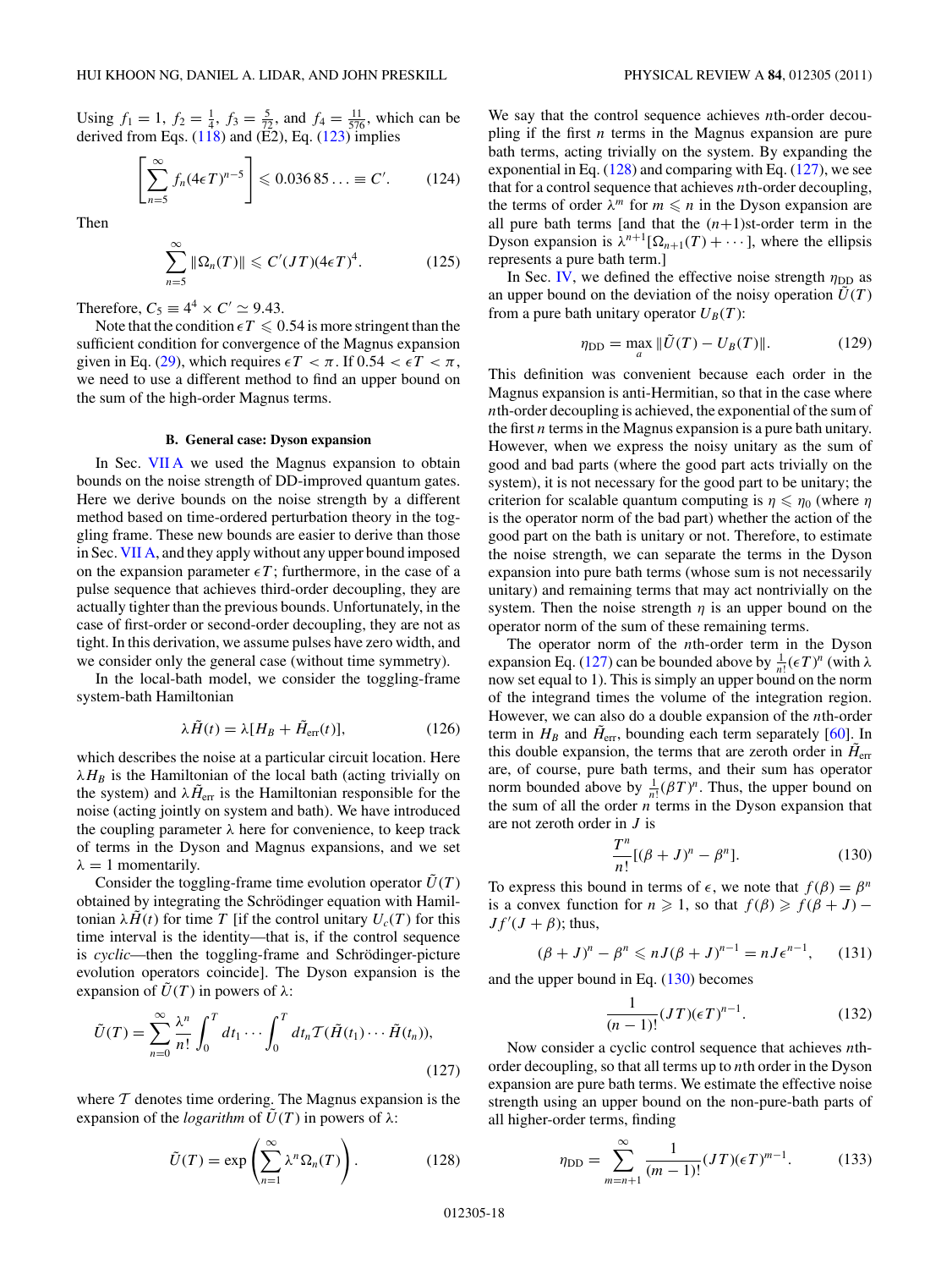Using $f_1 = 1$, $f_2 = \frac{1}{4}$, $f_3 = \frac{5}{72}$, and $f_4 = \frac{11}{576}$, which can be derived from Eqs. (118) and (E2), Eq. (123) implies

$$\left[\sum_{n=5}^{\infty} f_n (4\epsilon T)^{n-5}\right] \leqslant 0.036\,85\ldots \equiv C'. \tag{124}$$

Then

$$\sum_{n=5}^{\infty} \|\Omega_n(T)\| \leqslant C'(JT)(4\epsilon T)^4. \tag{125}$$

Therefore, $C_5 \equiv 4^4 \times C' \simeq 9.43$.

Note that the condition $\epsilon T \leqslant 0.54$ is more stringent than the sufficient condition for convergence of the Magnus expansion given in Eq. (29), which requires $\epsilon T < \pi$. If $0.54 < \epsilon T < \pi$, we need to use a different method to find an upper bound on the sum of the high-order Magnus terms.

### B. General case: Dyson expansion

In Sec. VII A we used the Magnus expansion to obtain bounds on the noise strength of DD-improved quantum gates. Here we derive bounds on the noise strength by a different method based on time-ordered perturbation theory in the toggling frame. These new bounds are easier to derive than those in Sec. VII A, and they apply without any upper bound imposed on the expansion parameter $\epsilon T$; furthermore, in the case of a pulse sequence that achieves third-order decoupling, they are actually tighter than the previous bounds. Unfortunately, in the case of first-order or second-order decoupling, they are not as tight. In this derivation, we assume pulses have zero width, and we consider only the general case (without time symmetry).

In the local-bath model, we consider the toggling-frame system-bath Hamiltonian

$$\lambda \tilde{H}(t) = \lambda [H_B + \tilde{H}_{\rm err}(t)], \tag{126}$$

which describes the noise at a particular circuit location. Here $\lambda H_B$ is the Hamiltonian of the local bath (acting trivially on the system) and $\lambda \tilde{H}_{\rm err}$ is the Hamiltonian responsible for the noise (acting jointly on system and bath). We have introduced the coupling parameter $\lambda$ here for convenience, to keep track of terms in the Dyson and Magnus expansions, and we set $\lambda = 1$ momentarily.

Consider the toggling-frame time evolution operator $\tilde{U}(T)$ obtained by integrating the Schrödinger equation with Hamiltonian $\lambda \tilde{H}(t)$ for time $T$ [if the control unitary $U_c(T)$ for this time interval is the identity—that is, if the control sequence is *cyclic*—then the toggling-frame and Schrödinger-picture evolution operators coincide]. The Dyson expansion is the expansion of $\tilde{U}(T)$ in powers of $\lambda$:

$$\tilde{U}(T) = \sum_{n=0}^{\infty} \frac{\lambda^n}{n!} \int_0^T dt_1 \cdots \int_0^T dt_n \mathcal{T}(\tilde{H}(t_1)\cdots \tilde{H}(t_n)), \tag{127}$$

where $\mathcal{T}$ denotes time ordering. The Magnus expansion is the expansion of the *logarithm* of $\tilde{U}(T)$ in powers of $\lambda$:

$$\tilde{U}(T) = \exp\left(\sum_{n=1}^{\infty} \lambda^n \Omega_n(T)\right). \tag{128}$$

We say that the control sequence achieves $n$th-order decoupling if the first $n$ terms in the Magnus expansion are pure bath terms, acting trivially on the system. By expanding the exponential in Eq. (128) and comparing with Eq. (127), we see that for a control sequence that achieves $n$th-order decoupling, the terms of order $\lambda^m$ for $m \leqslant n$ in the Dyson expansion are all pure bath terms [and that the $(n+1)$st-order term in the Dyson expansion is $\lambda^{n+1}[\Omega_{n+1}(T) + \cdots]$, where the ellipsis represents a pure bath term.]

In Sec. IV, we defined the effective noise strength $\eta_{\rm DD}$ as an upper bound on the deviation of the noisy operation $\tilde{U}(T)$ from a pure bath unitary operator $U_B(T)$:

$$\eta_{\rm DD} = \max_{a} \|\tilde{U}(T) - U_B(T)\|. \tag{129}$$

This definition was convenient because each order in the Magnus expansion is anti-Hermitian, so that in the case where $n$th-order decoupling is achieved, the exponential of the sum of the first $n$ terms in the Magnus expansion is a pure bath unitary. However, when we express the noisy unitary as the sum of good and bad parts (where the good part acts trivially on the system), it is not necessary for the good part to be unitary; the criterion for scalable quantum computing is $\eta \leqslant \eta_0$ (where $\eta$ is the operator norm of the bad part) whether the action of the good part on the bath is unitary or not. Therefore, to estimate the noise strength, we can separate the terms in the Dyson expansion into pure bath terms (whose sum is not necessarily unitary) and remaining terms that may act nontrivially on the system. Then the noise strength $\eta$ is an upper bound on the operator norm of the sum of these remaining terms.

The operator norm of the $n$th-order term in the Dyson expansion Eq. (127) can be bounded above by $\frac{1}{n!}(\epsilon T)^n$ (with $\lambda$ now set equal to 1). This is simply an upper bound on the norm of the integrand times the volume of the integration region. However, we can also do a double expansion of the $n$th-order term in $H_B$ and $\tilde{H}_{\rm err}$, bounding each term separately [60]. In this double expansion, the terms that are zeroth order in $\tilde{H}_{\rm err}$ are, of course, pure bath terms, and their sum has operator norm bounded above by $\frac{1}{n!}(\beta T)^n$. Thus, the upper bound on the sum of all the order $n$ terms in the Dyson expansion that are not zeroth order in $J$ is

$$\frac{T^n}{n!}[(\beta + J)^n - \beta^n]. \tag{130}$$

To express this bound in terms of $\epsilon$, we note that $f(\beta) = \beta^n$ is a convex function for $n \geqslant 1$, so that $f(\beta) \geqslant f(\beta + J) - Jf'(J + \beta)$; thus,

$$(\beta + J)^n - \beta^n \leqslant nJ(\beta + J)^{n-1} = nJ\epsilon^{n-1}, \tag{131}$$

and the upper bound in Eq. (130) becomes

$$\frac{1}{(n-1)!}(JT)(\epsilon T)^{n-1}. \tag{132}$$

Now consider a cyclic control sequence that achieves $n$th-order decoupling, so that all terms up to $n$th order in the Dyson expansion are pure bath terms. We estimate the effective noise strength using an upper bound on the non-pure-bath parts of all higher-order terms, finding

$$\eta_{\rm DD} = \sum_{m=n+1}^{\infty} \frac{1}{(m-1)!}(JT)(\epsilon T)^{m-1}. \tag{133}$$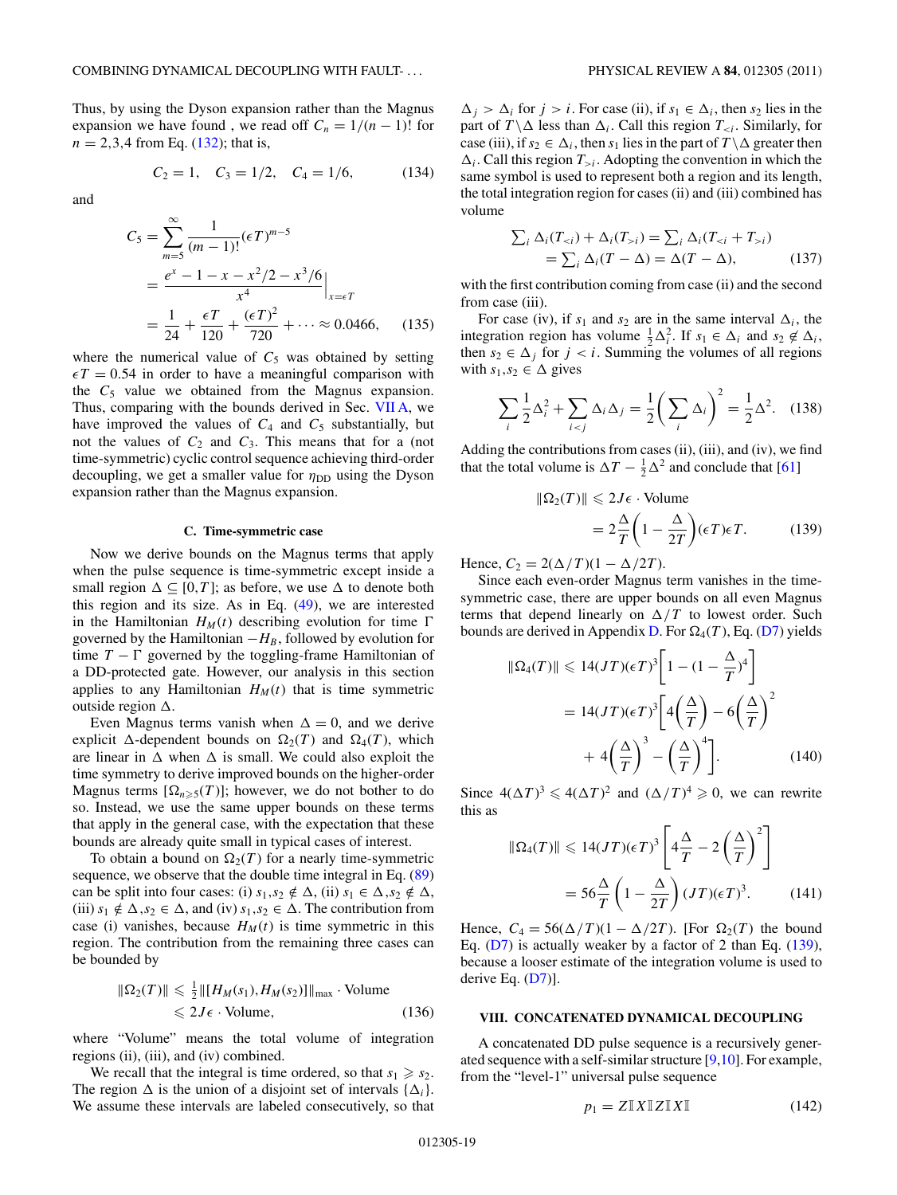Thus, by using the Dyson expansion rather than the Magnus expansion we have found , we read off $C_n = 1/(n-1)!$ for $n = 2,3,4$ from Eq. (132); that is,

$$C_2 = 1, \quad C_3 = 1/2, \quad C_4 = 1/6, \tag{134}$$

and

$$\begin{aligned} C_5 &= \sum_{m=5}^{\infty} \frac{1}{(m-1)!}(\epsilon T)^{m-5} \\ &= \frac{e^x - 1 - x - x^2/2 - x^3/6}{x^4}\Big|_{x=\epsilon T} \\ &= \frac{1}{24} + \frac{\epsilon T}{120} + \frac{(\epsilon T)^2}{720} + \cdots \approx 0.0466, \end{aligned} \tag{135}$$

where the numerical value of $C_5$ was obtained by setting $\epsilon T = 0.54$ in order to have a meaningful comparison with the $C_5$ value we obtained from the Magnus expansion. Thus, comparing with the bounds derived in Sec. VII A, we have improved the values of $C_4$ and $C_5$ substantially, but not the values of $C_2$ and $C_3$. This means that for a (not time-symmetric) cyclic control sequence achieving third-order decoupling, we get a smaller value for $\eta_{\rm DD}$ using the Dyson expansion rather than the Magnus expansion.

### C. Time-symmetric case

Now we derive bounds on the Magnus terms that apply when the pulse sequence is time-symmetric except inside a small region $\Delta \subseteq [0,T]$; as before, we use $\Delta$ to denote both this region and its size. As in Eq. (49), we are interested in the Hamiltonian $H_M(t)$ describing evolution for time $\Gamma$ governed by the Hamiltonian $-H_B$, followed by evolution for time $T-\Gamma$ governed by the toggling-frame Hamiltonian of a DD-protected gate. However, our analysis in this section applies to any Hamiltonian $H_M(t)$ that is time symmetric outside region $\Delta$.

Even Magnus terms vanish when $\Delta = 0$, and we derive explicit $\Delta$-dependent bounds on $\Omega_2(T)$ and $\Omega_4(T)$, which are linear in $\Delta$ when $\Delta$ is small. We could also exploit the time symmetry to derive improved bounds on the higher-order Magnus terms $[\Omega_{n\geqslant 5}(T)]$; however, we do not bother to do so. Instead, we use the same upper bounds on these terms that apply in the general case, with the expectation that these bounds are already quite small in typical cases of interest.

To obtain a bound on $\Omega_2(T)$ for a nearly time-symmetric sequence, we observe that the double time integral in Eq. (89) can be split into four cases: (i) $s_1,s_2 \notin \Delta$, (ii) $s_1 \in \Delta, s_2 \notin \Delta$, (iii) $s_1 \notin \Delta, s_2 \in \Delta$, and (iv) $s_1,s_2 \in \Delta$. The contribution from case (i) vanishes, because $H_M(t)$ is time symmetric in this region. The contribution from the remaining three cases can be bounded by

$$\begin{aligned} \|\Omega_2(T)\| &\leqslant \tfrac{1}{2}\|[H_M(s_1),H_M(s_2)]\|_{\max}\cdot \text{Volume} \\ &\leqslant 2J\epsilon \cdot \text{Volume}, \end{aligned} \tag{136}$$

where "Volume" means the total volume of integration regions (ii), (iii), and (iv) combined.

We recall that the integral is time ordered, so that $s_1 \geqslant s_2$. The region $\Delta$ is the union of a disjoint set of intervals $\{\Delta_i\}$. We assume these intervals are labeled consecutively, so that $\Delta_j > \Delta_i$ for $j > i$. For case (ii), if $s_1 \in \Delta_i$, then $s_2$ lies in the part of $T\backslash\Delta$ less than $\Delta_i$. Call this region $T_{<i}$. Similarly, for case (iii), if $s_2 \in \Delta_i$, then $s_1$ lies in the part of $T\backslash\Delta$ greater then $\Delta_i$. Call this region $T_{>i}$. Adopting the convention in which the same symbol is used to represent both a region and its length, the total integration region for cases (ii) and (iii) combined has volume

$$\begin{aligned} \textstyle\sum_i \Delta_i(T_{<i}) + \Delta_i(T_{>i}) &= \textstyle\sum_i \Delta_i(T_{<i}+T_{>i}) \\ &= \textstyle\sum_i \Delta_i(T-\Delta) = \Delta(T-\Delta), \end{aligned} \tag{137}$$

with the first contribution coming from case (ii) and the second from case (iii).

For case (iv), if $s_1$ and $s_2$ are in the same interval $\Delta_i$, the integration region has volume $\frac{1}{2}\Delta_i^2$. If $s_1 \in \Delta_i$ and $s_2 \notin \Delta_i$, then $s_2 \in \Delta_j$ for $j < i$. Summing the volumes of all regions with $s_1,s_2 \in \Delta$ gives

$$\sum_i \frac{1}{2}\Delta_i^2 + \sum_{i<j}\Delta_i\Delta_j = \frac{1}{2}\left(\sum_i \Delta_i\right)^2 = \frac{1}{2}\Delta^2. \tag{138}$$

Adding the contributions from cases (ii), (iii), and (iv), we find that the total volume is $\Delta T - \frac{1}{2}\Delta^2$ and conclude that [61]

$$\begin{aligned} \|\Omega_2(T)\| &\leqslant 2J\epsilon \cdot \text{Volume} \\ &= 2\frac{\Delta}{T}\left(1-\frac{\Delta}{2T}\right)(\epsilon T)\epsilon T. \end{aligned} \tag{139}$$

Hence, $C_2 = 2(\Delta/T)(1-\Delta/2T)$.

Since each even-order Magnus term vanishes in the time-symmetric case, there are upper bounds on all even Magnus terms that depend linearly on $\Delta/T$ to lowest order. Such bounds are derived in Appendix D. For $\Omega_4(T)$, Eq. (D7) yields

$$\begin{aligned} \|\Omega_4(T)\| &\leqslant 14(JT)(\epsilon T)^3\left[1-(1-\frac{\Delta}{T})^4\right] \\ &= 14(JT)(\epsilon T)^3\left[4\left(\frac{\Delta}{T}\right)-6\left(\frac{\Delta}{T}\right)^2 \right. \\ &\quad \left. + 4\left(\frac{\Delta}{T}\right)^3 - \left(\frac{\Delta}{T}\right)^4\right]. \end{aligned} \tag{140}$$

Since $4(\Delta T)^3 \leqslant 4(\Delta T)^2$ and $(\Delta/T)^4 \geqslant 0$, we can rewrite this as

$$\begin{aligned} \|\Omega_4(T)\| &\leqslant 14(JT)(\epsilon T)^3\left[4\frac{\Delta}{T} - 2\left(\frac{\Delta}{T}\right)^2\right] \\ &= 56\frac{\Delta}{T}\left(1-\frac{\Delta}{2T}\right)(JT)(\epsilon T)^3. \end{aligned} \tag{141}$$

Hence, $C_4 = 56(\Delta/T)(1-\Delta/2T)$. [For $\Omega_2(T)$ the bound Eq. (D7) is actually weaker by a factor of 2 than Eq. (139), because a looser estimate of the integration volume is used to derive Eq. (D7)].

## VIII. CONCATENATED DYNAMICAL DECOUPLING

A concatenated DD pulse sequence is a recursively generated sequence with a self-similar structure [9,10]. For example, from the "level-1" universal pulse sequence

$$p_1 = Z\mathbb{I}X\mathbb{I}Z\mathbb{I}X\mathbb{I} \tag{142}$$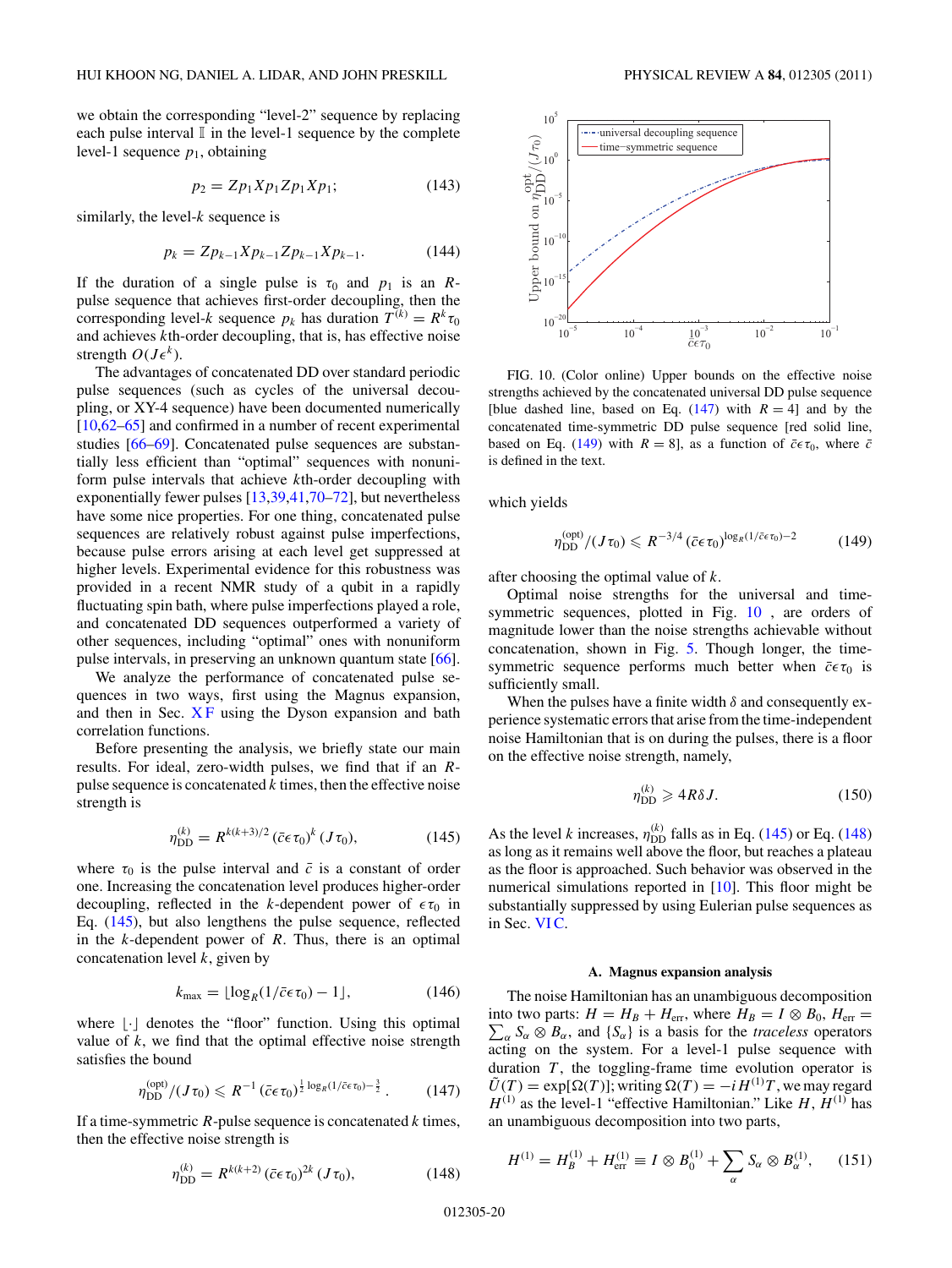we obtain the corresponding "level-2" sequence by replacing each pulse interval $\mathbb{I}$ in the level-1 sequence by the complete level-1 sequence $p_1$, obtaining

$$p_2 = Zp_1Xp_1Zp_1Xp_1; \tag{143}$$

similarly, the level-$k$ sequence is

$$p_k = Zp_{k-1}Xp_{k-1}Zp_{k-1}Xp_{k-1}. \tag{144}$$

If the duration of a single pulse is $\tau_0$ and $p_1$ is an $R$-pulse sequence that achieves first-order decoupling, then the corresponding level-$k$ sequence $p_k$ has duration $T^{(k)} = R^k\tau_0$ and achieves $k$th-order decoupling, that is, has effective noise strength $O(J\epsilon^k)$.

The advantages of concatenated DD over standard periodic pulse sequences (such as cycles of the universal decoupling, or XY-4 sequence) have been documented numerically [10,62–65] and confirmed in a number of recent experimental studies [66–69]. Concatenated pulse sequences are substantially less efficient than "optimal" sequences with nonuniform pulse intervals that achieve $k$th-order decoupling with exponentially fewer pulses [13,39,41,70–72], but nevertheless have some nice properties. For one thing, concatenated pulse sequences are relatively robust against pulse imperfections, because pulse errors arising at each level get suppressed at higher levels. Experimental evidence for this robustness was provided in a recent NMR study of a qubit in a rapidly fluctuating spin bath, where pulse imperfections played a role, and concatenated DD sequences outperformed a variety of other sequences, including "optimal" ones with nonuniform pulse intervals, in preserving an unknown quantum state [66].

We analyze the performance of concatenated pulse sequences in two ways, first using the Magnus expansion, and then in Sec. X F using the Dyson expansion and bath correlation functions.

Before presenting the analysis, we briefly state our main results. For ideal, zero-width pulses, we find that if an $R$-pulse sequence is concatenated $k$ times, then the effective noise strength is

$$\eta_{\mathrm{DD}}^{(k)} = R^{k(k+3)/2}\,(\bar{c}\epsilon\tau_0)^k\,(J\tau_0), \tag{145}$$

where $\tau_0$ is the pulse interval and $\bar{c}$ is a constant of order one. Increasing the concatenation level produces higher-order decoupling, reflected in the $k$-dependent power of $\epsilon\tau_0$ in Eq. (145), but also lengthens the pulse sequence, reflected in the $k$-dependent power of $R$. Thus, there is an optimal concatenation level $k$, given by

$$k_{\max} = \lfloor \log_R(1/\bar{c}\epsilon\tau_0) - 1 \rfloor, \tag{146}$$

where $\lfloor\cdot\rfloor$ denotes the "floor" function. Using this optimal value of $k$, we find that the optimal effective noise strength satisfies the bound

$$\eta_{\mathrm{DD}}^{(\mathrm{opt})}/(J\tau_0) \leqslant R^{-1}\,(\bar{c}\epsilon\tau_0)^{\frac{1}{2}\log_R(1/\bar{c}\epsilon\tau_0)-\frac{3}{2}}. \tag{147}$$

If a time-symmetric $R$-pulse sequence is concatenated $k$ times, then the effective noise strength is

$$\eta_{\mathrm{DD}}^{(k)} = R^{k(k+2)}\,(\bar{c}\epsilon\tau_0)^{2k}\,(J\tau_0), \tag{148}$$

FIG. 10. (Color online) Upper bounds on the effective noise strengths achieved by the concatenated universal DD pulse sequence [blue dashed line, based on Eq. (147) with $R = 4$] and by the concatenated time-symmetric DD pulse sequence [red solid line, based on Eq. (149) with $R = 8$], as a function of $\bar{c}\epsilon\tau_0$, where $\bar{c}$ is defined in the text.

which yields

$$\eta_{\mathrm{DD}}^{(\mathrm{opt})}/(J\tau_0) \leqslant R^{-3/4}\,(\bar{c}\epsilon\tau_0)^{\log_R(1/\bar{c}\epsilon\tau_0)-2} \tag{149}$$

after choosing the optimal value of $k$.

Optimal noise strengths for the universal and time-symmetric sequences, plotted in Fig. 10, are orders of magnitude lower than the noise strengths achievable without concatenation, shown in Fig. 5. Though longer, the time-symmetric sequence performs much better when $\bar{c}\epsilon\tau_0$ is sufficiently small.

When the pulses have a finite width $\delta$ and consequently experience systematic errors that arise from the time-independent noise Hamiltonian that is on during the pulses, there is a floor on the effective noise strength, namely,

$$\eta_{\mathrm{DD}}^{(k)} \geqslant 4R\delta J. \tag{150}$$

As the level $k$ increases, $\eta_{\mathrm{DD}}^{(k)}$ falls as in Eq. (145) or Eq. (148) as long as it remains well above the floor, but reaches a plateau as the floor is approached. Such behavior was observed in the numerical simulations reported in [10]. This floor might be substantially suppressed by using Eulerian pulse sequences as in Sec. VI C.

### A. Magnus expansion analysis

The noise Hamiltonian has an unambiguous decomposition into two parts: $H = H_B + H_{\mathrm{err}}$, where $H_B = I\otimes B_0$, $H_{\mathrm{err}} = \sum_\alpha S_\alpha\otimes B_\alpha$, and $\{S_\alpha\}$ is a basis for the *traceless* operators acting on the system. For a level-1 pulse sequence with duration $T$, the toggling-frame time evolution operator is $\tilde{U}(T) = \exp[\Omega(T)]$; writing $\Omega(T) = -iH^{(1)}T$, we may regard $H^{(1)}$ as the level-1 "effective Hamiltonian." Like $H$, $H^{(1)}$ has an unambiguous decomposition into two parts,

$$H^{(1)} = H_B^{(1)} + H_{\mathrm{err}}^{(1)} \equiv I\otimes B_0^{(1)} + \sum_\alpha S_\alpha\otimes B_\alpha^{(1)}, \tag{151}$$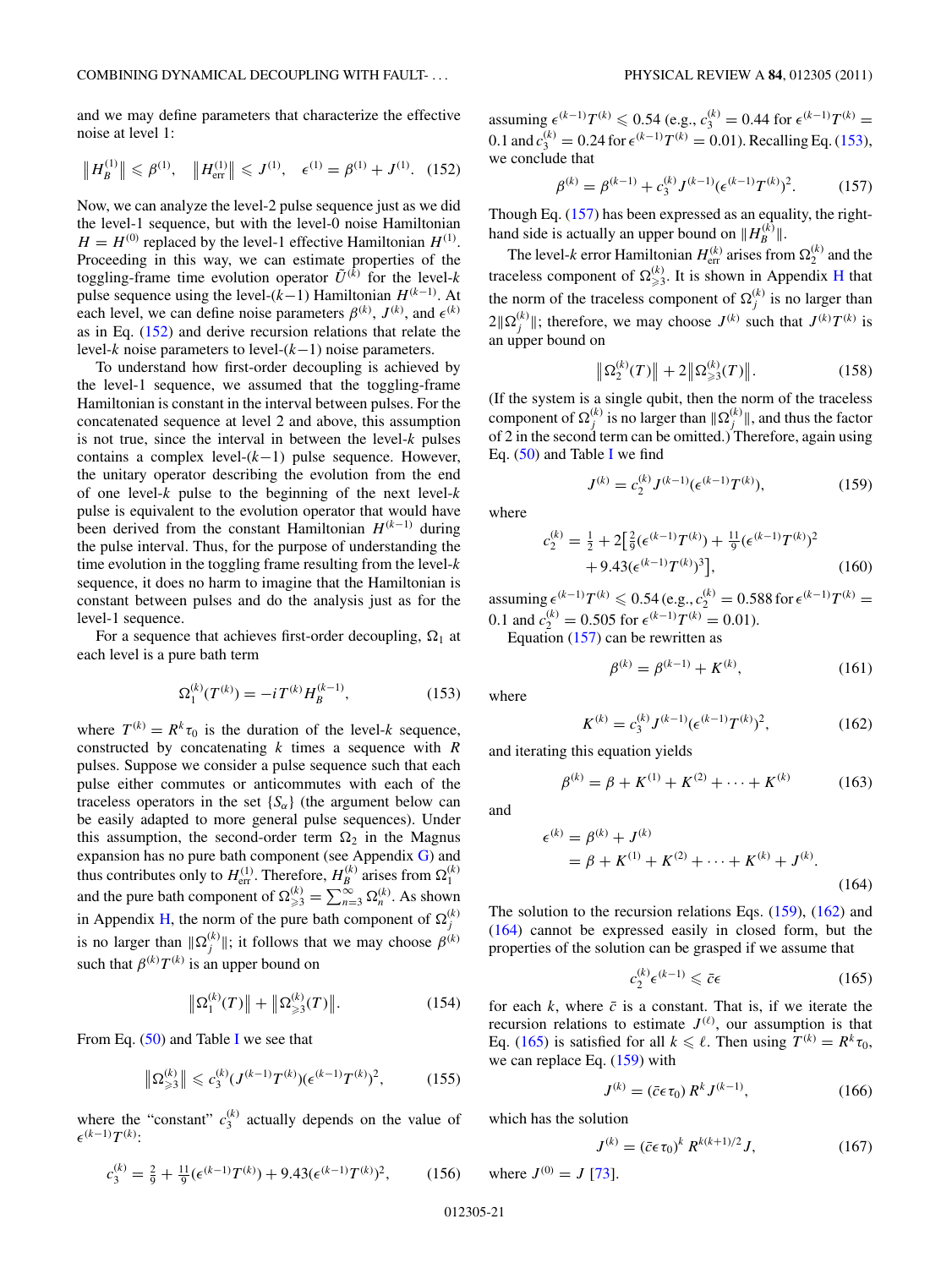and we may define parameters that characterize the effective noise at level 1:

$$\|H_B^{(1)}\| \leqslant \beta^{(1)}, \quad \|H_{\rm err}^{(1)}\| \leqslant J^{(1)}, \quad \epsilon^{(1)} = \beta^{(1)} + J^{(1)}. \quad (152)$$

Now, we can analyze the level-2 pulse sequence just as we did the level-1 sequence, but with the level-0 noise Hamiltonian $H = H^{(0)}$ replaced by the level-1 effective Hamiltonian $H^{(1)}$. Proceeding in this way, we can estimate properties of the toggling-frame time evolution operator $\tilde{U}^{(k)}$ for the level-$k$ pulse sequence using the level-($k-1$) Hamiltonian $H^{(k-1)}$. At each level, we can define noise parameters $\beta^{(k)}$, $J^{(k)}$, and $\epsilon^{(k)}$ as in Eq. (152) and derive recursion relations that relate the level-$k$ noise parameters to level-($k-1$) noise parameters.

To understand how first-order decoupling is achieved by the level-1 sequence, we assumed that the toggling-frame Hamiltonian is constant in the interval between pulses. For the concatenated sequence at level 2 and above, this assumption is not true, since the interval in between the level-$k$ pulses contains a complex level-($k-1$) pulse sequence. However, the unitary operator describing the evolution from the end of one level-$k$ pulse to the beginning of the next level-$k$ pulse is equivalent to the evolution operator that would have been derived from the constant Hamiltonian $H^{(k-1)}$ during the pulse interval. Thus, for the purpose of understanding the time evolution in the toggling frame resulting from the level-$k$ sequence, it does no harm to imagine that the Hamiltonian is constant between pulses and do the analysis just as for the level-1 sequence.

For a sequence that achieves first-order decoupling, $\Omega_1$ at each level is a pure bath term

$$\Omega_1^{(k)}(T^{(k)}) = -iT^{(k)}H_B^{(k-1)}, \quad (153)$$

where $T^{(k)} = R^k\tau_0$ is the duration of the level-$k$ sequence, constructed by concatenating $k$ times a sequence with $R$ pulses. Suppose we consider a pulse sequence such that each pulse either commutes or anticommutes with each of the traceless operators in the set $\{S_\alpha\}$ (the argument below can be easily adapted to more general pulse sequences). Under this assumption, the second-order term $\Omega_2$ in the Magnus expansion has no pure bath component (see Appendix G) and thus contributes only to $H_{\rm err}^{(1)}$. Therefore, $H_B^{(k)}$ arises from $\Omega_1^{(k)}$ and the pure bath component of $\Omega_{\geqslant 3}^{(k)} = \sum_{n=3}^{\infty}\Omega_n^{(k)}$. As shown in Appendix H, the norm of the pure bath component of $\Omega_j^{(k)}$ is no larger than $\|\Omega_j^{(k)}\|$; it follows that we may choose $\beta^{(k)}$ such that $\beta^{(k)}T^{(k)}$ is an upper bound on

$$\|\Omega_1^{(k)}(T)\| + \|\Omega_{\geqslant 3}^{(k)}(T)\|. \quad (154)$$

From Eq. (50) and Table I we see that

$$\|\Omega_{\geqslant 3}^{(k)}\| \leqslant c_3^{(k)}(J^{(k-1)}T^{(k)})(\epsilon^{(k-1)}T^{(k)})^2, \quad (155)$$

where the "constant" $c_3^{(k)}$ actually depends on the value of $\epsilon^{(k-1)}T^{(k)}$:

$$c_3^{(k)} = \tfrac{2}{9} + \tfrac{11}{9}(\epsilon^{(k-1)}T^{(k)}) + 9.43(\epsilon^{(k-1)}T^{(k)})^2, \quad (156)$$

assuming $\epsilon^{(k-1)}T^{(k)} \leqslant 0.54$ (e.g., $c_3^{(k)} = 0.44$ for $\epsilon^{(k-1)}T^{(k)} = 0.1$ and $c_3^{(k)} = 0.24$ for $\epsilon^{(k-1)}T^{(k)} = 0.01$). Recalling Eq. (153), we conclude that

$$\beta^{(k)} = \beta^{(k-1)} + c_3^{(k)}J^{(k-1)}(\epsilon^{(k-1)}T^{(k)})^2. \quad (157)$$

Though Eq. (157) has been expressed as an equality, the right-hand side is actually an upper bound on $\|H_B^{(k)}\|$.

The level-$k$ error Hamiltonian $H_{\rm err}^{(k)}$ arises from $\Omega_2^{(k)}$ and the traceless component of $\Omega_{\geqslant 3}^{(k)}$. It is shown in Appendix H that the norm of the traceless component of $\Omega_j^{(k)}$ is no larger than $2\|\Omega_j^{(k)}\|$; therefore, we may choose $J^{(k)}$ such that $J^{(k)}T^{(k)}$ is an upper bound on

$$\|\Omega_2^{(k)}(T)\| + 2\|\Omega_{\geqslant 3}^{(k)}(T)\|. \quad (158)$$

(If the system is a single qubit, then the norm of the traceless component of $\Omega_j^{(k)}$ is no larger than $\|\Omega_j^{(k)}\|$, and thus the factor of 2 in the second term can be omitted.) Therefore, again using Eq. (50) and Table I we find

$$J^{(k)} = c_2^{(k)}J^{(k-1)}(\epsilon^{(k-1)}T^{(k)}), \quad (159)$$

where

$$c_2^{(k)} = \tfrac{1}{2} + 2\left[\tfrac{2}{9}(\epsilon^{(k-1)}T^{(k)}) + \tfrac{11}{9}(\epsilon^{(k-1)}T^{(k)})^2 + 9.43(\epsilon^{(k-1)}T^{(k)})^3\right], \quad (160)$$

assuming $\epsilon^{(k-1)}T^{(k)} \leqslant 0.54$ (e.g., $c_2^{(k)} = 0.588$ for $\epsilon^{(k-1)}T^{(k)} = 0.1$ and $c_2^{(k)} = 0.505$ for $\epsilon^{(k-1)}T^{(k)} = 0.01$).

Equation (157) can be rewritten as

$$\beta^{(k)} = \beta^{(k-1)} + K^{(k)}, \quad (161)$$

where

$$K^{(k)} = c_3^{(k)}J^{(k-1)}(\epsilon^{(k-1)}T^{(k)})^2, \quad (162)$$

and iterating this equation yields

$$\beta^{(k)} = \beta + K^{(1)} + K^{(2)} + \cdots + K^{(k)} \quad (163)$$

and

$$\begin{aligned}\epsilon^{(k)} &= \beta^{(k)} + J^{(k)} \\ &= \beta + K^{(1)} + K^{(2)} + \cdots + K^{(k)} + J^{(k)}.\end{aligned} \quad (164)$$

The solution to the recursion relations Eqs. (159), (162) and (164) cannot be expressed easily in closed form, but the properties of the solution can be grasped if we assume that

$$c_2^{(k)}\epsilon^{(k-1)} \leqslant \bar{c}\epsilon \quad (165)$$

for each $k$, where $\bar{c}$ is a constant. That is, if we iterate the recursion relations to estimate $J^{(\ell)}$, our assumption is that Eq. (165) is satisfied for all $k \leqslant \ell$. Then using $T^{(k)} = R^k\tau_0$, we can replace Eq. (159) with

$$J^{(k)} = (\bar{c}\epsilon\tau_0)\,R^k J^{(k-1)}, \quad (166)$$

which has the solution

$$J^{(k)} = (\bar{c}\epsilon\tau_0)^k\,R^{k(k+1)/2}J, \quad (167)$$

where $J^{(0)} = J$ [73].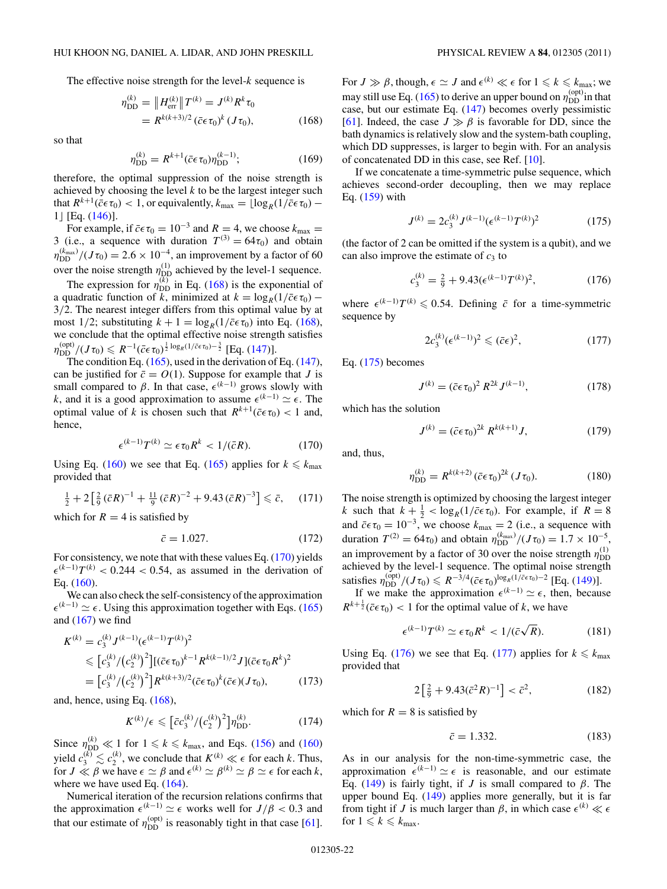The effective noise strength for the level-$k$ sequence is

$$\eta_{\rm DD}^{(k)} = \left\| H_{\rm err}^{(k)} \right\| T^{(k)} = J^{(k)} R^k \tau_0 = R^{k(k+3)/2} (\bar{c}\epsilon\tau_0)^k (J\tau_0), \tag{168}$$

so that

$$\eta_{\rm DD}^{(k)} = R^{k+1}(\bar{c}\epsilon\tau_0)\eta_{\rm DD}^{(k-1)}; \tag{169}$$

therefore, the optimal suppression of the noise strength is achieved by choosing the level $k$ to be the largest integer such that $R^{k+1}(\bar{c}\epsilon\tau_0) < 1$, or equivalently, $k_{\max} = \lfloor \log_R(1/\bar{c}\epsilon\tau_0) - 1 \rfloor$ [Eq. (146)].

For example, if $\bar{c}\epsilon\tau_0 = 10^{-3}$ and $R = 4$, we choose $k_{\max} = 3$ (i.e., a sequence with duration $T^{(3)} = 64\tau_0$) and obtain $\eta_{\rm DD}^{(k_{\max})}/(J\tau_0) = 2.6 \times 10^{-4}$, an improvement by a factor of 60 over the noise strength $\eta_{\rm DD}^{(1)}$ achieved by the level-1 sequence.

The expression for $\eta_{\rm DD}^{(k)}$ in Eq. (168) is the exponential of a quadratic function of $k$, minimized at $k = \log_R(1/\bar{c}\epsilon\tau_0) - 3/2$. The nearest integer differs from this optimal value by at most 1/2; substituting $k+1 = \log_R(1/\bar{c}\epsilon\tau_0)$ into Eq. (168), we conclude that the optimal effective noise strength satisfies $\eta_{\rm DD}^{(\rm opt)}/(J\tau_0) \leqslant R^{-1}(\bar{c}\epsilon\tau_0)^{\frac{1}{2}\log_R(1/\bar{c}\epsilon\tau_0)-\frac{3}{2}}$ [Eq. (147)].

The condition Eq. (165), used in the derivation of Eq. (147), can be justified for $\bar{c} = O(1)$. Suppose for example that $J$ is small compared to $\beta$. In that case, $\epsilon^{(k-1)}$ grows slowly with $k$, and it is a good approximation to assume $\epsilon^{(k-1)} \simeq \epsilon$. The optimal value of $k$ is chosen such that $R^{k+1}(\bar{c}\epsilon\tau_0) < 1$ and, hence,

$$\epsilon^{(k-1)}T^{(k)} \simeq \epsilon\tau_0 R^k < 1/(\bar{c}R). \tag{170}$$

Using Eq. (160) we see that Eq. (165) applies for $k \leqslant k_{\max}$ provided that

$$\tfrac{1}{2} + 2\left[\tfrac{2}{9}(\bar{c}R)^{-1} + \tfrac{11}{9}(\bar{c}R)^{-2} + 9.43\,(\bar{c}R)^{-3}\right] \leqslant \bar{c}, \tag{171}$$

which for $R = 4$ is satisfied by

$$\bar{c} = 1.027. \tag{172}$$

For consistency, we note that with these values Eq. (170) yields $\epsilon^{(k-1)}T^{(k)} < 0.244 < 0.54$, as assumed in the derivation of Eq. (160).

We can also check the self-consistency of the approximation $\epsilon^{(k-1)} \simeq \epsilon$. Using this approximation together with Eqs. (165) and (167) we find

$$\begin{aligned} K^{(k)} &= c_3^{(k)} J^{(k-1)}(\epsilon^{(k-1)}T^{(k)})^2 \\ &\leqslant \left[c_3^{(k)}/\big(c_2^{(k)}\big)^2\right]\left[(\bar{c}\epsilon\tau_0)^{k-1}R^{k(k-1)/2}J\right](\bar{c}\epsilon\tau_0 R^k)^2 \\ &= \left[c_3^{(k)}/\big(c_2^{(k)}\big)^2\right]R^{k(k+3)/2}(\bar{c}\epsilon\tau_0)^k(\bar{c}\epsilon)(J\tau_0), \end{aligned} \tag{173}$$

and, hence, using Eq. (168),

$$K^{(k)}/\epsilon \leqslant \left[\bar{c}c_3^{(k)}/\big(c_2^{(k)}\big)^2\right]\eta_{\rm DD}^{(k)}. \tag{174}$$

Since $\eta_{\rm DD}^{(k)} \ll 1$ for $1 \leqslant k \leqslant k_{\max}$, and Eqs. (156) and (160) yield $c_3^{(k)} \lesssim c_2^{(k)}$, we conclude that $K^{(k)} \ll \epsilon$ for each $k$. Thus, for $J \ll \beta$ we have $\epsilon \simeq \beta$ and $\epsilon^{(k)} \simeq \beta^{(k)} \simeq \beta \simeq \epsilon$ for each $k$, where we have used Eq. (164).

Numerical iteration of the recursion relations confirms that the approximation $\epsilon^{(k-1)} \simeq \epsilon$ works well for $J/\beta < 0.3$ and that our estimate of $\eta_{\rm DD}^{(\rm opt)}$ is reasonably tight in that case [61].

For $J \gg \beta$, though, $\epsilon \simeq J$ and $\epsilon^{(k)} \ll \epsilon$ for $1 \leqslant k \leqslant k_{\max}$; we may still use Eq. (165) to derive an upper bound on $\eta_{\rm DD}^{(\rm opt)}$ in that case, but our estimate Eq. (147) becomes overly pessimistic [61]. Indeed, the case $J \gg \beta$ is favorable for DD, since the bath dynamics is relatively slow and the system-bath coupling, which DD suppresses, is larger to begin with. For an analysis of concatenated DD in this case, see Ref. [10].

If we concatenate a time-symmetric pulse sequence, which achieves second-order decoupling, then we may replace Eq. (159) with

$$J^{(k)} = 2c_3^{(k)}J^{(k-1)}(\epsilon^{(k-1)}T^{(k)})^2 \tag{175}$$

(the factor of 2 can be omitted if the system is a qubit), and we can also improve the estimate of $c_3$ to

$$c_3^{(k)} = \tfrac{2}{9} + 9.43(\epsilon^{(k-1)}T^{(k)})^2, \tag{176}$$

where $\epsilon^{(k-1)}T^{(k)} \leqslant 0.54$. Defining $\bar{c}$ for a time-symmetric sequence by

$$2c_3^{(k)}(\epsilon^{(k-1)})^2 \leqslant (\bar{c}\epsilon)^2, \tag{177}$$

Eq. (175) becomes

$$J^{(k)} = (\bar{c}\epsilon\tau_0)^2 R^{2k} J^{(k-1)}, \tag{178}$$

which has the solution

$$J^{(k)} = (\bar{c}\epsilon\tau_0)^{2k} R^{k(k+1)} J, \tag{179}$$

and, thus,

$$\eta_{\rm DD}^{(k)} = R^{k(k+2)}(\bar{c}\epsilon\tau_0)^{2k}(J\tau_0). \tag{180}$$

The noise strength is optimized by choosing the largest integer $k$ such that $k + \frac{1}{2} < \log_R(1/\bar{c}\epsilon\tau_0)$. For example, if $R = 8$ and $\bar{c}\epsilon\tau_0 = 10^{-3}$, we choose $k_{\max} = 2$ (i.e., a sequence with duration $T^{(2)} = 64\tau_0$) and obtain $\eta_{\rm DD}^{(k_{\max})}/(J\tau_0) = 1.7 \times 10^{-5}$, an improvement by a factor of 30 over the noise strength $\eta_{\rm DD}^{(1)}$ achieved by the level-1 sequence. The optimal noise strength satisfies $\eta_{\rm DD}^{(\rm opt)}/(J\tau_0) \leqslant R^{-3/4}(\bar{c}\epsilon\tau_0)^{\log_R(1/\bar{c}\epsilon\tau_0)-2}$ [Eq. (149)].

If we make the approximation $\epsilon^{(k-1)} \simeq \epsilon$, then, because $R^{k+\frac{1}{2}}(\bar{c}\epsilon\tau_0) < 1$ for the optimal value of $k$, we have

$$\epsilon^{(k-1)}T^{(k)} \simeq \epsilon\tau_0 R^k < 1/(\bar{c}\sqrt{R}). \tag{181}$$

Using Eq. (176) we see that Eq. (177) applies for $k \leqslant k_{\max}$ provided that

$$2\left[\tfrac{2}{9} + 9.43(\bar{c}^2R)^{-1}\right] < \bar{c}^2, \tag{182}$$

which for $R = 8$ is satisfied by

$$\bar{c} = 1.332. \tag{183}$$

As in our analysis for the non-time-symmetric case, the approximation $\epsilon^{(k-1)} \simeq \epsilon$ is reasonable, and our estimate Eq. (149) is fairly tight, if $J$ is small compared to $\beta$. The upper bound Eq. (149) applies more generally, but it is far from tight if $J$ is much larger than $\beta$, in which case $\epsilon^{(k)} \ll \epsilon$ for $1 \leqslant k \leqslant k_{\max}$.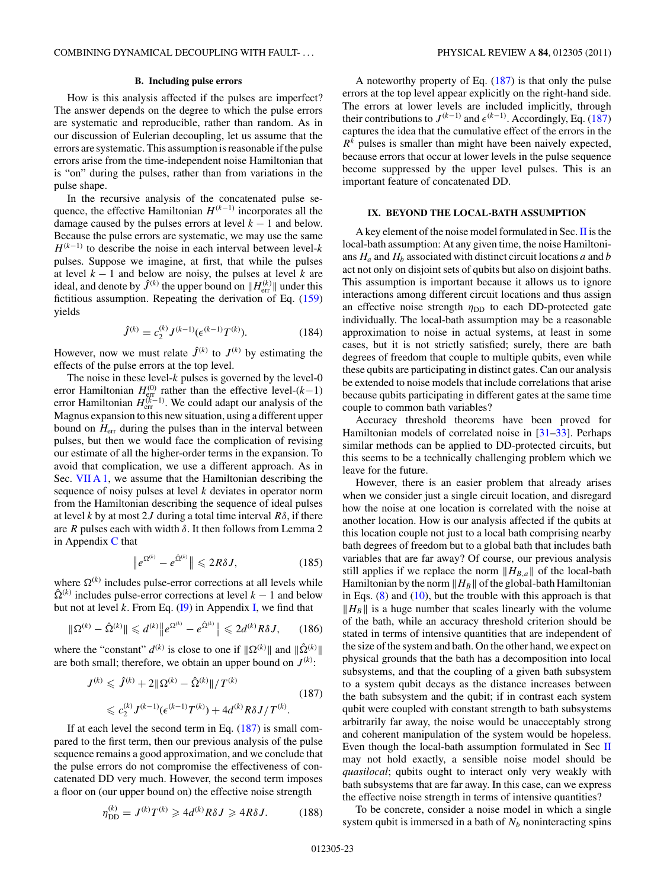### B. Including pulse errors

How is this analysis affected if the pulses are imperfect? The answer depends on the degree to which the pulse errors are systematic and reproducible, rather than random. As in our discussion of Eulerian decoupling, let us assume that the errors are systematic. This assumption is reasonable if the pulse errors arise from the time-independent noise Hamiltonian that is "on" during the pulses, rather than from variations in the pulse shape.

In the recursive analysis of the concatenated pulse sequence, the effective Hamiltonian $H^{(k-1)}$ incorporates all the damage caused by the pulses errors at level $k-1$ and below. Because the pulse errors are systematic, we may use the same $H^{(k-1)}$ to describe the noise in each interval between level-$k$ pulses. Suppose we imagine, at first, that while the pulses at level $k-1$ and below are noisy, the pulses at level $k$ are ideal, and denote by $\hat{J}^{(k)}$ the upper bound on $\|H_{\rm err}^{(k)}\|$ under this fictitious assumption. Repeating the derivation of Eq. (159) yields

$$\hat{J}^{(k)} = c_2^{(k)} J^{(k-1)}(\epsilon^{(k-1)}T^{(k)}). \tag{184}$$

However, now we must relate $\hat{J}^{(k)}$ to $J^{(k)}$ by estimating the effects of the pulse errors at the top level.

The noise in these level-$k$ pulses is governed by the level-0 error Hamiltonian $H_{\rm err}^{(0)}$ rather than the effective level-$(k-1)$ error Hamiltonian $H_{\rm err}^{(k-1)}$. We could adapt our analysis of the Magnus expansion to this new situation, using a different upper bound on $H_{\rm err}$ during the pulses than in the interval between pulses, but then we would face the complication of revising our estimate of all the higher-order terms in the expansion. To avoid that complication, we use a different approach. As in Sec. VII A 1, we assume that the Hamiltonian describing the sequence of noisy pulses at level $k$ deviates in operator norm from the Hamiltonian describing the sequence of ideal pulses at level $k$ by at most $2J$ during a total time interval $R\delta$, if there are $R$ pulses each with width $\delta$. It then follows from Lemma 2 in Appendix C that

$$\left\| e^{\Omega^{(k)}} - e^{\hat{\Omega}^{(k)}} \right\| \leqslant 2R\delta J, \tag{185}$$

where $\Omega^{(k)}$ includes pulse-error corrections at all levels while $\hat{\Omega}^{(k)}$ includes pulse-error corrections at level $k-1$ and below but not at level $k$. From Eq. (I9) in Appendix I, we find that

$$\|\Omega^{(k)} - \hat{\Omega}^{(k)}\| \leqslant d^{(k)} \left\| e^{\Omega^{(k)}} - e^{\hat{\Omega}^{(k)}} \right\| \leqslant 2d^{(k)}R\delta J, \tag{186}$$

where the "constant" $d^{(k)}$ is close to one if $\|\Omega^{(k)}\|$ and $\|\hat{\Omega}^{(k)}\|$ are both small; therefore, we obtain an upper bound on $J^{(k)}$:

$$\begin{aligned} J^{(k)} &\leqslant \hat{J}^{(k)} + 2\|\Omega^{(k)} - \hat{\Omega}^{(k)}\|/T^{(k)} \\ &\leqslant c_2^{(k)} J^{(k-1)}(\epsilon^{(k-1)}T^{(k)}) + 4d^{(k)}R\delta J/T^{(k)}. \end{aligned} \tag{187}$$

If at each level the second term in Eq. (187) is small compared to the first term, then our previous analysis of the pulse sequence remains a good approximation, and we conclude that the pulse errors do not compromise the effectiveness of concatenated DD very much. However, the second term imposes a floor on (our upper bound on) the effective noise strength

$$\eta_{\rm DD}^{(k)} = J^{(k)}T^{(k)} \geqslant 4d^{(k)}R\delta J \geqslant 4R\delta J. \tag{188}$$

A noteworthy property of Eq. (187) is that only the pulse errors at the top level appear explicitly on the right-hand side. The errors at lower levels are included implicitly, through their contributions to $J^{(k-1)}$ and $\epsilon^{(k-1)}$. Accordingly, Eq. (187) captures the idea that the cumulative effect of the errors in the $R^k$ pulses is smaller than might have been naively expected, because errors that occur at lower levels in the pulse sequence become suppressed by the upper level pulses. This is an important feature of concatenated DD.

## IX. BEYOND THE LOCAL-BATH ASSUMPTION

A key element of the noise model formulated in Sec. II is the local-bath assumption: At any given time, the noise Hamiltonians $H_a$ and $H_b$ associated with distinct circuit locations $a$ and $b$ act not only on disjoint sets of qubits but also on disjoint baths. This assumption is important because it allows us to ignore interactions among different circuit locations and thus assign an effective noise strength $\eta_{\rm DD}$ to each DD-protected gate individually. The local-bath assumption may be a reasonable approximation to noise in actual systems, at least in some cases, but it is not strictly satisfied; surely, there are bath degrees of freedom that couple to multiple qubits, even while these qubits are participating in distinct gates. Can our analysis be extended to noise models that include correlations that arise because qubits participating in different gates at the same time couple to common bath variables?

Accuracy threshold theorems have been proved for Hamiltonian models of correlated noise in [31–33]. Perhaps similar methods can be applied to DD-protected circuits, but this seems to be a technically challenging problem which we leave for the future.

However, there is an easier problem that already arises when we consider just a single circuit location, and disregard how the noise at one location is correlated with the noise at another location. How is our analysis affected if the qubits at this location couple not just to a local bath comprising nearby bath degrees of freedom but to a global bath that includes bath variables that are far away? Of course, our previous analysis still applies if we replace the norm $\|H_{B,a}\|$ of the local-bath Hamiltonian by the norm $\|H_B\|$ of the global-bath Hamiltonian in Eqs. (8) and (10), but the trouble with this approach is that $\|H_B\|$ is a huge number that scales linearly with the volume of the bath, while an accuracy threshold criterion should be stated in terms of intensive quantities that are independent of the size of the system and bath. On the other hand, we expect on physical grounds that the bath has a decomposition into local subsystems, and that the coupling of a given bath subsystem to a system qubit decays as the distance increases between the bath subsystem and the qubit; if in contrast each system qubit were coupled with constant strength to bath subsystems arbitrarily far away, the noise would be unacceptably strong and coherent manipulation of the system would be hopeless. Even though the local-bath assumption formulated in Sec II may not hold exactly, a sensible noise model should be *quasilocal*; qubits ought to interact only very weakly with bath subsystems that are far away. In this case, can we express the effective noise strength in terms of intensive quantities?

To be concrete, consider a noise model in which a single system qubit is immersed in a bath of $N_b$ noninteracting spins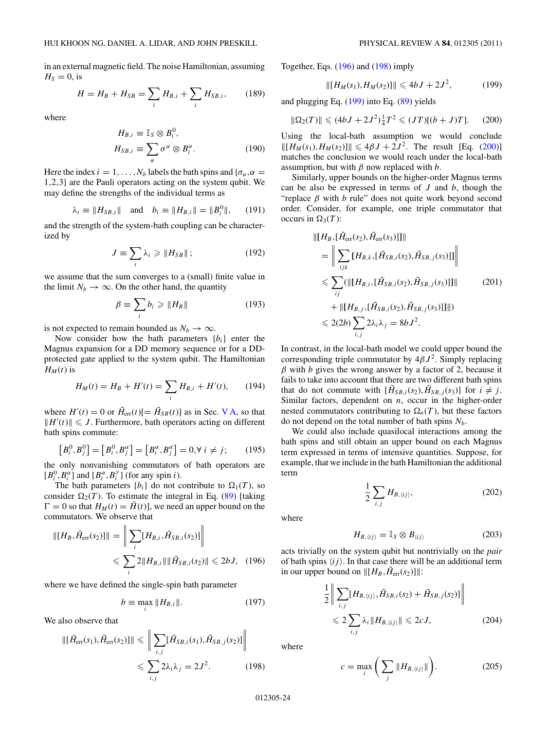in an external magnetic field. The noise Hamiltonian, assuming $H_S = 0$, is

$$H = H_B + H_{SB} = \sum_i H_{B,i} + \sum_i H_{SB,i}, \tag{189}$$

where

$$H_{B,i} \equiv \mathbb{I}_S \otimes B_i^0,$$
$$H_{SB,i} \equiv \sum_\alpha \sigma^\alpha \otimes B_i^\alpha. \tag{190}$$

Here the index $i = 1, \ldots, N_b$ labels the bath spins and $\{\sigma_\alpha, \alpha = 1,2,3\}$ are the Pauli operators acting on the system qubit. We may define the strengths of the individual terms as

$$\lambda_i \equiv \|H_{SB,i}\| \quad \text{and} \quad b_i \equiv \|H_{B,i}\| = \|B_i^0\|, \tag{191}$$

and the strength of the system-bath coupling can be characterized by

$$J \equiv \sum_i \lambda_i \geqslant \|H_{SB}\|; \tag{192}$$

we assume that the sum converges to a (small) finite value in the limit $N_b \to \infty$. On the other hand, the quantity

$$\beta \equiv \sum_i b_i \geqslant \|H_B\| \tag{193}$$

is not expected to remain bounded as $N_b \to \infty$.

Now consider how the bath parameters $\{b_i\}$ enter the Magnus expansion for a DD memory sequence or for a DD-protected gate applied to the system qubit. The Hamiltonian $H_M(t)$ is

$$H_M(t) = H_B + H'(t) = \sum_i H_{B,i} + H'(t), \tag{194}$$

where $H'(t) = 0$ or $\tilde{H}_{\text{err}}(t)[= \tilde{H}_{SB}(t)]$ as in Sec. V A, so that $\|H'(t)\| \leqslant J$. Furthermore, bath operators acting on different bath spins commute:

$$\left[B_i^0, B_j^0\right] = \left[B_i^0, B_j^\alpha\right] = \left[B_i^\alpha, B_j^\alpha\right] = 0, \forall\, i \neq j; \tag{195}$$

the only nonvanishing commutators of bath operators are $[B_i^0, B_i^\alpha]$ and $[B_i^\alpha, B_i^\gamma]$ (for any spin $i$).

The bath parameters $\{b_i\}$ do not contribute to $\Omega_1(T)$, so consider $\Omega_2(T)$. To estimate the integral in Eq. (89) [taking $\Gamma = 0$ so that $H_M(t) = \tilde{H}(t)$], we need an upper bound on the commutators. We observe that

$$\begin{aligned}\|[H_B, \tilde{H}_{\text{err}}(s_2)]\| &= \left\| \sum_i [H_{B,i}, \tilde{H}_{SB,i}(s_2)] \right\| \\ &\leqslant \sum_i 2\|H_{B,i}\| \|\tilde{H}_{SB,i}(s_2)\| \leqslant 2bJ,\end{aligned} \tag{196}$$

where we have defined the single-spin bath parameter

$$b \equiv \max_i \|H_{B,i}\|. \tag{197}$$

We also observe that

$$\begin{aligned}\|[\tilde{H}_{\text{err}}(s_1), \tilde{H}_{\text{err}}(s_2)]\| &\leqslant \left\| \sum_{i,j} [\tilde{H}_{SB,i}(s_1), \tilde{H}_{SB,j}(s_2)] \right\| \\ &\leqslant \sum_{i,j} 2\lambda_i \lambda_j = 2J^2.\end{aligned} \tag{198}$$

Together, Eqs. (196) and (198) imply

$$\|[H_M(s_1), H_M(s_2)]\| \leqslant 4bJ + 2J^2, \tag{199}$$

and plugging Eq. (199) into Eq. (89) yields

$$\|\Omega_2(T)\| \leqslant (4bJ + 2J^2)\tfrac{1}{4}T^2 \leqslant (JT)[(b + J)T]. \tag{200}$$

Using the local-bath assumption we would conclude $\|[H_M(s_1), H_M(s_2)]\| \leqslant 4\beta J + 2J^2$. The result [Eq. (200)] matches the conclusion we would reach under the local-bath assumption, but with $\beta$ now replaced with $b$.

Similarly, upper bounds on the higher-order Magnus terms can be also be expressed in terms of $J$ and $b$, though the "replace $\beta$ with $b$ rule" does not quite work beyond second order. Consider, for example, one triple commutator that occurs in $\Omega_3(T)$:

$$\begin{aligned}&\|[H_B, [\tilde{H}_{\text{err}}(s_2), \tilde{H}_{\text{err}}(s_3)]]\| \\ &\quad = \left\| \sum_{ijk} [H_{B,k}, [\tilde{H}_{SB,i}(s_2), \tilde{H}_{SB,j}(s_3)]] \right\| \\ &\quad \leqslant \sum_{ij} (\|[H_{B,i}, [\tilde{H}_{SB,i}(s_2), \tilde{H}_{SB,j}(s_3)]]\| \\ &\qquad + \|[H_{B,j}, [\tilde{H}_{SB,i}(s_2), \tilde{H}_{SB,j}(s_3)]]\|) \\ &\quad \leqslant 2(2b) \sum_{i,j} 2\lambda_i \lambda_j = 8bJ^2.\end{aligned} \tag{201}$$

In contrast, in the local-bath model we could upper bound the corresponding triple commutator by $4\beta J^2$. Simply replacing $\beta$ with $b$ gives the wrong answer by a factor of 2, because it fails to take into account that there are two different bath spins that do not commute with $[\tilde{H}_{SB,i}(s_2), \tilde{H}_{SB,j}(s_3)]$ for $i \neq j$. Similar factors, dependent on $n$, occur in the higher-order nested commutators contributing to $\Omega_n(T)$, but these factors do not depend on the total number of bath spins $N_b$.

We could also include quasilocal interactions among the bath spins and still obtain an upper bound on each Magnus term expressed in terms of intensive quantities. Suppose, for example, that we include in the bath Hamiltonian the additional term

$$\frac{1}{2} \sum_{i,j} H_{B,\langle ij \rangle}, \tag{202}$$

where

$$H_{B,\langle ij \rangle} = \mathbb{I}_S \otimes B_{\langle ij \rangle} \tag{203}$$

acts trivially on the system qubit but nontrivially on the *pair* of bath spins $\langle ij \rangle$. In that case there will be an additional term in our upper bound on $\|[H_B, \tilde{H}_{\text{err}}(s_2)]\|$:

$$\begin{aligned}&\frac{1}{2} \left\| \sum_{i,j} [H_{B,\langle ij \rangle}, \tilde{H}_{SB,i}(s_2) + \tilde{H}_{SB,j}(s_2)] \right\| \\ &\quad \leqslant 2 \sum_{i,j} \lambda_i \|H_{B,\langle ij \rangle}\| \leqslant 2cJ,\end{aligned} \tag{204}$$

where

$$c = \max_i \left( \sum_j \|H_{B,\langle ij \rangle}\| \right). \tag{205}$$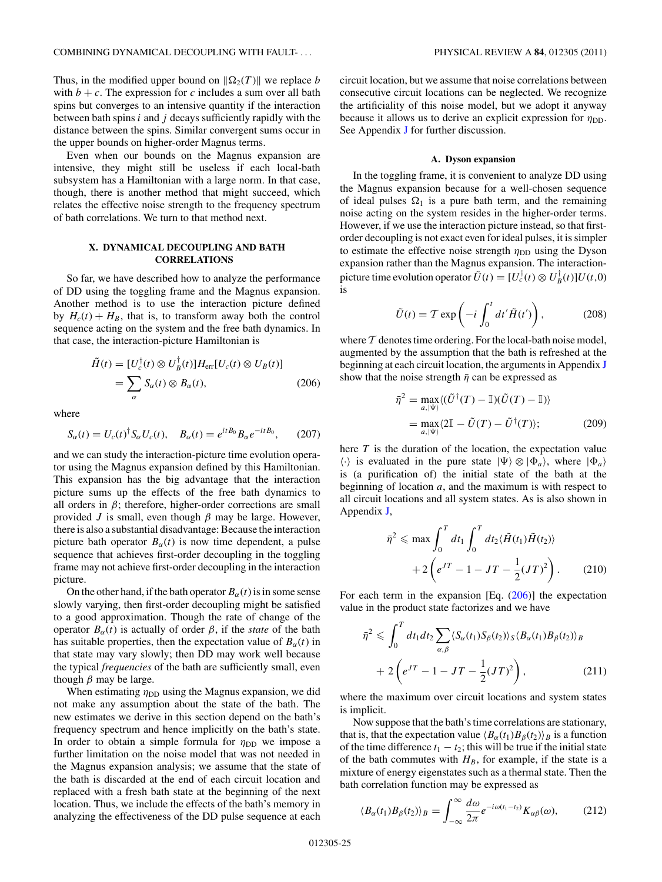Thus, in the modified upper bound on $\|\Omega_2(T)\|$ we replace $b$ with $b + c$. The expression for $c$ includes a sum over all bath spins but converges to an intensive quantity if the interaction between bath spins $i$ and $j$ decays sufficiently rapidly with the distance between the spins. Similar convergent sums occur in the upper bounds on higher-order Magnus terms.

Even when our bounds on the Magnus expansion are intensive, they might still be useless if each local-bath subsystem has a Hamiltonian with a large norm. In that case, though, there is another method that might succeed, which relates the effective noise strength to the frequency spectrum of bath correlations. We turn to that method next.

## X. DYNAMICAL DECOUPLING AND BATH CORRELATIONS

So far, we have described how to analyze the performance of DD using the toggling frame and the Magnus expansion. Another method is to use the interaction picture defined by $H_c(t) + H_B$, that is, to transform away both the control sequence acting on the system and the free bath dynamics. In that case, the interaction-picture Hamiltonian is

$$\begin{aligned}\tilde{H}(t) &= [U_c^\dagger(t) \otimes U_B^\dagger(t)] H_{\text{err}} [U_c(t) \otimes U_B(t)] \\ &= \sum_\alpha S_\alpha(t) \otimes B_\alpha(t),\end{aligned} \tag{206}$$

where

$$S_\alpha(t) = U_c(t)^\dagger S_\alpha U_c(t), \quad B_\alpha(t) = e^{itB_0} B_\alpha e^{-itB_0}, \tag{207}$$

and we can study the interaction-picture time evolution operator using the Magnus expansion defined by this Hamiltonian. This expansion has the big advantage that the interaction picture sums up the effects of the free bath dynamics to all orders in $\beta$; therefore, higher-order corrections are small provided $J$ is small, even though $\beta$ may be large. However, there is also a substantial disadvantage: Because the interaction picture bath operator $B_\alpha(t)$ is now time dependent, a pulse sequence that achieves first-order decoupling in the toggling frame may not achieve first-order decoupling in the interaction picture.

On the other hand, if the bath operator $B_\alpha(t)$ is in some sense slowly varying, then first-order decoupling might be satisfied to a good approximation. Though the rate of change of the operator $B_\alpha(t)$ is actually of order $\beta$, if the *state* of the bath has suitable properties, then the expectation value of $B_\alpha(t)$ in that state may vary slowly; then DD may work well because the typical *frequencies* of the bath are sufficiently small, even though $\beta$ may be large.

When estimating $\eta_{\text{DD}}$ using the Magnus expansion, we did not make any assumption about the state of the bath. The new estimates we derive in this section depend on the bath's frequency spectrum and hence implicitly on the bath's state. In order to obtain a simple formula for $\eta_{\text{DD}}$ we impose a further limitation on the noise model that was not needed in the Magnus expansion analysis; we assume that the state of the bath is discarded at the end of each circuit location and replaced with a fresh bath state at the beginning of the next location. Thus, we include the effects of the bath's memory in analyzing the effectiveness of the DD pulse sequence at each circuit location, but we assume that noise correlations between consecutive circuit locations can be neglected. We recognize the artificiality of this noise model, but we adopt it anyway because it allows us to derive an explicit expression for $\eta_{\text{DD}}$. See Appendix J for further discussion.

### A. Dyson expansion

In the toggling frame, it is convenient to analyze DD using the Magnus expansion because for a well-chosen sequence of ideal pulses $\Omega_1$ is a pure bath term, and the remaining noise acting on the system resides in the higher-order terms. However, if we use the interaction picture instead, so that first-order decoupling is not exact even for ideal pulses, it is simpler to estimate the effective noise strength $\eta_{\text{DD}}$ using the Dyson expansion rather than the Magnus expansion. The interaction-picture time evolution operator $\tilde{U}(t) = [U_c^\dagger(t) \otimes U_B^\dagger(t)]U(t,0)$ is

$$\tilde{U}(t) = \mathcal{T} \exp\left(-i \int_0^t dt' \tilde{H}(t')\right), \tag{208}$$

where $\mathcal{T}$ denotes time ordering. For the local-bath noise model, augmented by the assumption that the bath is refreshed at the beginning at each circuit location, the arguments in Appendix J show that the noise strength $\bar{\eta}$ can be expressed as

$$\begin{aligned}\bar{\eta}^2 &= \max_{a,|\Psi\rangle} \langle (\tilde{U}^\dagger(T) - \mathbb{I})(\tilde{U}(T) - \mathbb{I})\rangle \\ &= \max_{a,|\Psi\rangle} \langle 2\mathbb{I} - \tilde{U}(T) - \tilde{U}^\dagger(T)\rangle;\end{aligned} \tag{209}$$

here $T$ is the duration of the location, the expectation value $\langle\cdot\rangle$ is evaluated in the pure state $|\Psi\rangle \otimes |\Phi_a\rangle$, where $|\Phi_a\rangle$ is (a purification of) the initial state of the bath at the beginning of location $a$, and the maximum is with respect to all circuit locations and all system states. As is also shown in Appendix J,

$$\bar{\eta}^2 \leqslant \max \int_0^T dt_1 \int_0^T dt_2 \langle \tilde{H}(t_1)\tilde{H}(t_2)\rangle + 2\left(e^{JT} - 1 - JT - \frac{1}{2}(JT)^2\right). \tag{210}$$

For each term in the expansion [Eq. (206)] the expectation value in the product state factorizes and we have

$$\bar{\eta}^2 \leqslant \int_0^T dt_1 dt_2 \sum_{\alpha,\beta} \langle S_\alpha(t_1) S_\beta(t_2)\rangle_S \langle B_\alpha(t_1) B_\beta(t_2)\rangle_B + 2\left(e^{JT} - 1 - JT - \frac{1}{2}(JT)^2\right), \tag{211}$$

where the maximum over circuit locations and system states is implicit.

Now suppose that the bath's time correlations are stationary, that is, that the expectation value $\langle B_\alpha(t_1) B_\beta(t_2)\rangle_B$ is a function of the time difference $t_1 - t_2$; this will be true if the initial state of the bath commutes with $H_B$, for example, if the state is a mixture of energy eigenstates such as a thermal state. Then the bath correlation function may be expressed as

$$\langle B_\alpha(t_1) B_\beta(t_2)\rangle_B = \int_{-\infty}^{\infty} \frac{d\omega}{2\pi} e^{-i\omega(t_1 - t_2)} K_{\alpha\beta}(\omega), \tag{212}$$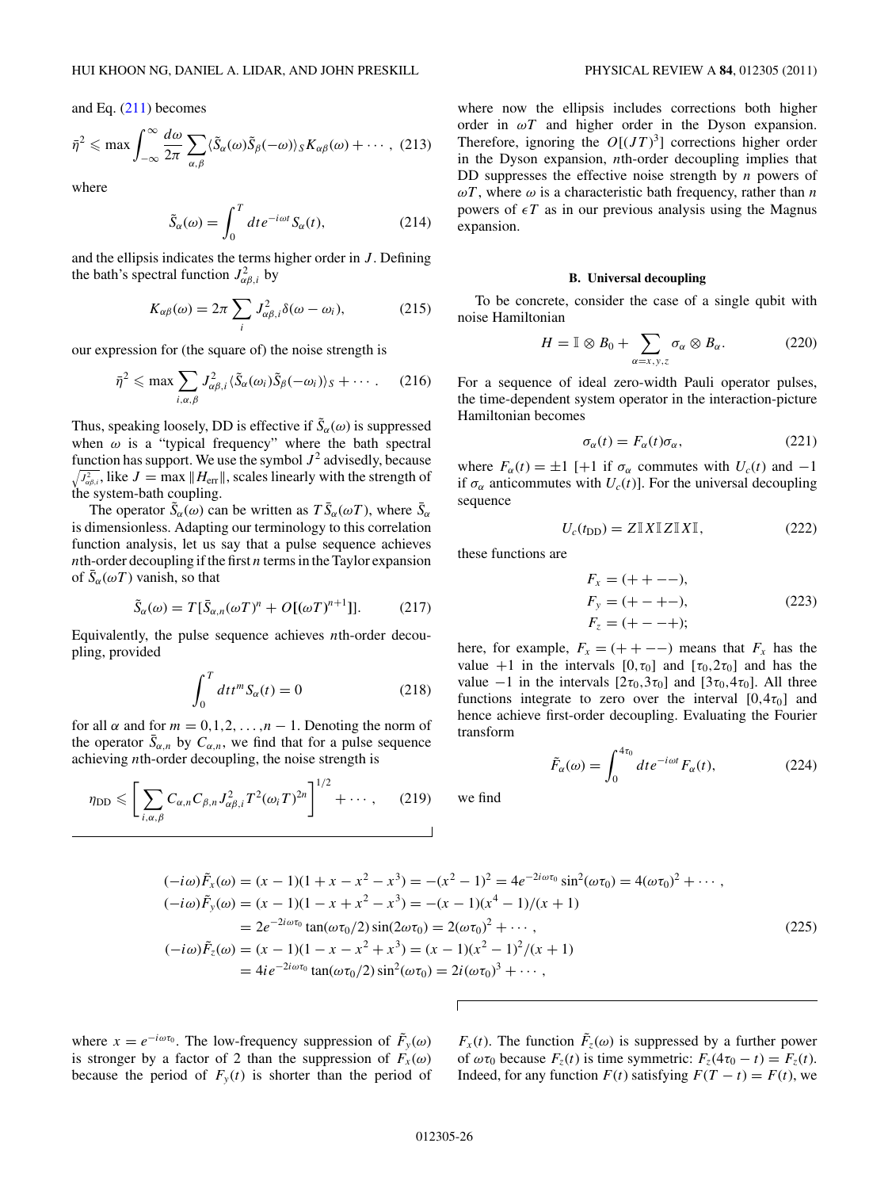and Eq. (211) becomes

$$\bar{\eta}^2 \leqslant \max \int_{-\infty}^{\infty} \frac{d\omega}{2\pi} \sum_{\alpha,\beta} \langle \tilde{S}_\alpha(\omega)\tilde{S}_\beta(-\omega)\rangle_S K_{\alpha\beta}(\omega) + \cdots, \quad (213)$$

where

$$\tilde{S}_\alpha(\omega) = \int_0^T dt e^{-i\omega t} S_\alpha(t), \quad (214)$$

and the ellipsis indicates the terms higher order in $J$. Defining the bath's spectral function $J^2_{\alpha\beta,i}$ by

$$K_{\alpha\beta}(\omega) = 2\pi \sum_i J^2_{\alpha\beta,i}\delta(\omega - \omega_i), \quad (215)$$

our expression for (the square of) the noise strength is

$$\bar{\eta}^2 \leqslant \max \sum_{i,\alpha,\beta} J^2_{\alpha\beta,i} \langle \tilde{S}_\alpha(\omega_i)\tilde{S}_\beta(-\omega_i)\rangle_S + \cdots. \quad (216)$$

Thus, speaking loosely, DD is effective if $\tilde{S}_\alpha(\omega)$ is suppressed when $\omega$ is a "typical frequency" where the bath spectral function has support. We use the symbol $J^2$ advisedly, because $\sqrt{J^2_{\alpha\beta,i}}$, like $J = \max \|H_{\rm err}\|$, scales linearly with the strength of the system-bath coupling.

The operator $\tilde{S}_\alpha(\omega)$ can be written as $T\bar{S}_\alpha(\omega T)$, where $\bar{S}_\alpha$ is dimensionless. Adapting our terminology to this correlation function analysis, let us say that a pulse sequence achieves $n$th-order decoupling if the first $n$ terms in the Taylor expansion of $\bar{S}_\alpha(\omega T)$ vanish, so that

$$\tilde{S}_\alpha(\omega) = T[\bar{S}_{\alpha,n}(\omega T)^n + O[(\omega T)^{n+1}]]. \quad (217)$$

Equivalently, the pulse sequence achieves $n$th-order decoupling, provided

$$\int_0^T dt t^m S_\alpha(t) = 0 \quad (218)$$

for all $\alpha$ and for $m = 0,1,2,\ldots,n-1$. Denoting the norm of the operator $\bar{S}_{\alpha,n}$ by $C_{\alpha,n}$, we find that for a pulse sequence achieving $n$th-order decoupling, the noise strength is

$$\eta_{\rm DD} \leqslant \left[\sum_{i,\alpha,\beta} C_{\alpha,n}C_{\beta,n}J^2_{\alpha\beta,i}T^2(\omega_i T)^{2n}\right]^{1/2} + \cdots, \quad (219)$$

where now the ellipsis includes corrections both higher order in $\omega T$ and higher order in the Dyson expansion. Therefore, ignoring the $O[(JT)^3]$ corrections higher order in the Dyson expansion, $n$th-order decoupling implies that DD suppresses the effective noise strength by $n$ powers of $\omega T$, where $\omega$ is a characteristic bath frequency, rather than $n$ powers of $\epsilon T$ as in our previous analysis using the Magnus expansion.

### B. Universal decoupling

To be concrete, consider the case of a single qubit with noise Hamiltonian

$$H = \mathbb{I} \otimes B_0 + \sum_{\alpha=x,y,z} \sigma_\alpha \otimes B_\alpha. \quad (220)$$

For a sequence of ideal zero-width Pauli operator pulses, the time-dependent system operator in the interaction-picture Hamiltonian becomes

$$\sigma_\alpha(t) = F_\alpha(t)\sigma_\alpha, \quad (221)$$

where $F_\alpha(t) = \pm 1$ [$+1$ if $\sigma_\alpha$ commutes with $U_c(t)$ and $-1$ if $\sigma_\alpha$ anticommutes with $U_c(t)$]. For the universal decoupling sequence

$$U_c(t_{\rm DD}) = Z\mathbb{I}X\mathbb{I}Z\mathbb{I}X\mathbb{I}, \quad (222)$$

these functions are

$$\begin{aligned} F_x &= (++--), \\ F_y &= (+-+-), \\ F_z &= (+--+); \end{aligned} \quad (223)$$

here, for example, $F_x = (++--)$ means that $F_x$ has the value $+1$ in the intervals $[0,\tau_0]$ and $[\tau_0,2\tau_0]$ and has the value $-1$ in the intervals $[2\tau_0,3\tau_0]$ and $[3\tau_0,4\tau_0]$. All three functions integrate to zero over the interval $[0,4\tau_0]$ and hence achieve first-order decoupling. Evaluating the Fourier transform

$$\tilde{F}_\alpha(\omega) = \int_0^{4\tau_0} dt e^{-i\omega t} F_\alpha(t), \quad (224)$$

we find

$$\begin{aligned} (-i\omega)\tilde{F}_x(\omega) &= (x-1)(1+x-x^2-x^3) = -(x^2-1)^2 = 4e^{-2i\omega\tau_0}\sin^2(\omega\tau_0) = 4(\omega\tau_0)^2 + \cdots, \\ (-i\omega)\tilde{F}_y(\omega) &= (x-1)(1-x+x^2-x^3) = -(x-1)(x^4-1)/(x+1) \\ &= 2e^{-2i\omega\tau_0}\tan(\omega\tau_0/2)\sin(2\omega\tau_0) = 2(\omega\tau_0)^2 + \cdots, \\ (-i\omega)\tilde{F}_z(\omega) &= (x-1)(1-x-x^2+x^3) = (x-1)(x^2-1)^2/(x+1) \\ &= 4ie^{-2i\omega\tau_0}\tan(\omega\tau_0/2)\sin^2(\omega\tau_0) = 2i(\omega\tau_0)^3 + \cdots, \end{aligned} \quad (225)$$

where $x = e^{-i\omega\tau_0}$. The low-frequency suppression of $\tilde{F}_y(\omega)$ is stronger by a factor of 2 than the suppression of $\tilde{F}_x(\omega)$ because the period of $F_y(t)$ is shorter than the period of $F_x(t)$. The function $\tilde{F}_z(\omega)$ is suppressed by a further power of $\omega\tau_0$ because $F_z(t)$ is time symmetric: $F_z(4\tau_0 - t) = F_z(t)$. Indeed, for any function $F(t)$ satisfying $F(T-t) = F(t)$, we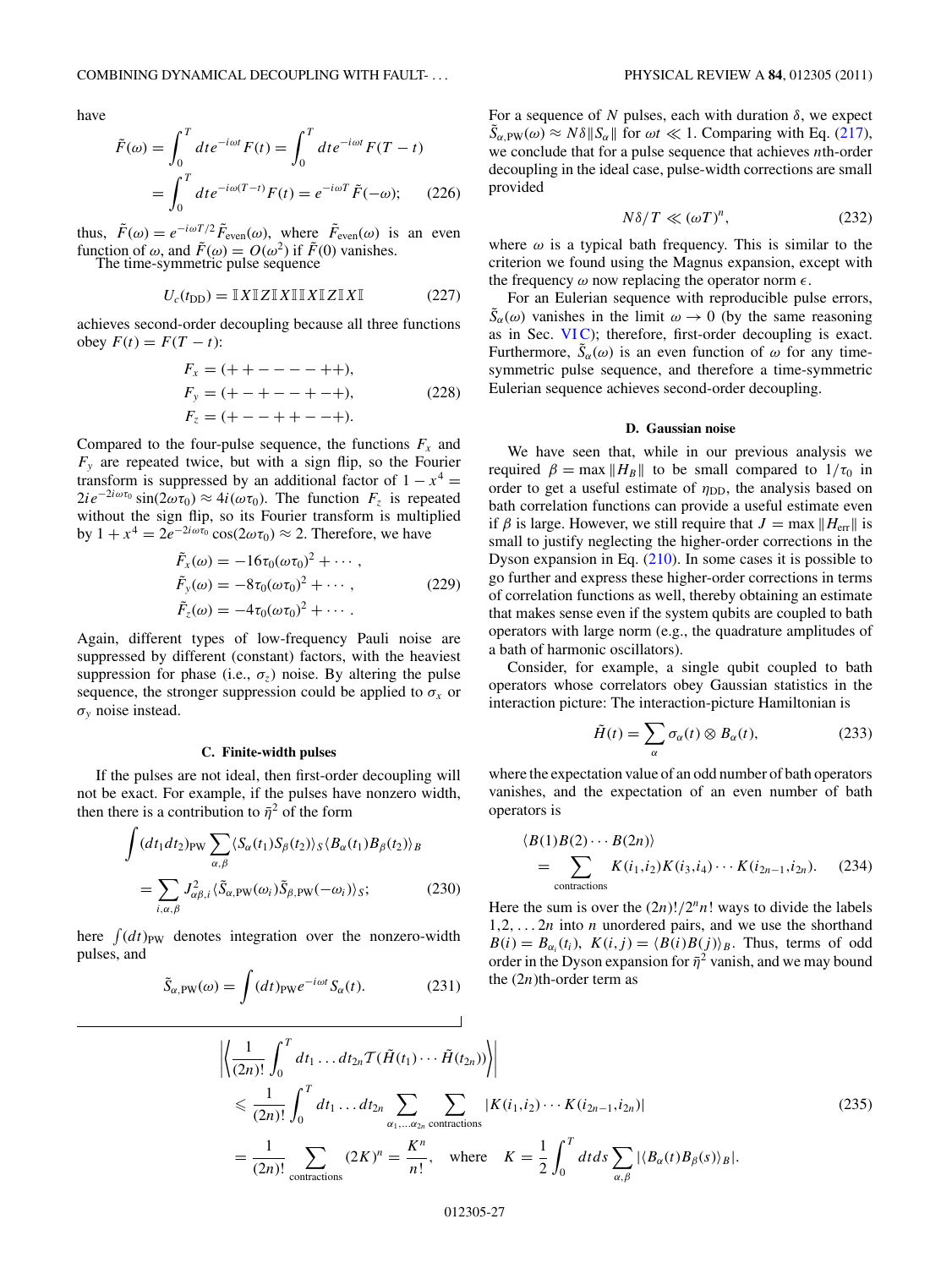have

$$\tilde{F}(\omega) = \int_0^T dt e^{-i\omega t} F(t) = \int_0^T dt e^{-i\omega t} F(T-t)$$
$$= \int_0^T dt e^{-i\omega(T-t)} F(t) = e^{-i\omega T}\tilde{F}(-\omega); \quad (226)$$

thus, $\tilde{F}(\omega) = e^{-i\omega T/2}\tilde{F}_{\text{even}}(\omega)$, where $\tilde{F}_{\text{even}}(\omega)$ is an even function of $\omega$, and $\tilde{F}(\omega) = O(\omega^2)$ if $\tilde{F}(0)$ vanishes.

The time-symmetric pulse sequence

$$U_c(t_{\text{DD}}) = \mathbb{I}X\mathbb{I}Z\mathbb{I}X\mathbb{I}\mathbb{I}X\mathbb{I}Z\mathbb{I}X\mathbb{I} \quad (227)$$

achieves second-order decoupling because all three functions obey $F(t) = F(T-t)$:

$$F_x = (++----++),$$
$$F_y = (+-+--+-+), \quad (228)$$
$$F_z = (+--++--+).$$

Compared to the four-pulse sequence, the functions $F_x$ and $F_y$ are repeated twice, but with a sign flip, so the Fourier transform is suppressed by an additional factor of $1 - x^4 = 2ie^{-2i\omega\tau_0}\sin(2\omega\tau_0) \approx 4i(\omega\tau_0)$. The function $F_z$ is repeated without the sign flip, so its Fourier transform is multiplied by $1 + x^4 = 2e^{-2i\omega\tau_0}\cos(2\omega\tau_0) \approx 2$. Therefore, we have

$$\tilde{F}_x(\omega) = -16\tau_0(\omega\tau_0)^2 + \cdots,$$
$$\tilde{F}_y(\omega) = -8\tau_0(\omega\tau_0)^2 + \cdots, \quad (229)$$
$$\tilde{F}_z(\omega) = -4\tau_0(\omega\tau_0)^2 + \cdots.$$

Again, different types of low-frequency Pauli noise are suppressed by different (constant) factors, with the heaviest suppression for phase (i.e., $\sigma_z$) noise. By altering the pulse sequence, the stronger suppression could be applied to $\sigma_x$ or $\sigma_y$ noise instead.

### C. Finite-width pulses

If the pulses are not ideal, then first-order decoupling will not be exact. For example, if the pulses have nonzero width, then there is a contribution to $\bar{\eta}^2$ of the form

$$\int (dt_1 dt_2)_{\text{PW}} \sum_{\alpha,\beta} \langle S_\alpha(t_1) S_\beta(t_2)\rangle_S \langle B_\alpha(t_1) B_\beta(t_2)\rangle_B$$
$$= \sum_{i,\alpha,\beta} J^2_{\alpha\beta,i}\langle \tilde{S}_{\alpha,\text{PW}}(\omega_i)\tilde{S}_{\beta,\text{PW}}(-\omega_i)\rangle_S; \quad (230)$$

here $\int (dt)_{\text{PW}}$ denotes integration over the nonzero-width pulses, and

$$\tilde{S}_{\alpha,\text{PW}}(\omega) = \int (dt)_{\text{PW}} e^{-i\omega t} S_\alpha(t). \quad (231)$$

For a sequence of $N$ pulses, each with duration $\delta$, we expect $\tilde{S}_{\alpha,\text{PW}}(\omega) \approx N\delta\|S_\alpha\|$ for $\omega t \ll 1$. Comparing with Eq. (217), we conclude that for a pulse sequence that achieves $n$th-order decoupling in the ideal case, pulse-width corrections are small provided

$$N\delta/T \ll (\omega T)^n, \quad (232)$$

where $\omega$ is a typical bath frequency. This is similar to the criterion we found using the Magnus expansion, except with the frequency $\omega$ now replacing the operator norm $\epsilon$.

For an Eulerian sequence with reproducible pulse errors, $\tilde{S}_\alpha(\omega)$ vanishes in the limit $\omega \to 0$ (by the same reasoning as in Sec. VI C); therefore, first-order decoupling is exact. Furthermore, $\tilde{S}_\alpha(\omega)$ is an even function of $\omega$ for any time-symmetric pulse sequence, and therefore a time-symmetric Eulerian sequence achieves second-order decoupling.

### D. Gaussian noise

We have seen that, while in our previous analysis we required $\beta = \max\|H_B\|$ to be small compared to $1/\tau_0$ in order to get a useful estimate of $\eta_{\text{DD}}$, the analysis based on bath correlation functions can provide a useful estimate even if $\beta$ is large. However, we still require that $J = \max\|H_{\text{err}}\|$ is small to justify neglecting the higher-order corrections in the Dyson expansion in Eq. (210). In some cases it is possible to go further and express these higher-order corrections in terms of correlation functions as well, thereby obtaining an estimate that makes sense even if the system qubits are coupled to bath operators with large norm (e.g., the quadrature amplitudes of a bath of harmonic oscillators).

Consider, for example, a single qubit coupled to bath operators whose correlators obey Gaussian statistics in the interaction picture: The interaction-picture Hamiltonian is

$$\tilde{H}(t) = \sum_\alpha \sigma_\alpha(t) \otimes B_\alpha(t), \quad (233)$$

where the expectation value of an odd number of bath operators vanishes, and the expectation of an even number of bath operators is

$$\langle B(1)B(2)\cdots B(2n)\rangle$$
$$= \sum_{\text{contractions}} K(i_1,i_2)K(i_3,i_4)\cdots K(i_{2n-1},i_{2n}). \quad (234)$$

Here the sum is over the $(2n)!/2^n n!$ ways to divide the labels $1,2,\ldots 2n$ into $n$ unordered pairs, and we use the shorthand $B(i) = B_{\alpha_i}(t_i)$, $K(i,j) = \langle B(i)B(j)\rangle_B$. Thus, terms of odd order in the Dyson expansion for $\bar{\eta}^2$ vanish, and we may bound the $(2n)$th-order term as

$$\left|\left\langle \frac{1}{(2n)!}\int_0^T dt_1\ldots dt_{2n}\mathcal{T}(\tilde{H}(t_1)\cdots\tilde{H}(t_{2n}))\right\rangle\right|$$
$$\leqslant \frac{1}{(2n)!}\int_0^T dt_1\ldots dt_{2n}\sum_{\alpha_1,\ldots\alpha_{2n}}\sum_{\text{contractions}}|K(i_1,i_2)\cdots K(i_{2n-1},i_{2n})| \quad (235)$$
$$= \frac{1}{(2n)!}\sum_{\text{contractions}}(2K)^n = \frac{K^n}{n!}, \quad \text{where} \quad K = \frac{1}{2}\int_0^T dt ds\sum_{\alpha,\beta}|\langle B_\alpha(t)B_\beta(s)\rangle_B|.$$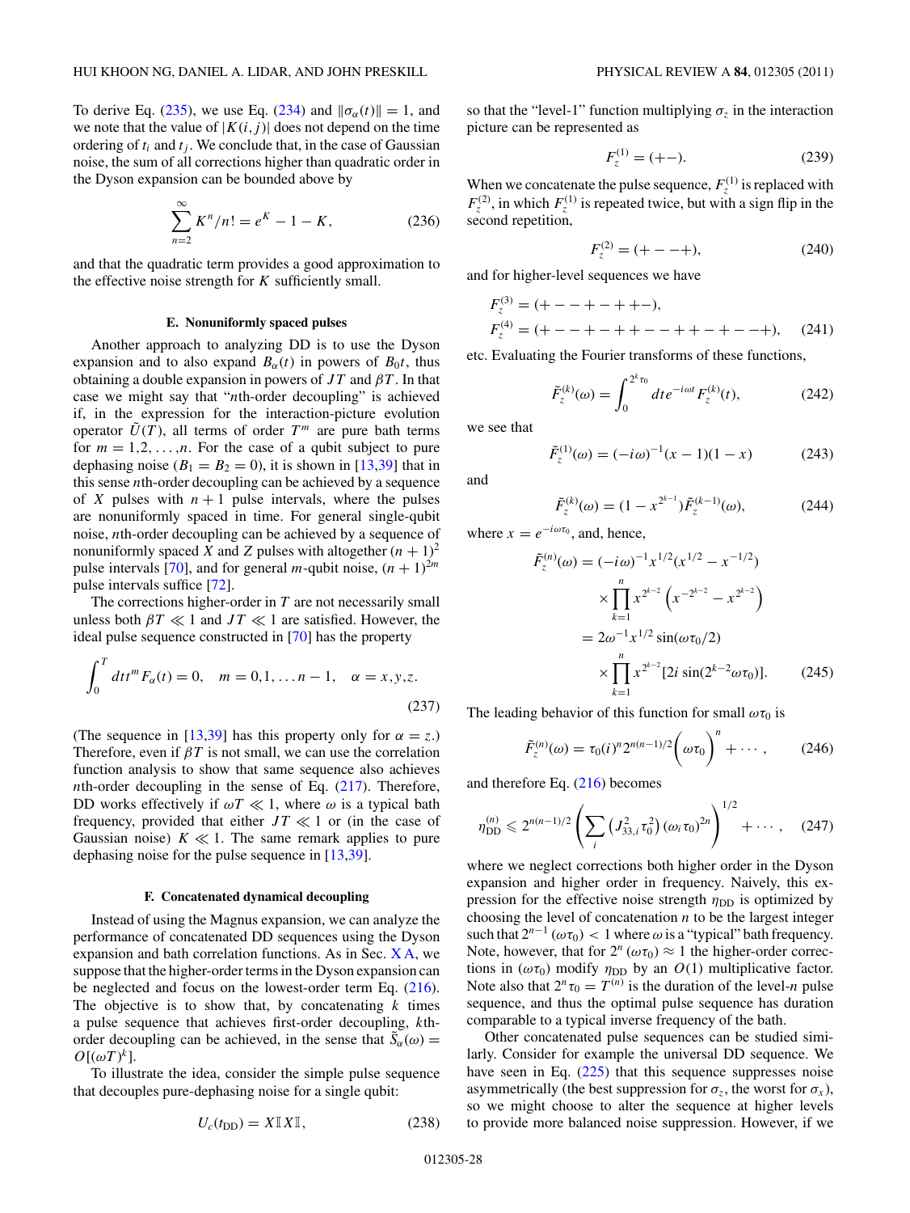To derive Eq. (235), we use Eq. (234) and $\|\sigma_\alpha(t)\| = 1$, and we note that the value of $|K(i,j)|$ does not depend on the time ordering of $t_i$ and $t_j$. We conclude that, in the case of Gaussian noise, the sum of all corrections higher than quadratic order in the Dyson expansion can be bounded above by

$$\sum_{n=2}^{\infty} K^n/n! = e^K - 1 - K, \tag{236}$$

and that the quadratic term provides a good approximation to the effective noise strength for $K$ sufficiently small.

### E. Nonuniformly spaced pulses

Another approach to analyzing DD is to use the Dyson expansion and to also expand $B_\alpha(t)$ in powers of $B_0 t$, thus obtaining a double expansion in powers of $JT$ and $\beta T$. In that case we might say that "$n$th-order decoupling" is achieved if, in the expression for the interaction-picture evolution operator $\tilde{U}(T)$, all terms of order $T^m$ are pure bath terms for $m = 1,2,\ldots,n$. For the case of a qubit subject to pure dephasing noise ($B_1 = B_2 = 0$), it is shown in [13,39] that in this sense $n$th-order decoupling can be achieved by a sequence of $X$ pulses with $n+1$ pulse intervals, where the pulses are nonuniformly spaced in time. For general single-qubit noise, $n$th-order decoupling can be achieved by a sequence of nonuniformly spaced $X$ and $Z$ pulses with altogether $(n+1)^2$ pulse intervals [70], and for general $m$-qubit noise, $(n+1)^{2m}$ pulse intervals suffice [72].

The corrections higher-order in $T$ are not necessarily small unless both $\beta T \ll 1$ and $JT \ll 1$ are satisfied. However, the ideal pulse sequence constructed in [70] has the property

$$\int_0^T dt t^m F_\alpha(t) = 0, \quad m = 0,1,\ldots n-1, \quad \alpha = x,y,z. \tag{237}$$

(The sequence in [13,39] has this property only for $\alpha = z$.) Therefore, even if $\beta T$ is not small, we can use the correlation function analysis to show that same sequence also achieves $n$th-order decoupling in the sense of Eq. (217). Therefore, DD works effectively if $\omega T \ll 1$, where $\omega$ is a typical bath frequency, provided that either $JT \ll 1$ or (in the case of Gaussian noise) $K \ll 1$. The same remark applies to pure dephasing noise for the pulse sequence in [13,39].

### F. Concatenated dynamical decoupling

Instead of using the Magnus expansion, we can analyze the performance of concatenated DD sequences using the Dyson expansion and bath correlation functions. As in Sec. X A, we suppose that the higher-order terms in the Dyson expansion can be neglected and focus on the lowest-order term Eq. (216). The objective is to show that, by concatenating $k$ times a pulse sequence that achieves first-order decoupling, $k$th-order decoupling can be achieved, in the sense that $\tilde{S}_\alpha(\omega) = O[(\omega T)^k]$.

To illustrate the idea, consider the simple pulse sequence that decouples pure-dephasing noise for a single qubit:

$$U_c(t_{\rm DD}) = X\mathbb{I}X\mathbb{I}, \tag{238}$$

so that the "level-1" function multiplying $\sigma_z$ in the interaction picture can be represented as

$$F_z^{(1)} = (+-). \tag{239}$$

When we concatenate the pulse sequence, $F_z^{(1)}$ is replaced with $F_z^{(2)}$, in which $F_z^{(1)}$ is repeated twice, but with a sign flip in the second repetition,

$$F_z^{(2)} = (+--+), \tag{240}$$

and for higher-level sequences we have

$$\begin{aligned} F_z^{(3)} &= (+--+-++-), \\ F_z^{(4)} &= (+--+-++--++-+--+), \end{aligned} \tag{241}$$

etc. Evaluating the Fourier transforms of these functions,

$$\tilde{F}_z^{(k)}(\omega) = \int_0^{2^k\tau_0} dt e^{-i\omega t} F_z^{(k)}(t), \tag{242}$$

we see that

$$\tilde{F}_z^{(1)}(\omega) = (-i\omega)^{-1}(x-1)(1-x) \tag{243}$$

and

$$\tilde{F}_z^{(k)}(\omega) = \left(1 - x^{2^{k-1}}\right)\tilde{F}_z^{(k-1)}(\omega), \tag{244}$$

where $x = e^{-i\omega\tau_0}$, and, hence,

$$\begin{aligned} \tilde{F}_z^{(n)}(\omega) &= (-i\omega)^{-1} x^{1/2}(x^{1/2} - x^{-1/2}) \\ &\quad \times \prod_{k=1}^{n} x^{2^{k-2}}\left(x^{-2^{k-2}} - x^{2^{k-2}}\right) \\ &= 2\omega^{-1} x^{1/2}\sin(\omega\tau_0/2) \\ &\quad \times \prod_{k=1}^{n} x^{2^{k-2}}[2i\sin(2^{k-2}\omega\tau_0)]. \end{aligned} \tag{245}$$

The leading behavior of this function for small $\omega\tau_0$ is

$$\tilde{F}_z^{(n)}(\omega) = \tau_0 (i)^n 2^{n(n-1)/2}\left(\omega\tau_0\right)^n + \cdots, \tag{246}$$

and therefore Eq. (216) becomes

$$\eta_{\rm DD}^{(n)} \leqslant 2^{n(n-1)/2}\left(\sum_i \left(J_{33,i}^2\tau_0^2\right)(\omega_i\tau_0)^{2n}\right)^{1/2} + \cdots, \tag{247}$$

where we neglect corrections both higher order in the Dyson expansion and higher order in frequency. Naively, this expression for the effective noise strength $\eta_{\rm DD}$ is optimized by choosing the level of concatenation $n$ to be the largest integer such that $2^{n-1}(\omega\tau_0) < 1$ where $\omega$ is a "typical" bath frequency. Note, however, that for $2^n(\omega\tau_0) \approx 1$ the higher-order corrections in $(\omega\tau_0)$ modify $\eta_{\rm DD}$ by an $O(1)$ multiplicative factor. Note also that $2^n\tau_0 = T^{(n)}$ is the duration of the level-$n$ pulse sequence, and thus the optimal pulse sequence has duration comparable to a typical inverse frequency of the bath.

Other concatenated pulse sequences can be studied similarly. Consider for example the universal DD sequence. We have seen in Eq. (225) that this sequence suppresses noise asymmetrically (the best suppression for $\sigma_z$, the worst for $\sigma_x$), so we might choose to alter the sequence at higher levels to provide more balanced noise suppression. However, if we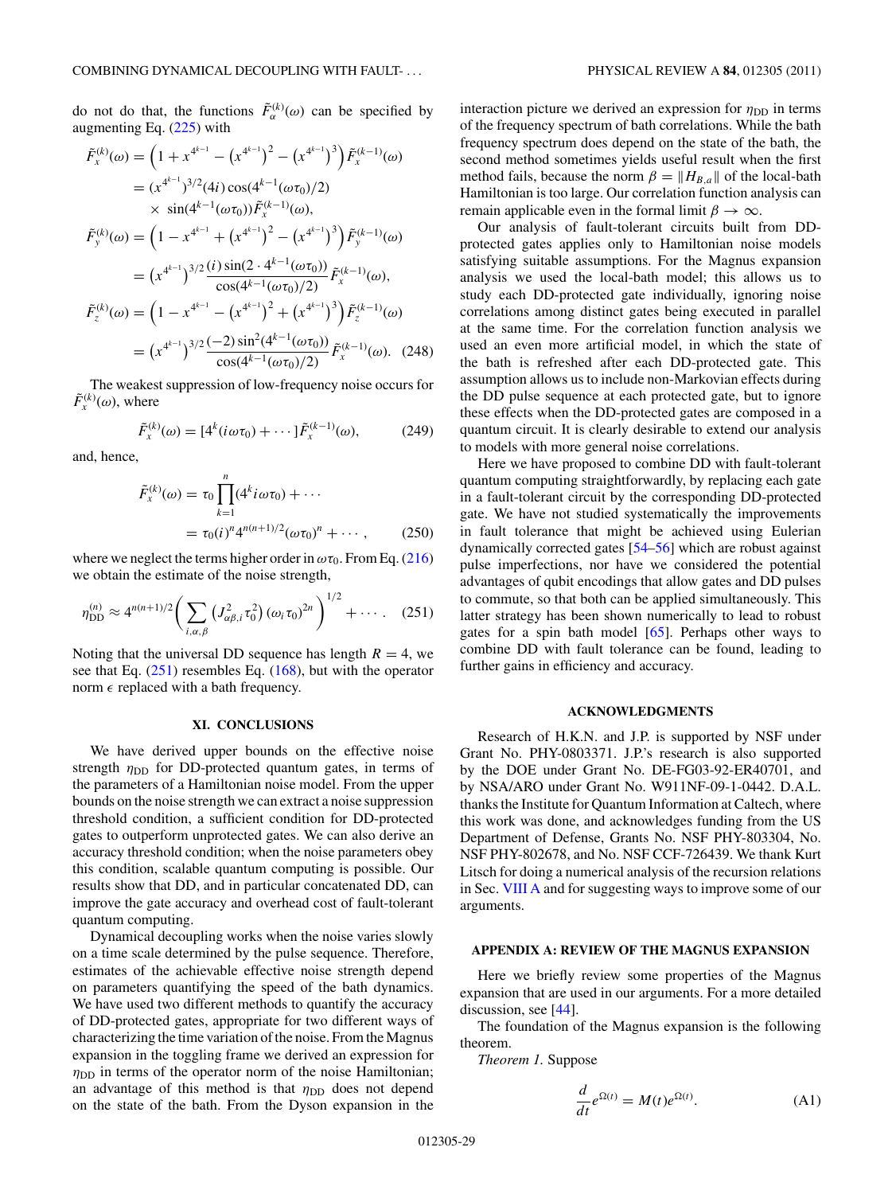do not do that, the functions $\tilde{F}_\alpha^{(k)}(\omega)$ can be specified by augmenting Eq. (225) with

$$
\begin{aligned}
\tilde{F}_x^{(k)}(\omega) &= \left(1 + x^{4^{k-1}} - \left(x^{4^{k-1}}\right)^2 - \left(x^{4^{k-1}}\right)^3\right)\tilde{F}_x^{(k-1)}(\omega) \\
&= (x^{4^{k-1}})^{3/2}(4i)\cos(4^{k-1}(\omega\tau_0)/2) \\
&\quad \times \sin(4^{k-1}(\omega\tau_0))\tilde{F}_x^{(k-1)}(\omega), \\
\tilde{F}_y^{(k)}(\omega) &= \left(1 - x^{4^{k-1}} + \left(x^{4^{k-1}}\right)^2 - \left(x^{4^{k-1}}\right)^3\right)\tilde{F}_y^{(k-1)}(\omega) \\
&= \left(x^{4^{k-1}}\right)^{3/2}\frac{(i)\sin(2\cdot 4^{k-1}(\omega\tau_0))}{\cos(4^{k-1}(\omega\tau_0)/2)}\tilde{F}_x^{(k-1)}(\omega), \\
\tilde{F}_z^{(k)}(\omega) &= \left(1 - x^{4^{k-1}} - \left(x^{4^{k-1}}\right)^2 + \left(x^{4^{k-1}}\right)^3\right)\tilde{F}_z^{(k-1)}(\omega) \\
&= \left(x^{4^{k-1}}\right)^{3/2}\frac{(-2)\sin^2(4^{k-1}(\omega\tau_0))}{\cos(4^{k-1}(\omega\tau_0)/2)}\tilde{F}_x^{(k-1)}(\omega). \quad (248)
\end{aligned}
$$

The weakest suppression of low-frequency noise occurs for $\tilde{F}_x^{(k)}(\omega)$, where

$$
\tilde{F}_x^{(k)}(\omega) = [4^k(i\omega\tau_0) + \cdots]\tilde{F}_x^{(k-1)}(\omega), \tag{249}
$$

and, hence,

$$
\begin{aligned}
\tilde{F}_x^{(k)}(\omega) &= \tau_0\prod_{k=1}^{n}(4^k i\omega\tau_0) + \cdots \\
&= \tau_0(i)^n 4^{n(n+1)/2}(\omega\tau_0)^n + \cdots, \quad (250)
\end{aligned}
$$

where we neglect the terms higher order in $\omega\tau_0$. From Eq. (216) we obtain the estimate of the noise strength,

$$
\eta_{\rm DD}^{(n)} \approx 4^{n(n+1)/2}\left(\sum_{i,\alpha,\beta}\left(J_{\alpha\beta,i}^2\tau_0^2\right)(\omega_i\tau_0)^{2n}\right)^{1/2} + \cdots. \tag{251}
$$

Noting that the universal DD sequence has length $R = 4$, we see that Eq. (251) resembles Eq. (168), but with the operator norm $\epsilon$ replaced with a bath frequency.

## XI. CONCLUSIONS

We have derived upper bounds on the effective noise strength $\eta_{\rm DD}$ for DD-protected quantum gates, in terms of the parameters of a Hamiltonian noise model. From the upper bounds on the noise strength we can extract a noise suppression threshold condition, a sufficient condition for DD-protected gates to outperform unprotected gates. We can also derive an accuracy threshold condition; when the noise parameters obey this condition, scalable quantum computing is possible. Our results show that DD, and in particular concatenated DD, can improve the gate accuracy and overhead cost of fault-tolerant quantum computing.

Dynamical decoupling works when the noise varies slowly on a time scale determined by the pulse sequence. Therefore, estimates of the achievable effective noise strength depend on parameters quantifying the speed of the bath dynamics. We have used two different methods to quantify the accuracy of DD-protected gates, appropriate for two different ways of characterizing the time variation of the noise. From the Magnus expansion in the toggling frame we derived an expression for $\eta_{\rm DD}$ in terms of the operator norm of the noise Hamiltonian; an advantage of this method is that $\eta_{\rm DD}$ does not depend on the state of the bath. From the Dyson expansion in the interaction picture we derived an expression for $\eta_{\rm DD}$ in terms of the frequency spectrum of bath correlations. While the bath frequency spectrum does depend on the state of the bath, the second method sometimes yields useful result when the first method fails, because the norm $\beta = \|H_{B,a}\|$ of the local-bath Hamiltonian is too large. Our correlation function analysis can remain applicable even in the formal limit $\beta \to \infty$.

Our analysis of fault-tolerant circuits built from DD-protected gates applies only to Hamiltonian noise models satisfying suitable assumptions. For the Magnus expansion analysis we used the local-bath model; this allows us to study each DD-protected gate individually, ignoring noise correlations among distinct gates being executed in parallel at the same time. For the correlation function analysis we used an even more artificial model, in which the state of the bath is refreshed after each DD-protected gate. This assumption allows us to include non-Markovian effects during the DD pulse sequence at each protected gate, but to ignore these effects when the DD-protected gates are composed in a quantum circuit. It is clearly desirable to extend our analysis to models with more general noise correlations.

Here we have proposed to combine DD with fault-tolerant quantum computing straightforwardly, by replacing each gate in a fault-tolerant circuit by the corresponding DD-protected gate. We have not studied systematically the improvements in fault tolerance that might be achieved using Eulerian dynamically corrected gates [54–56] which are robust against pulse imperfections, nor have we considered the potential advantages of qubit encodings that allow gates and DD pulses to commute, so that both can be applied simultaneously. This latter strategy has been shown numerically to lead to robust gates for a spin bath model [65]. Perhaps other ways to combine DD with fault tolerance can be found, leading to further gains in efficiency and accuracy.

## ACKNOWLEDGMENTS

Research of H.K.N. and J.P. is supported by NSF under Grant No. PHY-0803371. J.P.'s research is also supported by the DOE under Grant No. DE-FG03-92-ER40701, and by NSA/ARO under Grant No. W911NF-09-1-0442. D.A.L. thanks the Institute for Quantum Information at Caltech, where this work was done, and acknowledges funding from the US Department of Defense, Grants No. NSF PHY-803304, No. NSF PHY-802678, and No. NSF CCF-726439. We thank Kurt Litsch for doing a numerical analysis of the recursion relations in Sec. VIII A and for suggesting ways to improve some of our arguments.

## APPENDIX A: REVIEW OF THE MAGNUS EXPANSION

Here we briefly review some properties of the Magnus expansion that are used in our arguments. For a more detailed discussion, see [44].

The foundation of the Magnus expansion is the following theorem.

*Theorem 1.* Suppose

$$
\frac{d}{dt}e^{\Omega(t)} = M(t)e^{\Omega(t)}. \tag{A1}
$$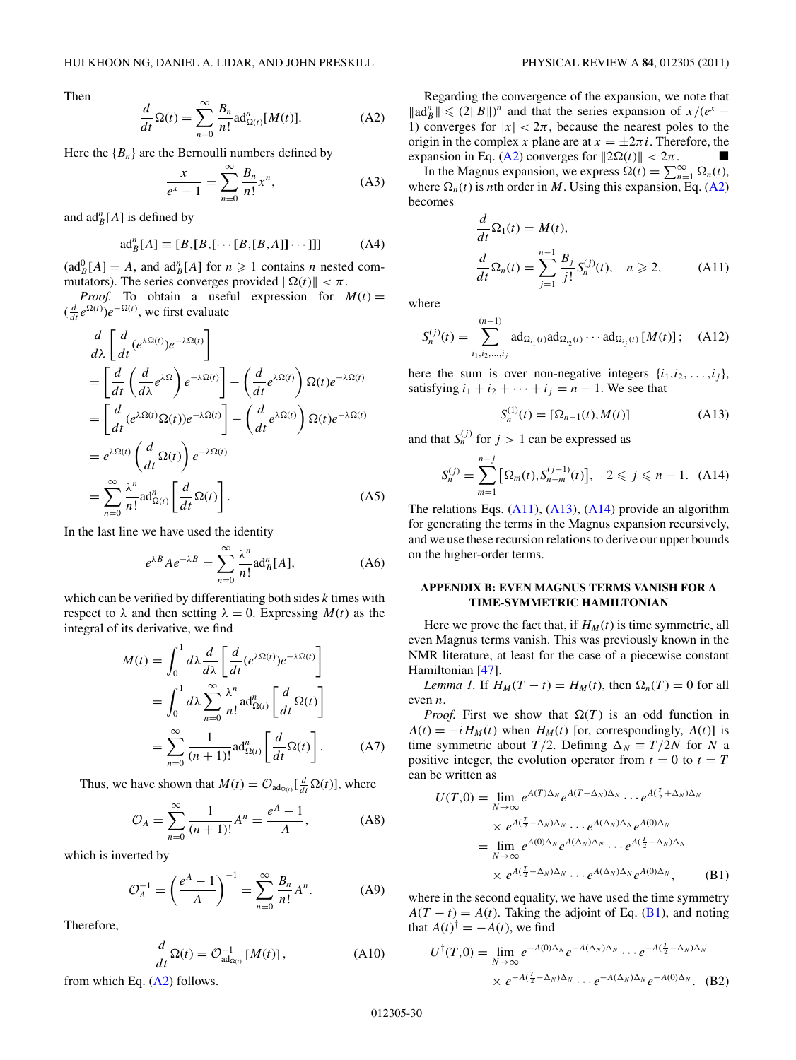Then

$$\frac{d}{dt}\Omega(t) = \sum_{n=0}^{\infty} \frac{B_n}{n!} \mathrm{ad}^n_{\Omega(t)}[M(t)]. \tag{A2}$$

Here the $\{B_n\}$ are the Bernoulli numbers defined by

$$\frac{x}{e^x - 1} = \sum_{n=0}^{\infty} \frac{B_n}{n!} x^n, \tag{A3}$$

and $\mathrm{ad}^n_B[A]$ is defined by

$$\mathrm{ad}^n_B[A] \equiv [B,[B,[\cdots[B,[B,A]]\cdots]]] \tag{A4}$$

($\mathrm{ad}^0_B[A] = A$, and $\mathrm{ad}^n_B[A]$ for $n \geqslant 1$ contains $n$ nested commutators). The series converges provided $\|\Omega(t)\| < \pi$.

*Proof.* To obtain a useful expression for $M(t) = (\frac{d}{dt} e^{\Omega(t)}) e^{-\Omega(t)}$, we first evaluate

$$\begin{aligned}
&\frac{d}{d\lambda}\left[\frac{d}{dt}(e^{\lambda\Omega(t)})e^{-\lambda\Omega(t)}\right] \\
&= \left[\frac{d}{dt}\left(\frac{d}{d\lambda}e^{\lambda\Omega}\right)e^{-\lambda\Omega(t)}\right] - \left(\frac{d}{dt}e^{\lambda\Omega(t)}\right)\Omega(t)e^{-\lambda\Omega(t)} \\
&= \left[\frac{d}{dt}(e^{\lambda\Omega(t)}\Omega(t))e^{-\lambda\Omega(t)}\right] - \left(\frac{d}{dt}e^{\lambda\Omega(t)}\right)\Omega(t)e^{-\lambda\Omega(t)} \\
&= e^{\lambda\Omega(t)}\left(\frac{d}{dt}\Omega(t)\right)e^{-\lambda\Omega(t)} \\
&= \sum_{n=0}^{\infty}\frac{\lambda^n}{n!}\mathrm{ad}^n_{\Omega(t)}\left[\frac{d}{dt}\Omega(t)\right].
\end{aligned} \tag{A5}$$

In the last line we have used the identity

$$e^{\lambda B} A e^{-\lambda B} = \sum_{n=0}^{\infty} \frac{\lambda^n}{n!} \mathrm{ad}^n_B[A], \tag{A6}$$

which can be verified by differentiating both sides $k$ times with respect to $\lambda$ and then setting $\lambda = 0$. Expressing $M(t)$ as the integral of its derivative, we find

$$\begin{aligned}
M(t) &= \int_0^1 d\lambda \frac{d}{d\lambda}\left[\frac{d}{dt}(e^{\lambda\Omega(t)})e^{-\lambda\Omega(t)}\right] \\
&= \int_0^1 d\lambda \sum_{n=0}^{\infty}\frac{\lambda^n}{n!}\mathrm{ad}^n_{\Omega(t)}\left[\frac{d}{dt}\Omega(t)\right] \\
&= \sum_{n=0}^{\infty}\frac{1}{(n+1)!}\mathrm{ad}^n_{\Omega(t)}\left[\frac{d}{dt}\Omega(t)\right].
\end{aligned} \tag{A7}$$

Thus, we have shown that $M(t) = \mathcal{O}_{\mathrm{ad}_{\Omega(t)}}[\frac{d}{dt}\Omega(t)]$, where

$$\mathcal{O}_A = \sum_{n=0}^{\infty} \frac{1}{(n+1)!} A^n = \frac{e^A - 1}{A}, \tag{A8}$$

which is inverted by

$$\mathcal{O}_A^{-1} = \left(\frac{e^A - 1}{A}\right)^{-1} = \sum_{n=0}^{\infty} \frac{B_n}{n!} A^n. \tag{A9}$$

Therefore,

$$\frac{d}{dt}\Omega(t) = \mathcal{O}^{-1}_{\mathrm{ad}_{\Omega(t)}}[M(t)], \tag{A10}$$

from which Eq. (A2) follows.

Regarding the convergence of the expansion, we note that $\|\mathrm{ad}^n_B\| \leqslant (2\|B\|)^n$ and that the series expansion of $x/(e^x - 1)$ converges for $|x| < 2\pi$, because the nearest poles to the origin in the complex $x$ plane are at $x = \pm 2\pi i$. Therefore, the expansion in Eq. (A2) converges for $\|2\Omega(t)\| < 2\pi$. ■

In the Magnus expansion, we express $\Omega(t) = \sum_{n=1}^{\infty} \Omega_n(t)$, where $\Omega_n(t)$ is $n$th order in $M$. Using this expansion, Eq. (A2) becomes

$$\begin{aligned}
&\frac{d}{dt}\Omega_1(t) = M(t), \\
&\frac{d}{dt}\Omega_n(t) = \sum_{j=1}^{n-1} \frac{B_j}{j!} S_n^{(j)}(t), \quad n \geqslant 2,
\end{aligned} \tag{A11}$$

where

$$S_n^{(j)}(t) = \sum_{i_1,i_2,\ldots,i_j}^{(n-1)} \mathrm{ad}_{\Omega_{i_1}(t)} \mathrm{ad}_{\Omega_{i_2}(t)} \cdots \mathrm{ad}_{\Omega_{i_j}(t)}[M(t)]; \tag{A12}$$

here the sum is over non-negative integers $\{i_1,i_2,\ldots,i_j\}$, satisfying $i_1 + i_2 + \cdots + i_j = n - 1$. We see that

$$S_n^{(1)}(t) = [\Omega_{n-1}(t), M(t)] \tag{A13}$$

and that $S_n^{(j)}$ for $j > 1$ can be expressed as

$$S_n^{(j)} = \sum_{m=1}^{n-j} \left[\Omega_m(t), S_{n-m}^{(j-1)}(t)\right], \quad 2 \leqslant j \leqslant n - 1. \tag{A14}$$

The relations Eqs. (A11), (A13), (A14) provide an algorithm for generating the terms in the Magnus expansion recursively, and we use these recursion relations to derive our upper bounds on the higher-order terms.

## APPENDIX B: EVEN MAGNUS TERMS VANISH FOR A TIME-SYMMETRIC HAMILTONIAN

Here we prove the fact that, if $H_M(t)$ is time symmetric, all even Magnus terms vanish. This was previously known in the NMR literature, at least for the case of a piecewise constant Hamiltonian [47].

*Lemma 1.* If $H_M(T - t) = H_M(t)$, then $\Omega_n(T) = 0$ for all even $n$.

*Proof.* First we show that $\Omega(T)$ is an odd function in $A(t) = -iH_M(t)$ when $H_M(t)$ [or, correspondingly, $A(t)$] is time symmetric about $T/2$. Defining $\Delta_N \equiv T/2N$ for $N$ a positive integer, the evolution operator from $t = 0$ to $t = T$ can be written as

$$\begin{aligned}
U(T,0) &= \lim_{N\to\infty} e^{A(T)\Delta_N} e^{A(T-\Delta_N)\Delta_N} \cdots e^{A(\frac{T}{2}+\Delta_N)\Delta_N} \\
&\quad \times e^{A(\frac{T}{2}-\Delta_N)\Delta_N} \cdots e^{A(\Delta_N)\Delta_N} e^{A(0)\Delta_N} \\
&= \lim_{N\to\infty} e^{A(0)\Delta_N} e^{A(\Delta_N)\Delta_N} \cdots e^{A(\frac{T}{2}-\Delta_N)\Delta_N} \\
&\quad \times e^{A(\frac{T}{2}-\Delta_N)\Delta_N} \cdots e^{A(\Delta_N)\Delta_N} e^{A(0)\Delta_N},
\end{aligned} \tag{B1}$$

where in the second equality, we have used the time symmetry $A(T - t) = A(t)$. Taking the adjoint of Eq. (B1), and noting that $A(t)^\dagger = -A(t)$, we find

$$\begin{aligned}
U^\dagger(T,0) &= \lim_{N\to\infty} e^{-A(0)\Delta_N} e^{-A(\Delta_N)\Delta_N} \cdots e^{-A(\frac{T}{2}-\Delta_N)\Delta_N} \\
&\quad \times e^{-A(\frac{T}{2}-\Delta_N)\Delta_N} \cdots e^{-A(\Delta_N)\Delta_N} e^{-A(0)\Delta_N}.
\end{aligned} \tag{B2}$$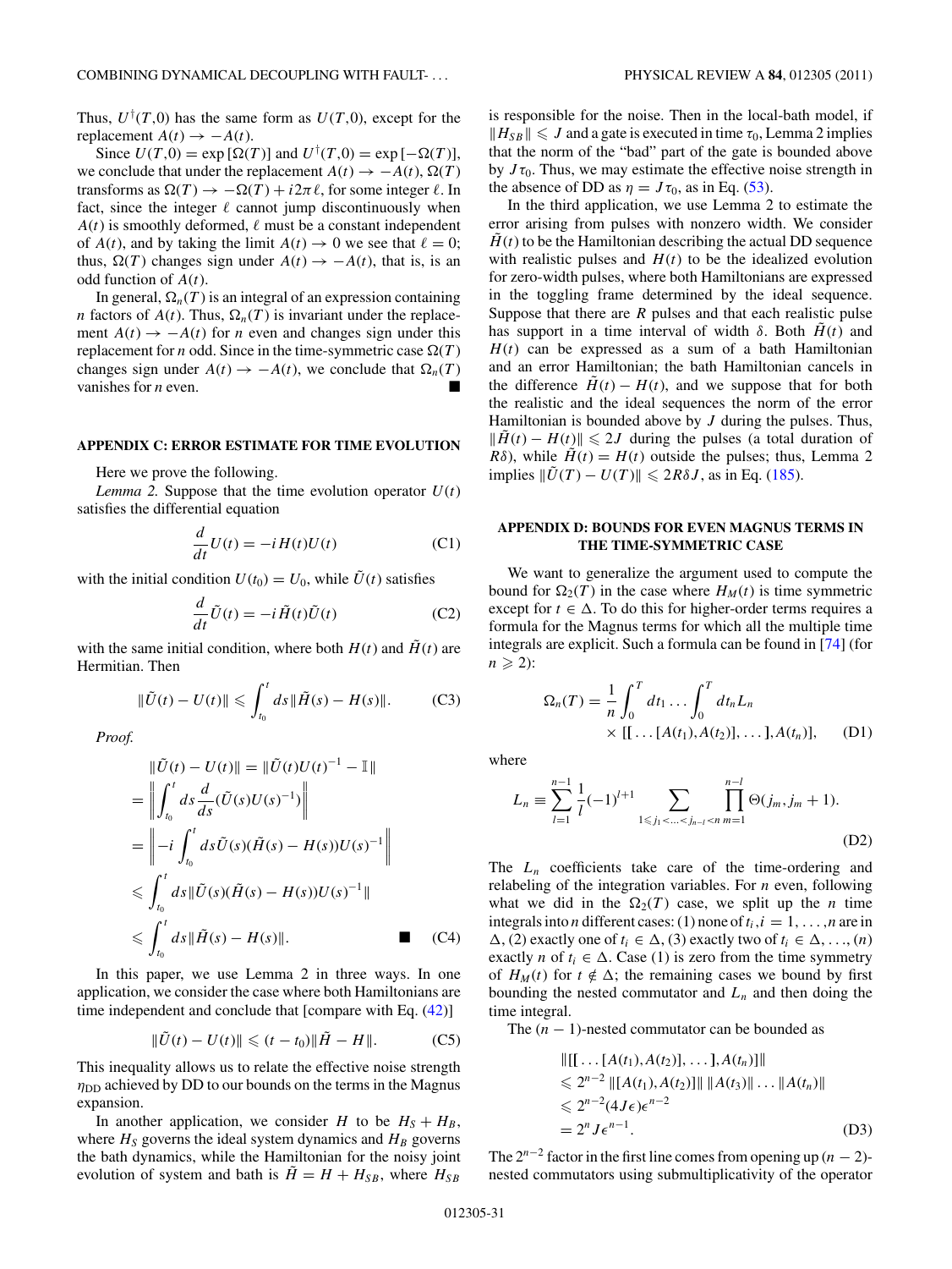Thus, $U^\dagger(T,0)$ has the same form as $U(T,0)$, except for the replacement $A(t) \to -A(t)$.

Since $U(T,0) = \exp[\Omega(T)]$ and $U^\dagger(T,0) = \exp[-\Omega(T)]$, we conclude that under the replacement $A(t) \to -A(t)$, $\Omega(T)$ transforms as $\Omega(T) \to -\Omega(T) + i2\pi\ell$, for some integer $\ell$. In fact, since the integer $\ell$ cannot jump discontinuously when $A(t)$ is smoothly deformed, $\ell$ must be a constant independent of $A(t)$, and by taking the limit $A(t) \to 0$ we see that $\ell = 0$; thus, $\Omega(T)$ changes sign under $A(t) \to -A(t)$, that is, is an odd function of $A(t)$.

In general, $\Omega_n(T)$ is an integral of an expression containing $n$ factors of $A(t)$. Thus, $\Omega_n(T)$ is invariant under the replacement $A(t) \to -A(t)$ for $n$ even and changes sign under this replacement for $n$ odd. Since in the time-symmetric case $\Omega(T)$ changes sign under $A(t) \to -A(t)$, we conclude that $\Omega_n(T)$ vanishes for $n$ even. ■

## APPENDIX C: ERROR ESTIMATE FOR TIME EVOLUTION

Here we prove the following.

*Lemma 2.* Suppose that the time evolution operator $U(t)$ satisfies the differential equation

$$\frac{d}{dt}U(t) = -iH(t)U(t) \tag{C1}$$

with the initial condition $U(t_0) = U_0$, while $\tilde{U}(t)$ satisfies

$$\frac{d}{dt}\tilde{U}(t) = -i\tilde{H}(t)\tilde{U}(t) \tag{C2}$$

with the same initial condition, where both $H(t)$ and $\tilde{H}(t)$ are Hermitian. Then

$$\|\tilde{U}(t) - U(t)\| \leqslant \int_{t_0}^{t} ds\|\tilde{H}(s) - H(s)\|. \tag{C3}$$

*Proof.*

$$\begin{aligned}
&\|\tilde{U}(t) - U(t)\| = \|\tilde{U}(t)U(t)^{-1} - \mathbb{I}\| \\
&= \left\|\int_{t_0}^{t} ds \frac{d}{ds}(\tilde{U}(s)U(s)^{-1})\right\| \\
&= \left\|-i\int_{t_0}^{t} ds\tilde{U}(s)(\tilde{H}(s) - H(s))U(s)^{-1}\right\| \\
&\leqslant \int_{t_0}^{t} ds\|\tilde{U}(s)(\tilde{H}(s) - H(s))U(s)^{-1}\| \\
&\leqslant \int_{t_0}^{t} ds\|\tilde{H}(s) - H(s)\|. \qquad \blacksquare
\end{aligned} \tag{C4}$$

In this paper, we use Lemma 2 in three ways. In one application, we consider the case where both Hamiltonians are time independent and conclude that [compare with Eq. (42)]

$$\|\tilde{U}(t) - U(t)\| \leqslant (t - t_0)\|\tilde{H} - H\|. \tag{C5}$$

This inequality allows us to relate the effective noise strength $\eta_{\rm DD}$ achieved by DD to our bounds on the terms in the Magnus expansion.

In another application, we consider $H$ to be $H_S + H_B$, where $H_S$ governs the ideal system dynamics and $H_B$ governs the bath dynamics, while the Hamiltonian for the noisy joint evolution of system and bath is $\tilde{H} = H + H_{SB}$, where $H_{SB}$ is responsible for the noise. Then in the local-bath model, if $\|H_{SB}\| \leqslant J$ and a gate is executed in time $\tau_0$, Lemma 2 implies that the norm of the "bad" part of the gate is bounded above by $J\tau_0$. Thus, we may estimate the effective noise strength in the absence of DD as $\eta = J\tau_0$, as in Eq. (53).

In the third application, we use Lemma 2 to estimate the error arising from pulses with nonzero width. We consider $\tilde{H}(t)$ to be the Hamiltonian describing the actual DD sequence with realistic pulses and $H(t)$ to be the idealized evolution for zero-width pulses, where both Hamiltonians are expressed in the toggling frame determined by the ideal sequence. Suppose that there are $R$ pulses and that each realistic pulse has support in a time interval of width $\delta$. Both $\tilde{H}(t)$ and $H(t)$ can be expressed as a sum of a bath Hamiltonian and an error Hamiltonian; the bath Hamiltonian cancels in the difference $\tilde{H}(t) - H(t)$, and we suppose that for both the realistic and the ideal sequences the norm of the error Hamiltonian is bounded above by $J$ during the pulses. Thus, $\|\tilde{H}(t) - H(t)\| \leqslant 2J$ during the pulses (a total duration of $R\delta$), while $\tilde{H}(t) = H(t)$ outside the pulses; thus, Lemma 2 implies $\|\tilde{U}(T) - U(T)\| \leqslant 2R\delta J$, as in Eq. (185).

## APPENDIX D: BOUNDS FOR EVEN MAGNUS TERMS IN THE TIME-SYMMETRIC CASE

We want to generalize the argument used to compute the bound for $\Omega_2(T)$ in the case where $H_M(t)$ is time symmetric except for $t \in \Delta$. To do this for higher-order terms requires a formula for the Magnus terms for which all the multiple time integrals are explicit. Such a formula can be found in [74] (for $n \geqslant 2$):

$$\begin{aligned}
\Omega_n(T) = &\frac{1}{n}\int_0^T dt_1 \ldots \int_0^T dt_n L_n \\
&\times [[\ldots[A(t_1),A(t_2)],\ldots],A(t_n)],
\end{aligned} \tag{D1}$$

where

$$L_n \equiv \sum_{l=1}^{n-1} \frac{1}{l}(-1)^{l+1} \sum_{1\leqslant j_1<\ldots<j_{n-l}<n} \prod_{m=1}^{n-l} \Theta(j_m, j_m + 1). \tag{D2}$$

The $L_n$ coefficients take care of the time-ordering and relabeling of the integration variables. For $n$ even, following what we did in the $\Omega_2(T)$ case, we split up the $n$ time integrals into $n$ different cases: (1) none of $t_i, i = 1,\ldots,n$ are in $\Delta$, (2) exactly one of $t_i \in \Delta$, (3) exactly two of $t_i \in \Delta, \ldots, (n)$ exactly $n$ of $t_i \in \Delta$. Case (1) is zero from the time symmetry of $H_M(t)$ for $t \notin \Delta$; the remaining cases we bound by first bounding the nested commutator and $L_n$ and then doing the time integral.

The $(n-1)$-nested commutator can be bounded as

$$\begin{aligned}
&\|[[\ldots[A(t_1),A(t_2)],\ldots],A(t_n)]\| \\
&\leqslant 2^{n-2}\,\|[A(t_1),A(t_2)]\|\,\|A(t_3)\|\ldots\|A(t_n)\| \\
&\leqslant 2^{n-2}(4J\epsilon)\epsilon^{n-2} \\
&= 2^n J\epsilon^{n-1}.
\end{aligned} \tag{D3}$$

The $2^{n-2}$ factor in the first line comes from opening up $(n-2)$-nested commutators using submultiplicativity of the operator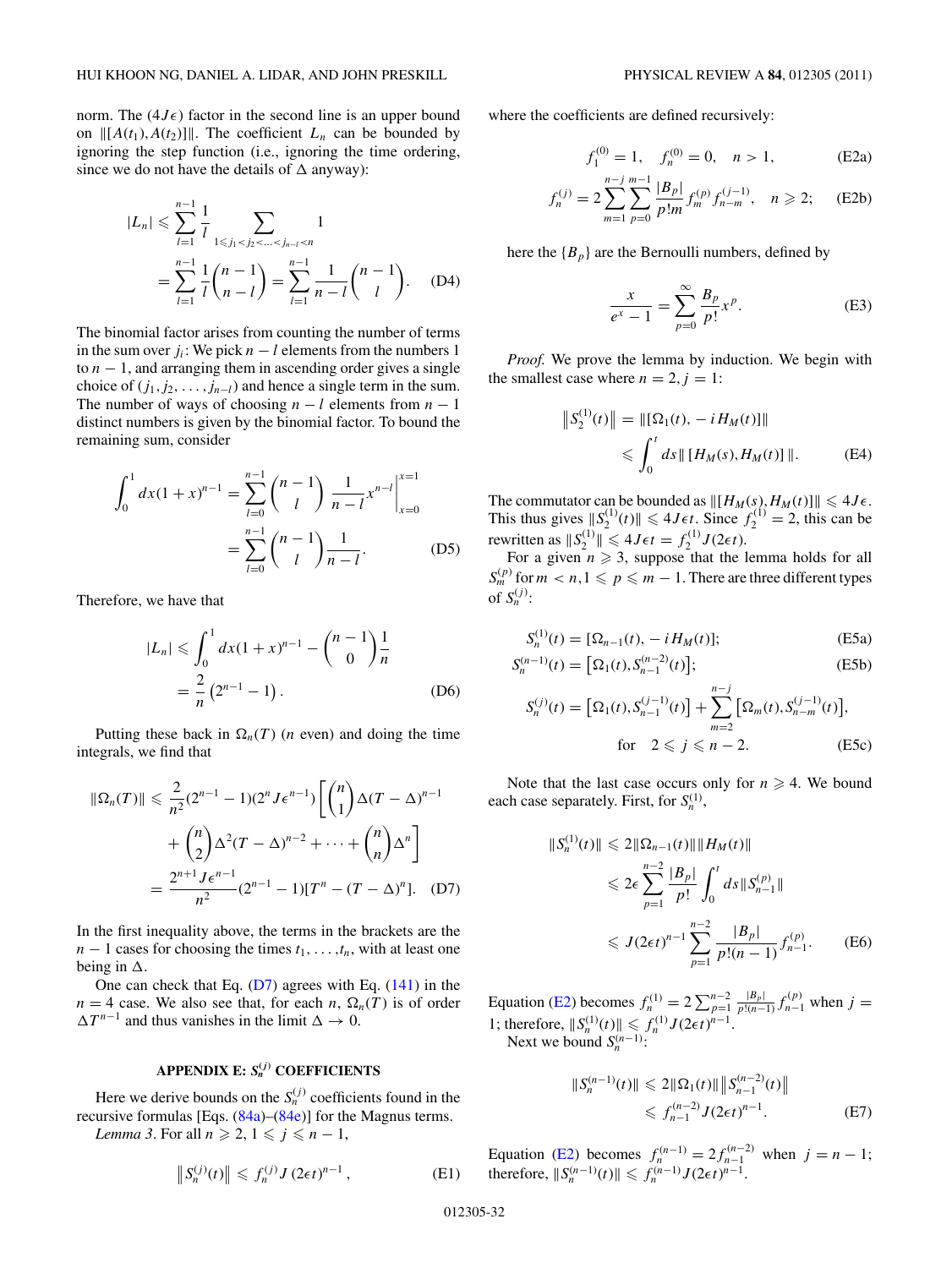norm. The $(4J\epsilon)$ factor in the second line is an upper bound on $\|[A(t_1),A(t_2)]\|$. The coefficient $L_n$ can be bounded by ignoring the step function (i.e., ignoring the time ordering, since we do not have the details of $\Delta$ anyway):

$$|L_n| \leqslant \sum_{l=1}^{n-1}\frac{1}{l}\sum_{1\leqslant j_1<j_2<\ldots<j_{n-l}<n} 1 = \sum_{l=1}^{n-1}\frac{1}{l}\binom{n-1}{n-l} = \sum_{l=1}^{n-1}\frac{1}{n-l}\binom{n-1}{l}. \tag{D4}$$

The binomial factor arises from counting the number of terms in the sum over $j_i$: We pick $n-l$ elements from the numbers 1 to $n-1$, and arranging them in ascending order gives a single choice of $(j_1,j_2,\ldots,j_{n-l})$ and hence a single term in the sum. The number of ways of choosing $n-l$ elements from $n-1$ distinct numbers is given by the binomial factor. To bound the remaining sum, consider

$$\int_0^1 dx(1+x)^{n-1} = \sum_{l=0}^{n-1}\binom{n-1}{l}\frac{1}{n-l}x^{n-l}\Big|_{x=0}^{x=1} = \sum_{l=0}^{n-1}\binom{n-1}{l}\frac{1}{n-l}. \tag{D5}$$

Therefore, we have that

$$|L_n| \leqslant \int_0^1 dx(1+x)^{n-1} - \binom{n-1}{0}\frac{1}{n} = \frac{2}{n}\left(2^{n-1}-1\right). \tag{D6}$$

Putting these back in $\Omega_n(T)$ ($n$ even) and doing the time integrals, we find that

$$\|\Omega_n(T)\| \leqslant \frac{2}{n^2}(2^{n-1}-1)(2^nJ\epsilon^{n-1})\left[\binom{n}{1}\Delta(T-\Delta)^{n-1} + \binom{n}{2}\Delta^2(T-\Delta)^{n-2}+\cdots+\binom{n}{n}\Delta^n\right] = \frac{2^{n+1}J\epsilon^{n-1}}{n^2}(2^{n-1}-1)[T^n-(T-\Delta)^n]. \tag{D7}$$

In the first inequality above, the terms in the brackets are the $n-1$ cases for choosing the times $t_1,\ldots,t_n$, with at least one being in $\Delta$.

One can check that Eq. (D7) agrees with Eq. (141) in the $n=4$ case. We also see that, for each $n$, $\Omega_n(T)$ is of order $\Delta T^{n-1}$ and thus vanishes in the limit $\Delta\to 0$.

## APPENDIX E: $S_n^{(j)}$ COEFFICIENTS

Here we derive bounds on the $S_n^{(j)}$ coefficients found in the recursive formulas [Eqs. (84a)–(84e)] for the Magnus terms.

*Lemma 3*. For all $n\geqslant 2$, $1\leqslant j\leqslant n-1$,

$$\left\|S_n^{(j)}(t)\right\| \leqslant f_n^{(j)}J(2\epsilon t)^{n-1}, \tag{E1}$$

where the coefficients are defined recursively:

$$f_1^{(0)}=1,\quad f_n^{(0)}=0,\quad n>1, \tag{E2a}$$

$$f_n^{(j)} = 2\sum_{m=1}^{n-j}\sum_{p=0}^{m-1}\frac{|B_p|}{p!m}f_m^{(p)}f_{n-m}^{(j-1)},\quad n\geqslant 2; \tag{E2b}$$

here the $\{B_p\}$ are the Bernoulli numbers, defined by

$$\frac{x}{e^x-1} = \sum_{p=0}^{\infty}\frac{B_p}{p!}x^p. \tag{E3}$$

*Proof.* We prove the lemma by induction. We begin with the smallest case where $n=2, j=1$:

$$\left\|S_2^{(1)}(t)\right\| = \|[\Omega_1(t),-iH_M(t)]\| \leqslant \int_0^t ds\|[H_M(s),H_M(t)]\|. \tag{E4}$$

The commutator can be bounded as $\|[H_M(s),H_M(t)]\|\leqslant 4J\epsilon$. This thus gives $\|S_2^{(1)}(t)\|\leqslant 4J\epsilon t$. Since $f_2^{(1)}=2$, this can be rewritten as $\|S_2^{(1)}\|\leqslant 4J\epsilon t = f_2^{(1)}J(2\epsilon t)$.

For a given $n\geqslant 3$, suppose that the lemma holds for all $S_m^{(p)}$ for $m<n, 1\leqslant p\leqslant m-1$. There are three different types of $S_n^{(j)}$:

$$S_n^{(1)}(t) = [\Omega_{n-1}(t),-iH_M(t)]; \tag{E5a}$$

$$S_n^{(n-1)}(t) = \left[\Omega_1(t),S_{n-1}^{(n-2)}(t)\right]; \tag{E5b}$$

$$S_n^{(j)}(t) = \left[\Omega_1(t),S_{n-1}^{(j-1)}(t)\right] + \sum_{m=2}^{n-j}\left[\Omega_m(t),S_{n-m}^{(j-1)}(t)\right],\quad \text{for}\quad 2\leqslant j\leqslant n-2. \tag{E5c}$$

Note that the last case occurs only for $n\geqslant 4$. We bound each case separately. First, for $S_n^{(1)}$,

$$\|S_n^{(1)}(t)\| \leqslant 2\|\Omega_{n-1}(t)\|\|H_M(t)\| \leqslant 2\epsilon\sum_{p=1}^{n-2}\frac{|B_p|}{p!}\int_0^t ds\|S_{n-1}^{(p)}\| \leqslant J(2\epsilon t)^{n-1}\sum_{p=1}^{n-2}\frac{|B_p|}{p!(n-1)}f_{n-1}^{(p)}. \tag{E6}$$

Equation (E2) becomes $f_n^{(1)} = 2\sum_{p=1}^{n-2}\frac{|B_p|}{p!(n-1)}f_{n-1}^{(p)}$ when $j=1$; therefore, $\|S_n^{(1)}(t)\|\leqslant f_n^{(1)}J(2\epsilon t)^{n-1}$.

Next we bound $S_n^{(n-1)}$:

$$\|S_n^{(n-1)}(t)\| \leqslant 2\|\Omega_1(t)\|\left\|S_{n-1}^{(n-2)}(t)\right\| \leqslant f_{n-1}^{(n-2)}J(2\epsilon t)^{n-1}. \tag{E7}$$

Equation (E2) becomes $f_n^{(n-1)} = 2f_{n-1}^{(n-2)}$ when $j=n-1$; therefore, $\|S_n^{(n-1)}(t)\|\leqslant f_n^{(n-1)}J(2\epsilon t)^{n-1}$.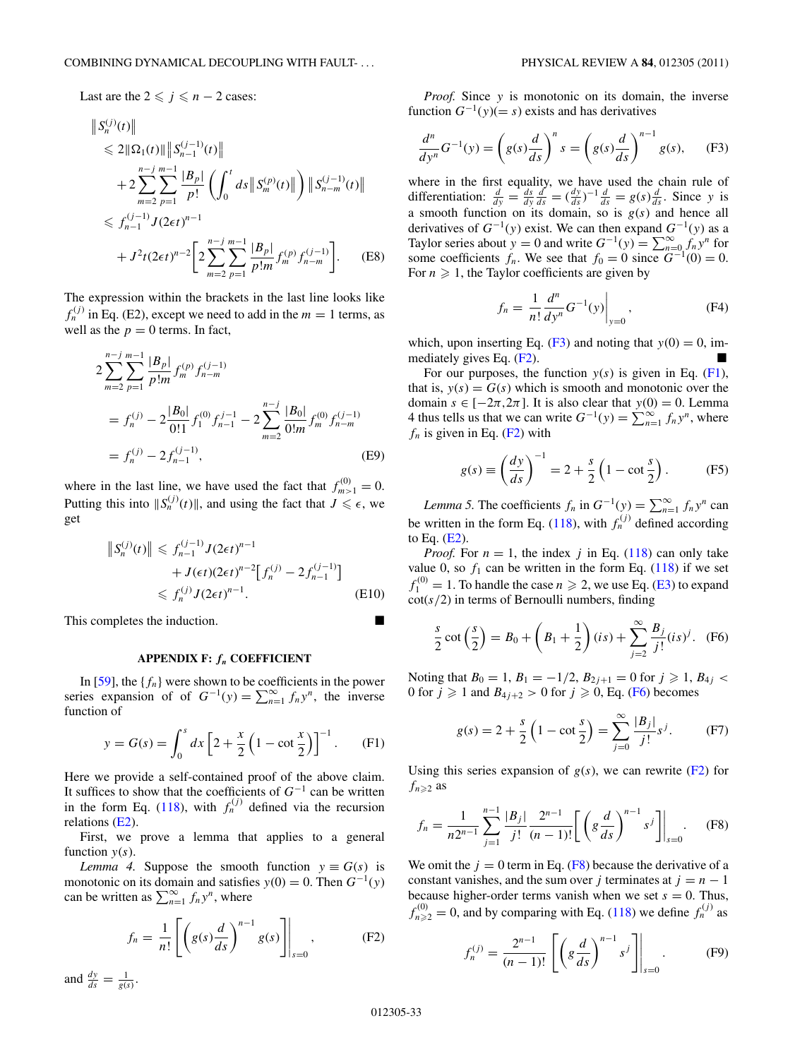Last are the $2 \leqslant j \leqslant n-2$ cases:

$$
\begin{aligned}
&\left\| S_n^{(j)}(t) \right\| \\
&\leqslant 2\|\Omega_1(t)\| \left\| S_{n-1}^{(j-1)}(t) \right\| \\
&\quad + 2\sum_{m=2}^{n-j}\sum_{p=1}^{m-1} \frac{|B_p|}{p!} \left( \int_0^t ds \left\| S_m^{(p)}(t) \right\| \right) \left\| S_{n-m}^{(j-1)}(t) \right\| \\
&\leqslant f_{n-1}^{(j-1)} J(2\epsilon t)^{n-1} \\
&\quad + J^2 t (2\epsilon t)^{n-2} \left[ 2\sum_{m=2}^{n-j}\sum_{p=1}^{m-1} \frac{|B_p|}{p!m} f_m^{(p)} f_{n-m}^{(j-1)} \right]. \qquad \text{(E8)}
\end{aligned}
$$

The expression within the brackets in the last line looks like $f_n^{(j)}$ in Eq. (E2), except we need to add in the $m=1$ terms, as well as the $p=0$ terms. In fact,

$$
\begin{aligned}
&2\sum_{m=2}^{n-j}\sum_{p=1}^{m-1} \frac{|B_p|}{p!m} f_m^{(p)} f_{n-m}^{(j-1)} \\
&= f_n^{(j)} - 2\frac{|B_0|}{0!1} f_1^{(0)} f_{n-1}^{j-1} - 2\sum_{m=2}^{n-j} \frac{|B_0|}{0!m} f_m^{(0)} f_{n-m}^{(j-1)} \\
&= f_n^{(j)} - 2 f_{n-1}^{(j-1)}, \qquad \text{(E9)}
\end{aligned}
$$

where in the last line, we have used the fact that $f_{m>1}^{(0)} = 0$. Putting this into $\|S_n^{(j)}(t)\|$, and using the fact that $J \leqslant \epsilon$, we get

$$
\begin{aligned}
\left\| S_n^{(j)}(t) \right\| &\leqslant f_{n-1}^{(j-1)} J(2\epsilon t)^{n-1} \\
&\quad + J(\epsilon t)(2\epsilon t)^{n-2} \left[ f_n^{(j)} - 2 f_{n-1}^{(j-1)} \right] \\
&\leqslant f_n^{(j)} J(2\epsilon t)^{n-1}. \qquad \text{(E10)}
\end{aligned}
$$

This completes the induction. ■

## APPENDIX F: $f_n$ COEFFICIENT

In [59], the $\{f_n\}$ were shown to be coefficients in the power series expansion of of $G^{-1}(y) = \sum_{n=1}^{\infty} f_n y^n$, the inverse function of

$$
y = G(s) = \int_0^s dx \left[ 2 + \frac{x}{2}\left(1 - \cot\frac{x}{2}\right) \right]^{-1}. \qquad \text{(F1)}
$$

Here we provide a self-contained proof of the above claim. It suffices to show that the coefficients of $G^{-1}$ can be written in the form Eq. (118), with $f_n^{(j)}$ defined via the recursion relations (E2).

First, we prove a lemma that applies to a general function $y(s)$.

*Lemma 4.* Suppose the smooth function $y \equiv G(s)$ is monotonic on its domain and satisfies $y(0) = 0$. Then $G^{-1}(y)$ can be written as $\sum_{n=1}^{\infty} f_n y^n$, where

$$
f_n = \frac{1}{n!}\left[ \left( g(s)\frac{d}{ds} \right)^{n-1} g(s) \right]\Bigg|_{s=0}, \qquad \text{(F2)}
$$

and $\frac{dy}{ds} = \frac{1}{g(s)}$.

*Proof.* Since $y$ is monotonic on its domain, the inverse function $G^{-1}(y)(= s)$ exists and has derivatives

$$
\frac{d^n}{dy^n} G^{-1}(y) = \left( g(s)\frac{d}{ds} \right)^n s = \left( g(s)\frac{d}{ds} \right)^{n-1} g(s), \qquad \text{(F3)}
$$

where in the first equality, we have used the chain rule of differentiation: $\frac{d}{dy} = \frac{ds}{dy}\frac{d}{ds} = (\frac{dy}{ds})^{-1}\frac{d}{ds} = g(s)\frac{d}{ds}$. Since $y$ is a smooth function on its domain, so is $g(s)$ and hence all derivatives of $G^{-1}(y)$ exist. We can then expand $G^{-1}(y)$ as a Taylor series about $y=0$ and write $G^{-1}(y) = \sum_{n=0}^{\infty} f_n y^n$ for some coefficients $f_n$. We see that $f_0 = 0$ since $G^{-1}(0) = 0$. For $n \geqslant 1$, the Taylor coefficients are given by

$$
f_n = \frac{1}{n!}\frac{d^n}{dy^n} G^{-1}(y)\bigg|_{y=0}, \qquad \text{(F4)}
$$

which, upon inserting Eq. (F3) and noting that $y(0) = 0$, immediately gives Eq. (F2). ■

For our purposes, the function $y(s)$ is given in Eq. (F1), that is, $y(s) = G(s)$ which is smooth and monotonic over the domain $s \in [-2\pi, 2\pi]$. It is also clear that $y(0) = 0$. Lemma 4 thus tells us that we can write $G^{-1}(y) = \sum_{n=1}^{\infty} f_n y^n$, where $f_n$ is given in Eq. (F2) with

$$
g(s) \equiv \left( \frac{dy}{ds} \right)^{-1} = 2 + \frac{s}{2}\left( 1 - \cot\frac{s}{2} \right). \qquad \text{(F5)}
$$

*Lemma 5.* The coefficients $f_n$ in $G^{-1}(y) = \sum_{n=1}^{\infty} f_n y^n$ can be written in the form Eq. (118), with $f_n^{(j)}$ defined according to Eq. (E2).

*Proof.* For $n=1$, the index $j$ in Eq. (118) can only take value 0, so $f_1$ can be written in the form Eq. (118) if we set $f_1^{(0)} = 1$. To handle the case $n \geqslant 2$, we use Eq. (E3) to expand $\cot(s/2)$ in terms of Bernoulli numbers, finding

$$
\frac{s}{2}\cot\left(\frac{s}{2}\right) = B_0 + \left( B_1 + \frac{1}{2} \right)(is) + \sum_{j=2}^{\infty} \frac{B_j}{j!}(is)^j. \qquad \text{(F6)}
$$

Noting that $B_0 = 1$, $B_1 = -1/2$, $B_{2j+1} = 0$ for $j \geqslant 1$, $B_{4j} < 0$ for $j \geqslant 1$ and $B_{4j+2} > 0$ for $j \geqslant 0$, Eq. (F6) becomes

$$
g(s) = 2 + \frac{s}{2}\left( 1 - \cot\frac{s}{2} \right) = \sum_{j=0}^{\infty} \frac{|B_j|}{j!} s^j. \qquad \text{(F7)}
$$

Using this series expansion of $g(s)$, we can rewrite (F2) for $f_{n \geqslant 2}$ as

$$
f_n = \frac{1}{n2^{n-1}} \sum_{j=1}^{n-1} \frac{|B_j|}{j!} \frac{2^{n-1}}{(n-1)!} \left[ \left( g\frac{d}{ds} \right)^{n-1} s^j \right]\Bigg|_{s=0}. \qquad \text{(F8)}
$$

We omit the $j=0$ term in Eq. (F8) because the derivative of a constant vanishes, and the sum over $j$ terminates at $j = n-1$ because higher-order terms vanish when we set $s=0$. Thus, $f_{n \geqslant 2}^{(0)} = 0$, and by comparing with Eq. (118) we define $f_n^{(j)}$ as

$$
f_n^{(j)} = \frac{2^{n-1}}{(n-1)!} \left[ \left( g\frac{d}{ds} \right)^{n-1} s^j \right]\Bigg|_{s=0}. \qquad \text{(F9)}
$$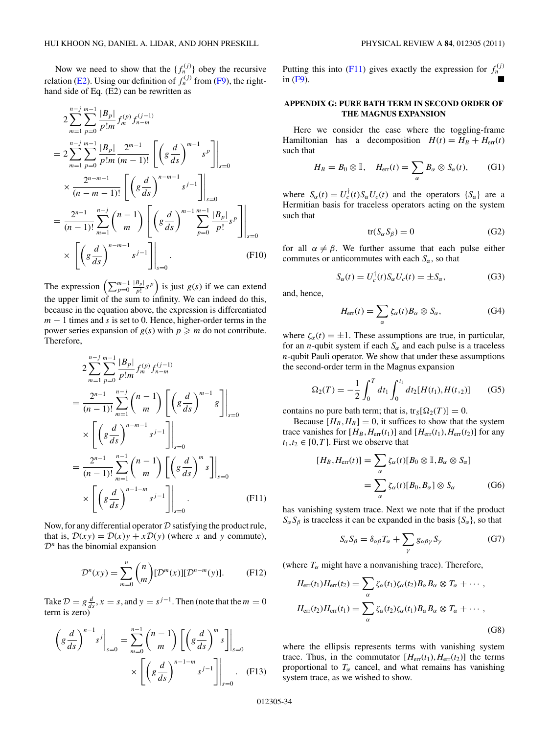Now we need to show that the $\{f_n^{(j)}\}$ obey the recursive relation (E2). Using our definition of $f_n^{(j)}$ from (F9), the right-hand side of Eq. (E2) can be rewritten as

$$
\begin{aligned}
&2\sum_{m=1}^{n-j}\sum_{p=0}^{m-1}\frac{|B_p|}{p!m}f_m^{(p)}f_{n-m}^{(j-1)}\\
&=2\sum_{m=1}^{n-j}\sum_{p=0}^{m-1}\frac{|B_p|}{p!m}\frac{2^{m-1}}{(m-1)!}\left[\left(g\frac{d}{ds}\right)^{m-1}s^p\right]\Bigg|_{s=0}\\
&\quad\times\frac{2^{n-m-1}}{(n-m-1)!}\left[\left(g\frac{d}{ds}\right)^{n-m-1}s^{j-1}\right]\Bigg|_{s=0}\\
&=\frac{2^{n-1}}{(n-1)!}\sum_{m=1}^{n-j}\binom{n-1}{m}\left[\left(g\frac{d}{ds}\right)^{m-1}\sum_{p=0}^{m-1}\frac{|B_p|}{p!}s^p\right]\Bigg|_{s=0}\\
&\quad\times\left[\left(g\frac{d}{ds}\right)^{n-m-1}s^{j-1}\right]\Bigg|_{s=0}.
\end{aligned}
\tag{F10}
$$

The expression $\left(\sum_{p=0}^{m-1}\frac{|B_p|}{p!}s^p\right)$ is just $g(s)$ if we can extend the upper limit of the sum to infinity. We can indeed do this, because in the equation above, the expression is differentiated $m-1$ times and $s$ is set to 0. Hence, higher-order terms in the power series expansion of $g(s)$ with $p\geqslant m$ do not contribute. Therefore,

$$
\begin{aligned}
&2\sum_{m=1}^{n-j}\sum_{p=0}^{m-1}\frac{|B_p|}{p!m}f_m^{(p)}f_{n-m}^{(j-1)}\\
&=\frac{2^{n-1}}{(n-1)!}\sum_{m=1}^{n-j}\binom{n-1}{m}\left[\left(g\frac{d}{ds}\right)^{m-1}g\right]\Bigg|_{s=0}\\
&\quad\times\left[\left(g\frac{d}{ds}\right)^{n-m-1}s^{j-1}\right]\Bigg|_{s=0}\\
&=\frac{2^{n-1}}{(n-1)!}\sum_{m=1}^{n-1}\binom{n-1}{m}\left[\left(g\frac{d}{ds}\right)^{m}s\right]\Bigg|_{s=0}\\
&\quad\times\left[\left(g\frac{d}{ds}\right)^{n-1-m}s^{j-1}\right]\Bigg|_{s=0}.
\end{aligned}
\tag{F11}
$$

Now, for any differential operator $\mathcal{D}$ satisfying the product rule, that is, $\mathcal{D}(xy)=\mathcal{D}(x)y+x\mathcal{D}(y)$ (where $x$ and $y$ commute), $\mathcal{D}^n$ has the binomial expansion

$$
\mathcal{D}^n(xy)=\sum_{m=0}^{n}\binom{n}{m}[\mathcal{D}^m(x)][\mathcal{D}^{n-m}(y)].\tag{F12}
$$

Take $\mathcal{D}=g\frac{d}{ds}$, $x=s$, and $y=s^{j-1}$. Then (note that the $m=0$ term is zero)

$$
\left(g\frac{d}{ds}\right)^{n-1}s^j\Bigg|_{s=0}=\sum_{m=0}^{n-1}\binom{n-1}{m}\left[\left(g\frac{d}{ds}\right)^m s\right]\Bigg|_{s=0}\times\left[\left(g\frac{d}{ds}\right)^{n-1-m}s^{j-1}\right]\Bigg|_{s=0}.\tag{F13}
$$

Putting this into (F11) gives exactly the expression for $f_n^{(j)}$ in (F9). ■

## APPENDIX G: PURE BATH TERM IN SECOND ORDER OF THE MAGNUS EXPANSION

Here we consider the case where the toggling-frame Hamiltonian has a decomposition $H(t)=H_B+H_{\rm err}(t)$ such that

$$
H_B=B_0\otimes\mathbb{I},\quad H_{\rm err}(t)=\sum_\alpha B_\alpha\otimes S_\alpha(t),\tag{G1}
$$

where $S_\alpha(t)=U_c^\dagger(t)S_\alpha U_c(t)$ and the operators $\{S_\alpha\}$ are a Hermitian basis for traceless operators acting on the system such that

$$
\mathrm{tr}(S_\alpha S_\beta)=0\tag{G2}
$$

for all $\alpha\neq\beta$. We further assume that each pulse either commutes or anticommutes with each $S_\alpha$, so that

$$
S_\alpha(t)=U_c^\dagger(t)S_\alpha U_c(t)=\pm S_\alpha,\tag{G3}
$$

and, hence,

$$
H_{\rm err}(t)=\sum_\alpha \zeta_\alpha(t)B_\alpha\otimes S_\alpha,\tag{G4}
$$

where $\zeta_\alpha(t)=\pm1$. These assumptions are true, in particular, for an $n$-qubit system if each $S_\alpha$ and each pulse is a traceless $n$-qubit Pauli operator. We show that under these assumptions the second-order term in the Magnus expansion

$$
\Omega_2(T)=-\frac{1}{2}\int_0^T dt_1\int_0^{t_1}dt_2[H(t_1),H(t,_2)]\tag{G5}
$$

contains no pure bath term; that is, $\mathrm{tr}_S[\Omega_2(T)]=0$.

Because $[H_B,H_B]=0$, it suffices to show that the system trace vanishes for $[H_B,H_{\rm err}(t_1)]$ and $[H_{\rm err}(t_1),H_{\rm err}(t_2)]$ for any $t_1,t_2\in[0,T]$. First we observe that

$$
\begin{aligned}
[H_B,H_{\rm err}(t)]&=\sum_\alpha\zeta_\alpha(t)[B_0\otimes\mathbb{I},B_\alpha\otimes S_\alpha]\\
&=\sum_\alpha\zeta_\alpha(t)[B_0,B_\alpha]\otimes S_\alpha
\end{aligned}\tag{G6}
$$

has vanishing system trace. Next we note that if the product $S_\alpha S_\beta$ is traceless it can be expanded in the basis $\{S_\alpha\}$, so that

$$
S_\alpha S_\beta=\delta_{\alpha\beta}T_\alpha+\sum_\gamma g_{\alpha\beta\gamma}S_\gamma\tag{G7}
$$

(where $T_\alpha$ might have a nonvanishing trace). Therefore,

$$
\begin{aligned}
H_{\rm err}(t_1)H_{\rm err}(t_2)&=\sum_\alpha\zeta_\alpha(t_1)\zeta_\alpha(t_2)B_\alpha B_\alpha\otimes T_\alpha+\cdots,\\
H_{\rm err}(t_2)H_{\rm err}(t_1)&=\sum_\alpha\zeta_\alpha(t_2)\zeta_\alpha(t_1)B_\alpha B_\alpha\otimes T_\alpha+\cdots,
\end{aligned}\tag{G8}
$$

where the ellipsis represents terms with vanishing system trace. Thus, in the commutator $[H_{\rm err}(t_1),H_{\rm err}(t_2)]$ the terms proportional to $T_\alpha$ cancel, and what remains has vanishing system trace, as we wished to show.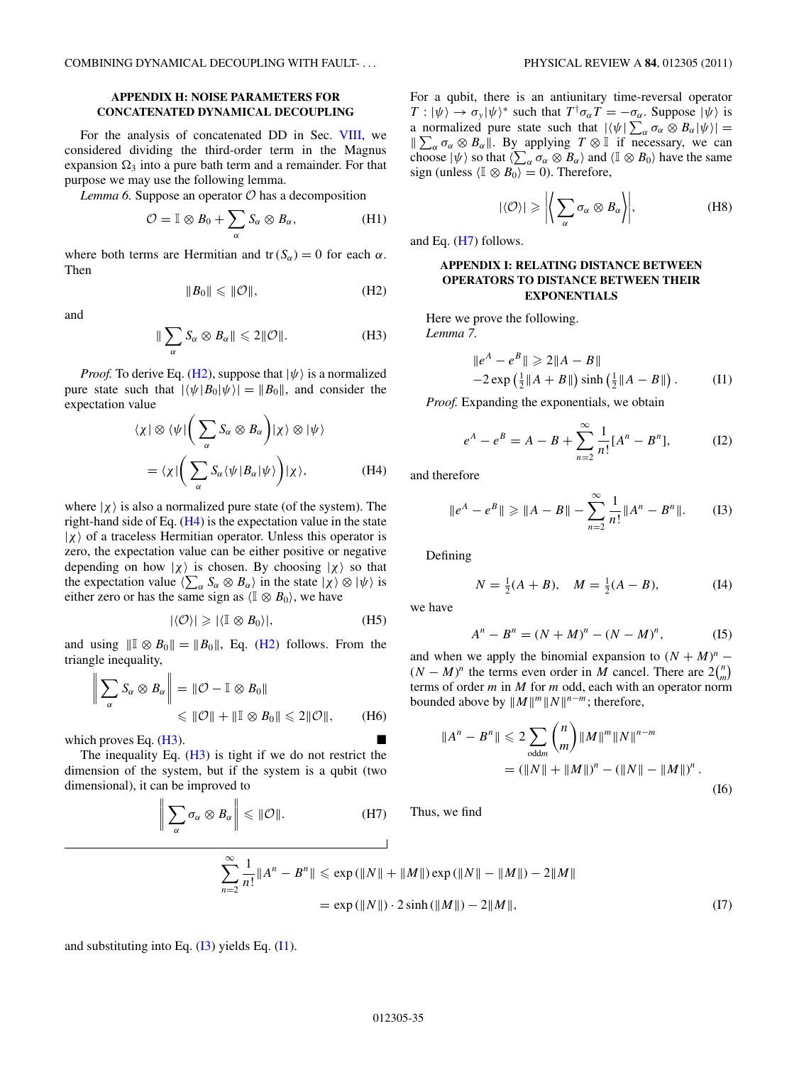## APPENDIX H: NOISE PARAMETERS FOR CONCATENATED DYNAMICAL DECOUPLING

For the analysis of concatenated DD in Sec. VIII, we considered dividing the third-order term in the Magnus expansion $\Omega_3$ into a pure bath term and a remainder. For that purpose we may use the following lemma.

*Lemma 6.* Suppose an operator $\mathcal{O}$ has a decomposition

$$\mathcal{O} = \mathbb{I} \otimes B_0 + \sum_\alpha S_\alpha \otimes B_\alpha, \tag{H1}$$

where both terms are Hermitian and $\text{tr}\,(S_\alpha) = 0$ for each $\alpha$. Then

$$\|B_0\| \leqslant \|\mathcal{O}\|, \tag{H2}$$

and

$$\| \sum_\alpha S_\alpha \otimes B_\alpha \| \leqslant 2\|\mathcal{O}\|. \tag{H3}$$

*Proof.* To derive Eq. (H2), suppose that $|\psi\rangle$ is a normalized pure state such that $|\langle\psi|B_0|\psi\rangle| = \|B_0\|$, and consider the expectation value

$$\begin{aligned}\langle\chi| \otimes \langle\psi| \bigg( \sum_\alpha S_\alpha \otimes B_\alpha \bigg) |\chi\rangle \otimes |\psi\rangle \\ = \langle\chi| \bigg( \sum_\alpha S_\alpha \langle\psi|B_\alpha|\psi\rangle \bigg) |\chi\rangle,\end{aligned} \tag{H4}$$

where $|\chi\rangle$ is also a normalized pure state (of the system). The right-hand side of Eq. (H4) is the expectation value in the state $|\chi\rangle$ of a traceless Hermitian operator. Unless this operator is zero, the expectation value can be either positive or negative depending on how $|\chi\rangle$ is chosen. By choosing $|\chi\rangle$ so that the expectation value $\langle\sum_\alpha S_\alpha \otimes B_\alpha\rangle$ in the state $|\chi\rangle \otimes |\psi\rangle$ is either zero or has the same sign as $\langle\mathbb{I} \otimes B_0\rangle$, we have

$$|\langle\mathcal{O}\rangle| \geqslant |\langle\mathbb{I} \otimes B_0\rangle|, \tag{H5}$$

and using $\|\mathbb{I} \otimes B_0\| = \|B_0\|$, Eq. (H2) follows. From the triangle inequality,

$$\begin{aligned}\bigg\| \sum_\alpha S_\alpha \otimes B_\alpha \bigg\| &= \|\mathcal{O} - \mathbb{I} \otimes B_0\| \\ &\leqslant \|\mathcal{O}\| + \|\mathbb{I} \otimes B_0\| \leqslant 2\|\mathcal{O}\|,\end{aligned} \tag{H6}$$

which proves Eq. (H3). ■

The inequality Eq. (H3) is tight if we do not restrict the dimension of the system, but if the system is a qubit (two dimensional), it can be improved to

$$\bigg\| \sum_\alpha \sigma_\alpha \otimes B_\alpha \bigg\| \leqslant \|\mathcal{O}\|. \tag{H7}$$

For a qubit, there is an antiunitary time-reversal operator $T: |\psi\rangle \to \sigma_y|\psi\rangle^*$ such that $T^\dagger \sigma_\alpha T = -\sigma_\alpha$. Suppose $|\psi\rangle$ is a normalized pure state such that $|\langle\psi| \sum_\alpha \sigma_\alpha \otimes B_\alpha |\psi\rangle| = \| \sum_\alpha \sigma_\alpha \otimes B_\alpha\|$. By applying $T \otimes \mathbb{I}$ if necessary, we can choose $|\psi\rangle$ so that $\langle\sum_\alpha \sigma_\alpha \otimes B_\alpha\rangle$ and $\langle\mathbb{I} \otimes B_0\rangle$ have the same sign (unless $\langle\mathbb{I} \otimes B_0\rangle = 0$). Therefore,

$$|\langle\mathcal{O}\rangle| \geqslant \bigg| \bigg\langle \sum_\alpha \sigma_\alpha \otimes B_\alpha \bigg\rangle \bigg|, \tag{H8}$$

and Eq. (H7) follows.

## APPENDIX I: RELATING DISTANCE BETWEEN OPERATORS TO DISTANCE BETWEEN THEIR EXPONENTIALS

Here we prove the following.

*Lemma 7.*

$$\begin{aligned}\|e^A - e^B\| &\geqslant 2\|A - B\| \\ &-2\exp\left(\tfrac{1}{2}\|A + B\|\right) \sinh\left(\tfrac{1}{2}\|A - B\|\right).\end{aligned} \tag{I1}$$

*Proof.* Expanding the exponentials, we obtain

$$e^A - e^B = A - B + \sum_{n=2}^\infty \frac{1}{n!}[A^n - B^n], \tag{I2}$$

and therefore

$$\|e^A - e^B\| \geqslant \|A - B\| - \sum_{n=2}^\infty \frac{1}{n!}\|A^n - B^n\|. \tag{I3}$$

Defining

$$N = \tfrac{1}{2}(A + B), \quad M = \tfrac{1}{2}(A - B), \tag{I4}$$

we have

$$A^n - B^n = (N + M)^n - (N - M)^n, \tag{I5}$$

and when we apply the binomial expansion to $(N + M)^n - (N - M)^n$ the terms even order in $M$ cancel. There are $2\binom{n}{m}$ terms of order $m$ in $M$ for $m$ odd, each with an operator norm bounded above by $\|M\|^m\|N\|^{n-m}$; therefore,

$$\begin{aligned}\|A^n - B^n\| &\leqslant 2\sum_{\text{odd}m} \binom{n}{m} \|M\|^m\|N\|^{n-m} \\ &= (\|N\| + \|M\|)^n - (\|N\| - \|M\|)^n.\end{aligned} \tag{I6}$$

Thus, we find

$$\begin{aligned}\sum_{n=2}^\infty \frac{1}{n!}\|A^n - B^n\| &\leqslant \exp(\|N\| + \|M\|)\exp(\|N\| - \|M\|) - 2\|M\| \\ &= \exp(\|N\|) \cdot 2\sinh(\|M\|) - 2\|M\|,\end{aligned} \tag{I7}$$

and substituting into Eq. (I3) yields Eq. (I1).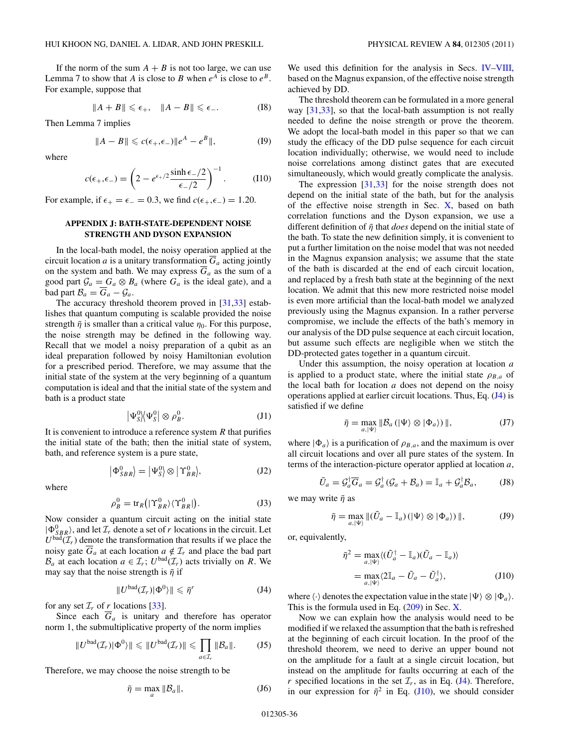If the norm of the sum $A+B$ is not too large, we can use Lemma 7 to show that $A$ is close to $B$ when $e^A$ is close to $e^B$. For example, suppose that

$$\|A+B\| \leqslant \epsilon_+, \quad \|A-B\| \leqslant \epsilon_-. \tag{I8}$$

Then Lemma 7 implies

$$\|A-B\| \leqslant c(\epsilon_+,\epsilon_-)\|e^A - e^B\|, \tag{I9}$$

where

$$c(\epsilon_+,\epsilon_-) = \left(2 - e^{\epsilon_+/2}\frac{\sinh \epsilon_-/2}{\epsilon_-/2}\right)^{-1}. \tag{I10}$$

For example, if $\epsilon_+ = \epsilon_- = 0.3$, we find $c(\epsilon_+,\epsilon_-) = 1.20$.

## APPENDIX J: BATH-STATE-DEPENDENT NOISE STRENGTH AND DYSON EXPANSION

In the local-bath model, the noisy operation applied at the circuit location $a$ is a unitary transformation $\overline{G}_a$ acting jointly on the system and bath. We may express $\overline{G}_a$ as the sum of a good part $\mathcal{G}_a = G_a \otimes B_a$ (where $G_a$ is the ideal gate), and a bad part $\mathcal{B}_a = \overline{G}_a - \mathcal{G}_a$.

The accuracy threshold theorem proved in [31,33] establishes that quantum computing is scalable provided the noise strength $\bar{\eta}$ is smaller than a critical value $\eta_0$. For this purpose, the noise strength may be defined in the following way. Recall that we model a noisy preparation of a qubit as an ideal preparation followed by noisy Hamiltonian evolution for a prescribed period. Therefore, we may assume that the initial state of the system at the very beginning of a quantum computation is ideal and that the initial state of the system and bath is a product state

$$\left|\Psi_S^0\right\rangle\!\left\langle\Psi_S^0\right| \otimes \rho_B^0. \tag{J1}$$

It is convenient to introduce a reference system $R$ that purifies the initial state of the bath; then the initial state of system, bath, and reference system is a pure state,

$$\left|\Phi_{SBR}^0\right\rangle = \left|\Psi_S^0\right\rangle \otimes \left|\Upsilon_{BR}^0\right\rangle, \tag{J2}$$

where

$$\rho_B^0 = \mathrm{tr}_R\big(\left|\Upsilon_{BR}^0\right\rangle\!\left\langle\Upsilon_{BR}^0\right|\big). \tag{J3}$$

Now consider a quantum circuit acting on the initial state $|\Phi_{SBR}^0\rangle$, and let $\mathcal{I}_r$ denote a set of $r$ locations in the circuit. Let $U^{\text{bad}}(\mathcal{I}_r)$ denote the transformation that results if we place the noisy gate $\overline{G}_a$ at each location $a \notin \mathcal{I}_r$ and place the bad part $\mathcal{B}_a$ at each location $a \in \mathcal{I}_r$; $U^{\text{bad}}(\mathcal{I}_r)$ acts trivially on $R$. We may say that the noise strength is $\bar{\eta}$ if

$$\|U^{\text{bad}}(\mathcal{I}_r)|\Phi^0\rangle\| \leqslant \bar{\eta}^r \tag{J4}$$

for any set $\mathcal{I}_r$ of $r$ locations [33].

Since each $\overline{G}_a$ is unitary and therefore has operator norm 1, the submultiplicative property of the norm implies

$$\|U^{\text{bad}}(\mathcal{I}_r)|\Phi^0\rangle\| \leqslant \|U^{\text{bad}}(\mathcal{I}_r)\| \leqslant \prod_{a\in\mathcal{I}_r}\|\mathcal{B}_a\|. \tag{J5}$$

Therefore, we may choose the noise strength to be

$$\bar{\eta} = \max_a \|\mathcal{B}_a\|, \tag{J6}$$

We used this definition for the analysis in Secs. IV–VIII, based on the Magnus expansion, of the effective noise strength achieved by DD.

The threshold theorem can be formulated in a more general way [31,33], so that the local-bath assumption is not really needed to define the noise strength or prove the theorem. We adopt the local-bath model in this paper so that we can study the efficacy of the DD pulse sequence for each circuit location individually; otherwise, we would need to include noise correlations among distinct gates that are executed simultaneously, which would greatly complicate the analysis.

The expression [31,33] for the noise strength does not depend on the initial state of the bath, but for the analysis of the effective noise strength in Sec. X, based on bath correlation functions and the Dyson expansion, we use a different definition of $\bar{\eta}$ that *does* depend on the initial state of the bath. To state the new definition simply, it is convenient to put a further limitation on the noise model that was not needed in the Magnus expansion analysis; we assume that the state of the bath is discarded at the end of each circuit location, and replaced by a fresh bath state at the beginning of the next location. We admit that this new more restricted noise model is even more artificial than the local-bath model we analyzed previously using the Magnus expansion. In a rather perverse compromise, we include the effects of the bath's memory in our analysis of the DD pulse sequence at each circuit location, but assume such effects are negligible when we stitch the DD-protected gates together in a quantum circuit.

Under this assumption, the noisy operation at location $a$ is applied to a product state, where the initial state $\rho_{B,a}$ of the local bath for location $a$ does not depend on the noisy operations applied at earlier circuit locations. Thus, Eq. (J4) is satisfied if we define

$$\bar{\eta} = \max_{a,|\Psi\rangle}\|\mathcal{B}_a(|\Psi\rangle \otimes |\Phi_a\rangle)\|, \tag{J7}$$

where $|\Phi_a\rangle$ is a purification of $\rho_{B,a}$, and the maximum is over all circuit locations and over all pure states of the system. In terms of the interaction-picture operator applied at location $a$,

$$\tilde{U}_a = \mathcal{G}_a^\dagger \overline{G}_a = \mathcal{G}_a^\dagger(\mathcal{G}_a + \mathcal{B}_a) = \mathbb{I}_a + \mathcal{G}_a^\dagger\mathcal{B}_a, \tag{J8}$$

we may write $\bar{\eta}$ as

$$\bar{\eta} = \max_{a,|\Psi\rangle}\|(\tilde{U}_a - \mathbb{I}_a)(|\Psi\rangle \otimes |\Phi_a\rangle)\|, \tag{J9}$$

or, equivalently,

$$\begin{aligned}\bar{\eta}^2 &= \max_{a,|\Psi\rangle}\langle(\tilde{U}_a^\dagger - \mathbb{I}_a)(\tilde{U}_a - \mathbb{I}_a)\rangle\\ &= \max_{a,|\Psi\rangle}\langle 2\mathbb{I}_a - \tilde{U}_a - \tilde{U}_a^\dagger\rangle,\end{aligned} \tag{J10}$$

where $\langle\cdot\rangle$ denotes the expectation value in the state $|\Psi\rangle \otimes |\Phi_a\rangle$. This is the formula used in Eq. (209) in Sec. X.

Now we can explain how the analysis would need to be modified if we relaxed the assumption that the bath is refreshed at the beginning of each circuit location. In the proof of the threshold theorem, we need to derive an upper bound not on the amplitude for a fault at a single circuit location, but instead on the amplitude for faults occurring at each of the $r$ specified locations in the set $\mathcal{I}_r$, as in Eq. (J4). Therefore, in our expression for $\bar{\eta}^2$ in Eq. (J10), we should consider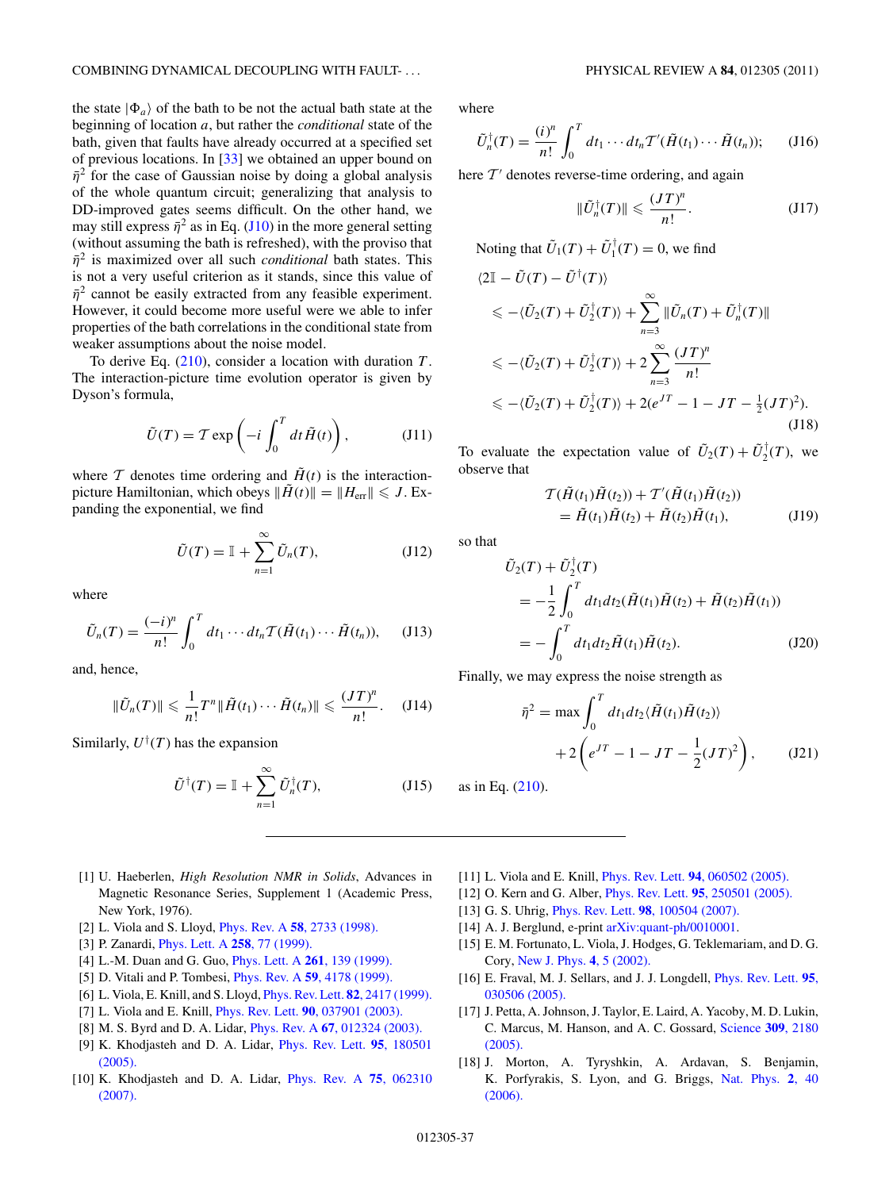the state $|\Phi_a\rangle$ of the bath to be not the actual bath state at the beginning of location $a$, but rather the *conditional* state of the bath, given that faults have already occurred at a specified set of previous locations. In [33] we obtained an upper bound on $\bar{\eta}^2$ for the case of Gaussian noise by doing a global analysis of the whole quantum circuit; generalizing that analysis to DD-improved gates seems difficult. On the other hand, we may still express $\bar{\eta}^2$ as in Eq. (J10) in the more general setting (without assuming the bath is refreshed), with the proviso that $\bar{\eta}^2$ is maximized over all such *conditional* bath states. This is not a very useful criterion as it stands, since this value of $\bar{\eta}^2$ cannot be easily extracted from any feasible experiment. However, it could become more useful were we able to infer properties of the bath correlations in the conditional state from weaker assumptions about the noise model.

To derive Eq. (210), consider a location with duration $T$. The interaction-picture time evolution operator is given by Dyson's formula,

$$\tilde{U}(T) = \mathcal{T}\exp\left(-i\int_0^T dt\,\tilde{H}(t)\right), \tag{J11}$$

where $\mathcal{T}$ denotes time ordering and $\tilde{H}(t)$ is the interaction-picture Hamiltonian, which obeys $\|\tilde{H}(t)\| = \|H_{\text{err}}\| \leqslant J$. Expanding the exponential, we find

$$\tilde{U}(T) = \mathbb{I} + \sum_{n=1}^{\infty}\tilde{U}_n(T), \tag{J12}$$

where

$$\tilde{U}_n(T) = \frac{(-i)^n}{n!}\int_0^T dt_1\cdots dt_n\mathcal{T}(\tilde{H}(t_1)\cdots\tilde{H}(t_n)), \tag{J13}$$

and, hence,

$$\|\tilde{U}_n(T)\| \leqslant \frac{1}{n!}T^n\|\tilde{H}(t_1)\cdots\tilde{H}(t_n)\| \leqslant \frac{(JT)^n}{n!}. \tag{J14}$$

Similarly, $U^\dagger(T)$ has the expansion

$$\tilde{U}^\dagger(T) = \mathbb{I} + \sum_{n=1}^{\infty}\tilde{U}_n^\dagger(T), \tag{J15}$$

where

$$\tilde{U}_n^\dagger(T) = \frac{(i)^n}{n!}\int_0^T dt_1\cdots dt_n\mathcal{T}'(\tilde{H}(t_1)\cdots\tilde{H}(t_n)); \tag{J16}$$

here $\mathcal{T}'$ denotes reverse-time ordering, and again

$$\|\tilde{U}_n^\dagger(T)\| \leqslant \frac{(JT)^n}{n!}. \tag{J17}$$

Noting that $\tilde{U}_1(T) + \tilde{U}_1^\dagger(T) = 0$, we find

$$\begin{aligned}
&\langle 2\mathbb{I} - \tilde{U}(T) - \tilde{U}^\dagger(T)\rangle \\
&\quad\leqslant -\langle\tilde{U}_2(T) + \tilde{U}_2^\dagger(T)\rangle + \sum_{n=3}^{\infty}\|\tilde{U}_n(T) + \tilde{U}_n^\dagger(T)\| \\
&\quad\leqslant -\langle\tilde{U}_2(T) + \tilde{U}_2^\dagger(T)\rangle + 2\sum_{n=3}^{\infty}\frac{(JT)^n}{n!} \\
&\quad\leqslant -\langle\tilde{U}_2(T) + \tilde{U}_2^\dagger(T)\rangle + 2(e^{JT} - 1 - JT - \tfrac{1}{2}(JT)^2).
\end{aligned} \tag{J18}$$

To evaluate the expectation value of $\tilde{U}_2(T) + \tilde{U}_2^\dagger(T)$, we observe that

$$\begin{aligned}
&\mathcal{T}(\tilde{H}(t_1)\tilde{H}(t_2)) + \mathcal{T}'(\tilde{H}(t_1)\tilde{H}(t_2)) \\
&\quad= \tilde{H}(t_1)\tilde{H}(t_2) + \tilde{H}(t_2)\tilde{H}(t_1),
\end{aligned} \tag{J19}$$

so that

$$\begin{aligned}
&\tilde{U}_2(T) + \tilde{U}_2^\dagger(T) \\
&\quad= -\frac{1}{2}\int_0^T dt_1 dt_2(\tilde{H}(t_1)\tilde{H}(t_2) + \tilde{H}(t_2)\tilde{H}(t_1)) \\
&\quad= -\int_0^T dt_1 dt_2\tilde{H}(t_1)\tilde{H}(t_2).
\end{aligned} \tag{J20}$$

Finally, we may express the noise strength as

$$\begin{aligned}
\bar{\eta}^2 = \max\int_0^T &dt_1 dt_2\langle\tilde{H}(t_1)\tilde{H}(t_2)\rangle \\
&+ 2\left(e^{JT} - 1 - JT - \frac{1}{2}(JT)^2\right),
\end{aligned} \tag{J21}$$

as in Eq. (210).

---

[1] U. Haeberlen, *High Resolution NMR in Solids*, Advances in Magnetic Resonance Series, Supplement 1 (Academic Press, New York, 1976).

[2] L. Viola and S. Lloyd, Phys. Rev. A **58**, 2733 (1998).

[3] P. Zanardi, Phys. Lett. A **258**, 77 (1999).

[4] L.-M. Duan and G. Guo, Phys. Lett. A **261**, 139 (1999).

[5] D. Vitali and P. Tombesi, Phys. Rev. A **59**, 4178 (1999).

[6] L. Viola, E. Knill, and S. Lloyd, Phys. Rev. Lett. **82**, 2417 (1999).

[7] L. Viola and E. Knill, Phys. Rev. Lett. **90**, 037901 (2003).

[8] M. S. Byrd and D. A. Lidar, Phys. Rev. A **67**, 012324 (2003).

[9] K. Khodjasteh and D. A. Lidar, Phys. Rev. Lett. **95**, 180501 (2005).

[10] K. Khodjasteh and D. A. Lidar, Phys. Rev. A **75**, 062310 (2007).

[11] L. Viola and E. Knill, Phys. Rev. Lett. **94**, 060502 (2005).

[12] O. Kern and G. Alber, Phys. Rev. Lett. **95**, 250501 (2005).

[13] G. S. Uhrig, Phys. Rev. Lett. **98**, 100504 (2007).

[14] A. J. Berglund, e-print arXiv:quant-ph/0010001.

[15] E. M. Fortunato, L. Viola, J. Hodges, G. Teklemariam, and D. G. Cory, New J. Phys. **4**, 5 (2002).

[16] E. Fraval, M. J. Sellars, and J. J. Longdell, Phys. Rev. Lett. **95**, 030506 (2005).

[17] J. Petta, A. Johnson, J. Taylor, E. Laird, A. Yacoby, M. D. Lukin, C. Marcus, M. Hanson, and A. C. Gossard, Science **309**, 2180 (2005).

[18] J. Morton, A. Tyryshkin, A. Ardavan, S. Benjamin, K. Porfyrakis, S. Lyon, and G. Briggs, Nat. Phys. **2**, 40 (2006).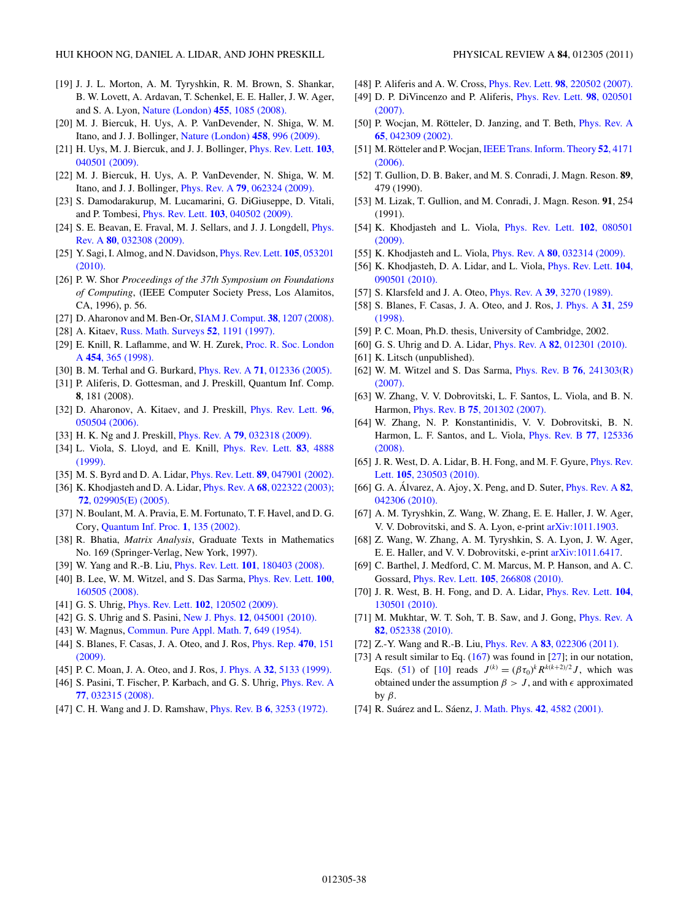[19] J. J. L. Morton, A. M. Tyryshkin, R. M. Brown, S. Shankar, B. W. Lovett, A. Ardavan, T. Schenkel, E. E. Haller, J. W. Ager, and S. A. Lyon, Nature (London) **455**, 1085 (2008).

[20] M. J. Biercuk, H. Uys, A. P. VanDevender, N. Shiga, W. M. Itano, and J. J. Bollinger, Nature (London) **458**, 996 (2009).

[21] H. Uys, M. J. Biercuk, and J. J. Bollinger, Phys. Rev. Lett. **103**, 040501 (2009).

[22] M. J. Biercuk, H. Uys, A. P. VanDevender, N. Shiga, W. M. Itano, and J. J. Bollinger, Phys. Rev. A **79**, 062324 (2009).

[23] S. Damodarakurup, M. Lucamarini, G. DiGiuseppe, D. Vitali, and P. Tombesi, Phys. Rev. Lett. **103**, 040502 (2009).

[24] S. E. Beavan, E. Fraval, M. J. Sellars, and J. J. Longdell, Phys. Rev. A **80**, 032308 (2009).

[25] Y. Sagi, I. Almog, and N. Davidson, Phys. Rev. Lett. **105**, 053201 (2010).

[26] P. W. Shor *Proceedings of the 37th Symposium on Foundations of Computing*, (IEEE Computer Society Press, Los Alamitos, CA, 1996), p. 56.

[27] D. Aharonov and M. Ben-Or, SIAM J. Comput. **38**, 1207 (2008).

[28] A. Kitaev, Russ. Math. Surveys **52**, 1191 (1997).

[29] E. Knill, R. Laflamme, and W. H. Zurek, Proc. R. Soc. London A **454**, 365 (1998).

[30] B. M. Terhal and G. Burkard, Phys. Rev. A **71**, 012336 (2005).

[31] P. Aliferis, D. Gottesman, and J. Preskill, Quantum Inf. Comp. **8**, 181 (2008).

[32] D. Aharonov, A. Kitaev, and J. Preskill, Phys. Rev. Lett. **96**, 050504 (2006).

[33] H. K. Ng and J. Preskill, Phys. Rev. A **79**, 032318 (2009).

[34] L. Viola, S. Lloyd, and E. Knill, Phys. Rev. Lett. **83**, 4888 (1999).

[35] M. S. Byrd and D. A. Lidar, Phys. Rev. Lett. **89**, 047901 (2002).

[36] K. Khodjasteh and D. A. Lidar, Phys. Rev. A **68**, 022322 (2003); **72**, 029905(E) (2005).

[37] N. Boulant, M. A. Pravia, E. M. Fortunato, T. F. Havel, and D. G. Cory, Quantum Inf. Proc. **1**, 135 (2002).

[38] R. Bhatia, *Matrix Analysis*, Graduate Texts in Mathematics No. 169 (Springer-Verlag, New York, 1997).

[39] W. Yang and R.-B. Liu, Phys. Rev. Lett. **101**, 180403 (2008).

[40] B. Lee, W. M. Witzel, and S. Das Sarma, Phys. Rev. Lett. **100**, 160505 (2008).

[41] G. S. Uhrig, Phys. Rev. Lett. **102**, 120502 (2009).

[42] G. S. Uhrig and S. Pasini, New J. Phys. **12**, 045001 (2010).

[43] W. Magnus, Commun. Pure Appl. Math. **7**, 649 (1954).

[44] S. Blanes, F. Casas, J. A. Oteo, and J. Ros, Phys. Rep. **470**, 151 (2009).

[45] P. C. Moan, J. A. Oteo, and J. Ros, J. Phys. A **32**, 5133 (1999).

[46] S. Pasini, T. Fischer, P. Karbach, and G. S. Uhrig, Phys. Rev. A **77**, 032315 (2008).

[47] C. H. Wang and J. D. Ramshaw, Phys. Rev. B **6**, 3253 (1972).

[48] P. Aliferis and A. W. Cross, Phys. Rev. Lett. **98**, 220502 (2007).

[49] D. P. DiVincenzo and P. Aliferis, Phys. Rev. Lett. **98**, 020501 (2007).

[50] P. Wocjan, M. Rötteler, D. Janzing, and T. Beth, Phys. Rev. A **65**, 042309 (2002).

[51] M. Rötteler and P. Wocjan, IEEE Trans. Inform. Theory **52**, 4171 (2006).

[52] T. Gullion, D. B. Baker, and M. S. Conradi, J. Magn. Reson. **89**, 479 (1990).

[53] M. Lizak, T. Gullion, and M. Conradi, J. Magn. Reson. **91**, 254 (1991).

[54] K. Khodjasteh and L. Viola, Phys. Rev. Lett. **102**, 080501 (2009).

[55] K. Khodjasteh and L. Viola, Phys. Rev. A **80**, 032314 (2009).

[56] K. Khodjasteh, D. A. Lidar, and L. Viola, Phys. Rev. Lett. **104**, 090501 (2010).

[57] S. Klarsfeld and J. A. Oteo, Phys. Rev. A **39**, 3270 (1989).

[58] S. Blanes, F. Casas, J. A. Oteo, and J. Ros, J. Phys. A **31**, 259 (1998).

[59] P. C. Moan, Ph.D. thesis, University of Cambridge, 2002.

[60] G. S. Uhrig and D. A. Lidar, Phys. Rev. A **82**, 012301 (2010).

[61] K. Litsch (unpublished).

[62] W. M. Witzel and S. Das Sarma, Phys. Rev. B **76**, 241303(R) (2007).

[63] W. Zhang, V. V. Dobrovitski, L. F. Santos, L. Viola, and B. N. Harmon, Phys. Rev. B **75**, 201302 (2007).

[64] W. Zhang, N. P. Konstantinidis, V. V. Dobrovitski, B. N. Harmon, L. F. Santos, and L. Viola, Phys. Rev. B **77**, 125336 (2008).

[65] J. R. West, D. A. Lidar, B. H. Fong, and M. F. Gyure, Phys. Rev. Lett. **105**, 230503 (2010).

[66] G. A. Álvarez, A. Ajoy, X. Peng, and D. Suter, Phys. Rev. A **82**, 042306 (2010).

[67] A. M. Tyryshkin, Z. Wang, W. Zhang, E. E. Haller, J. W. Ager, V. V. Dobrovitski, and S. A. Lyon, e-print arXiv:1011.1903.

[68] Z. Wang, W. Zhang, A. M. Tyryshkin, S. A. Lyon, J. W. Ager, E. E. Haller, and V. V. Dobrovitski, e-print arXiv:1011.6417.

[69] C. Barthel, J. Medford, C. M. Marcus, M. P. Hanson, and A. C. Gossard, Phys. Rev. Lett. **105**, 266808 (2010).

[70] J. R. West, B. H. Fong, and D. A. Lidar, Phys. Rev. Lett. **104**, 130501 (2010).

[71] M. Mukhtar, W. T. Soh, T. B. Saw, and J. Gong, Phys. Rev. A **82**, 052338 (2010).

[72] Z.-Y. Wang and R.-B. Liu, Phys. Rev. A **83**, 022306 (2011).

[73] A result similar to Eq. (167) was found in [27]; in our notation, Eqs. (51) of [10] reads $J^{(k)} = (\beta\tau_0)^k R^{k(k+2)/2} J$, which was obtained under the assumption $\beta > J$, and with $\epsilon$ approximated by $\beta$.

[74] R. Suárez and L. Sáenz, J. Math. Phys. **42**, 4582 (2001).